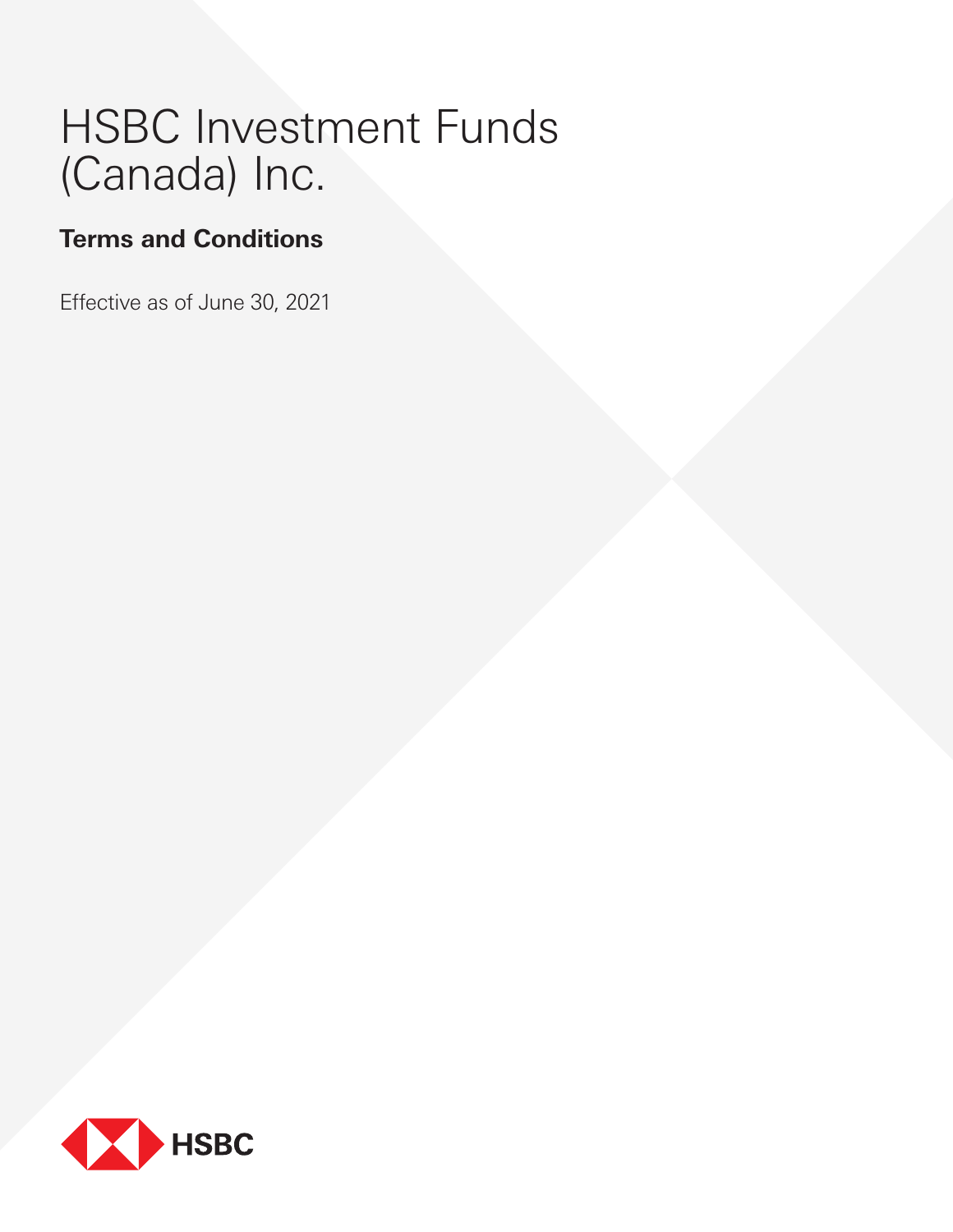# HSBC Investment Funds (Canada) Inc.

## Terms and Conditions

Effective as of June 30, 2021

HSBC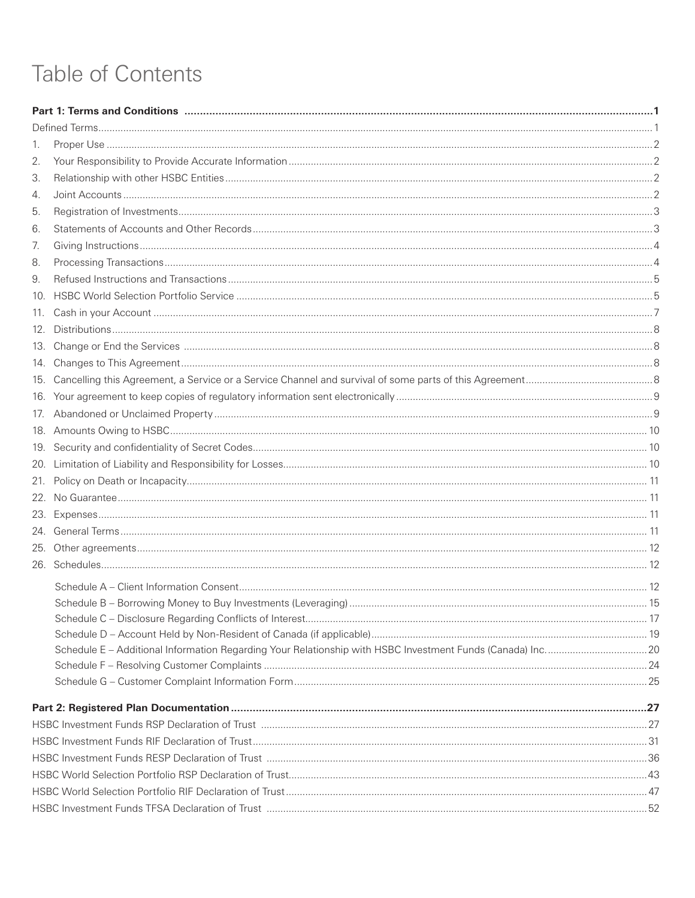# Table of Contents

**Part 1: Terms and Conditions** ..... **1**

Defined Terms ..... 1

1. Proper Use ..... 2
2. Your Responsibility to Provide Accurate Information ..... 2
3. Relationship with other HSBC Entities ..... 2
4. Joint Accounts ..... 2
5. Registration of Investments ..... 3
6. Statements of Accounts and Other Records ..... 3
7. Giving Instructions ..... 4
8. Processing Transactions ..... 4
9. Refused Instructions and Transactions ..... 5
10. HSBC World Selection Portfolio Service ..... 5
11. Cash in your Account ..... 7
12. Distributions ..... 8
13. Change or End the Services ..... 8
14. Changes to This Agreement ..... 8
15. Cancelling this Agreement, a Service or a Service Channel and survival of some parts of this Agreement ..... 8
16. Your agreement to keep copies of regulatory information sent electronically ..... 9
17. Abandoned or Unclaimed Property ..... 9
18. Amounts Owing to HSBC ..... 10
19. Security and confidentiality of Secret Codes ..... 10
20. Limitation of Liability and Responsibility for Losses ..... 10
21. Policy on Death or Incapacity ..... 11
22. No Guarantee ..... 11
23. Expenses ..... 11
24. General Terms ..... 11
25. Other agreements ..... 12
26. Schedules ..... 12

    Schedule A – Client Information Consent ..... 12
    Schedule B – Borrowing Money to Buy Investments (Leveraging) ..... 15
    Schedule C – Disclosure Regarding Conflicts of Interest ..... 17
    Schedule D – Account Held by Non-Resident of Canada (if applicable) ..... 19
    Schedule E – Additional Information Regarding Your Relationship with HSBC Investment Funds (Canada) Inc. ..... 20
    Schedule F – Resolving Customer Complaints ..... 24
    Schedule G – Customer Complaint Information Form ..... 25

**Part 2: Registered Plan Documentation** ..... **27**

HSBC Investment Funds RSP Declaration of Trust ..... 27
HSBC Investment Funds RIF Declaration of Trust ..... 31
HSBC Investment Funds RESP Declaration of Trust ..... 36
HSBC World Selection Portfolio RSP Declaration of Trust ..... 43
HSBC World Selection Portfolio RIF Declaration of Trust ..... 47
HSBC Investment Funds TFSA Declaration of Trust ..... 52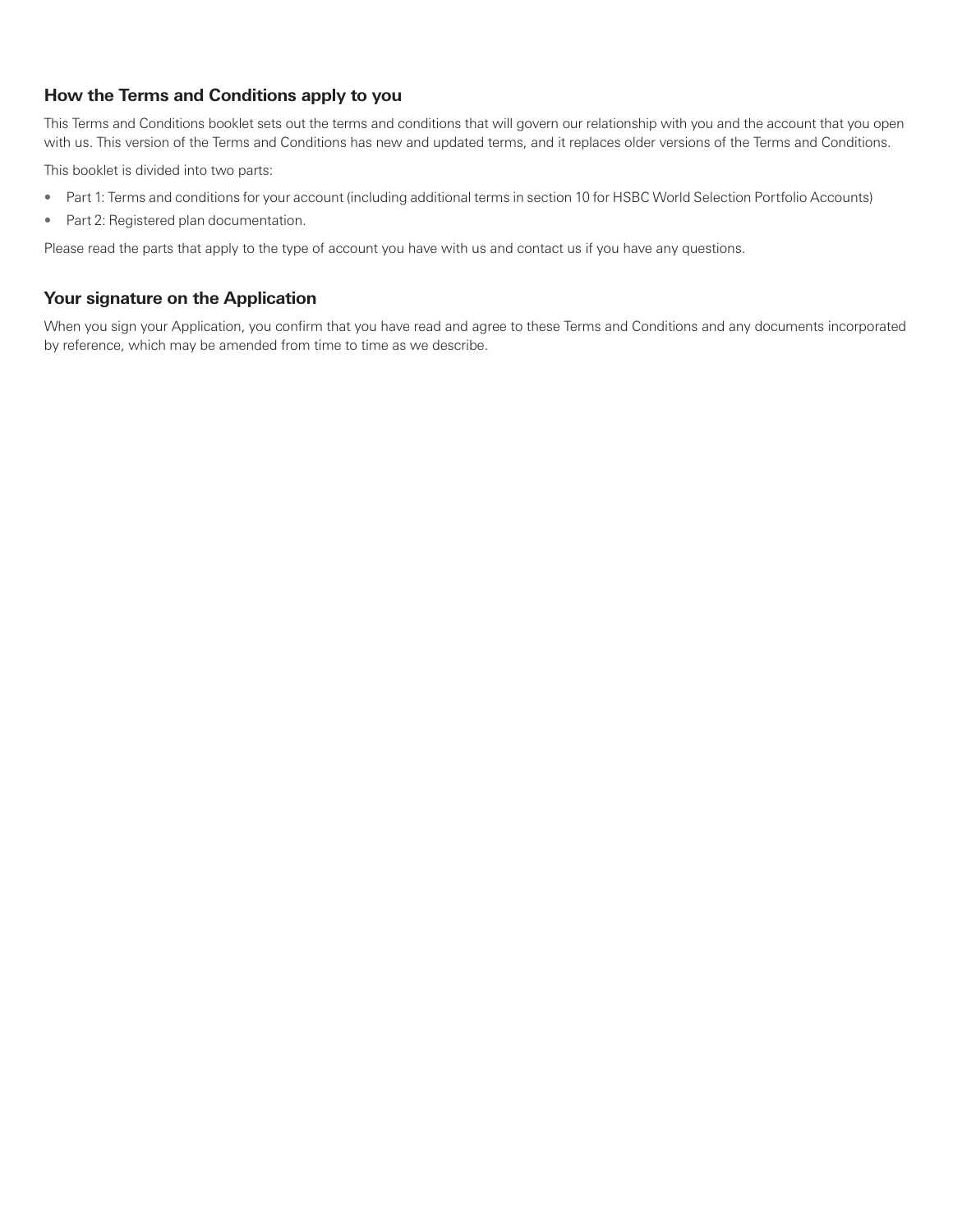## How the Terms and Conditions apply to you

This Terms and Conditions booklet sets out the terms and conditions that will govern our relationship with you and the account that you open with us. This version of the Terms and Conditions has new and updated terms, and it replaces older versions of the Terms and Conditions.

This booklet is divided into two parts:

- Part 1: Terms and conditions for your account (including additional terms in section 10 for HSBC World Selection Portfolio Accounts)
- Part 2: Registered plan documentation.

Please read the parts that apply to the type of account you have with us and contact us if you have any questions.

## Your signature on the Application

When you sign your Application, you confirm that you have read and agree to these Terms and Conditions and any documents incorporated by reference, which may be amended from time to time as we describe.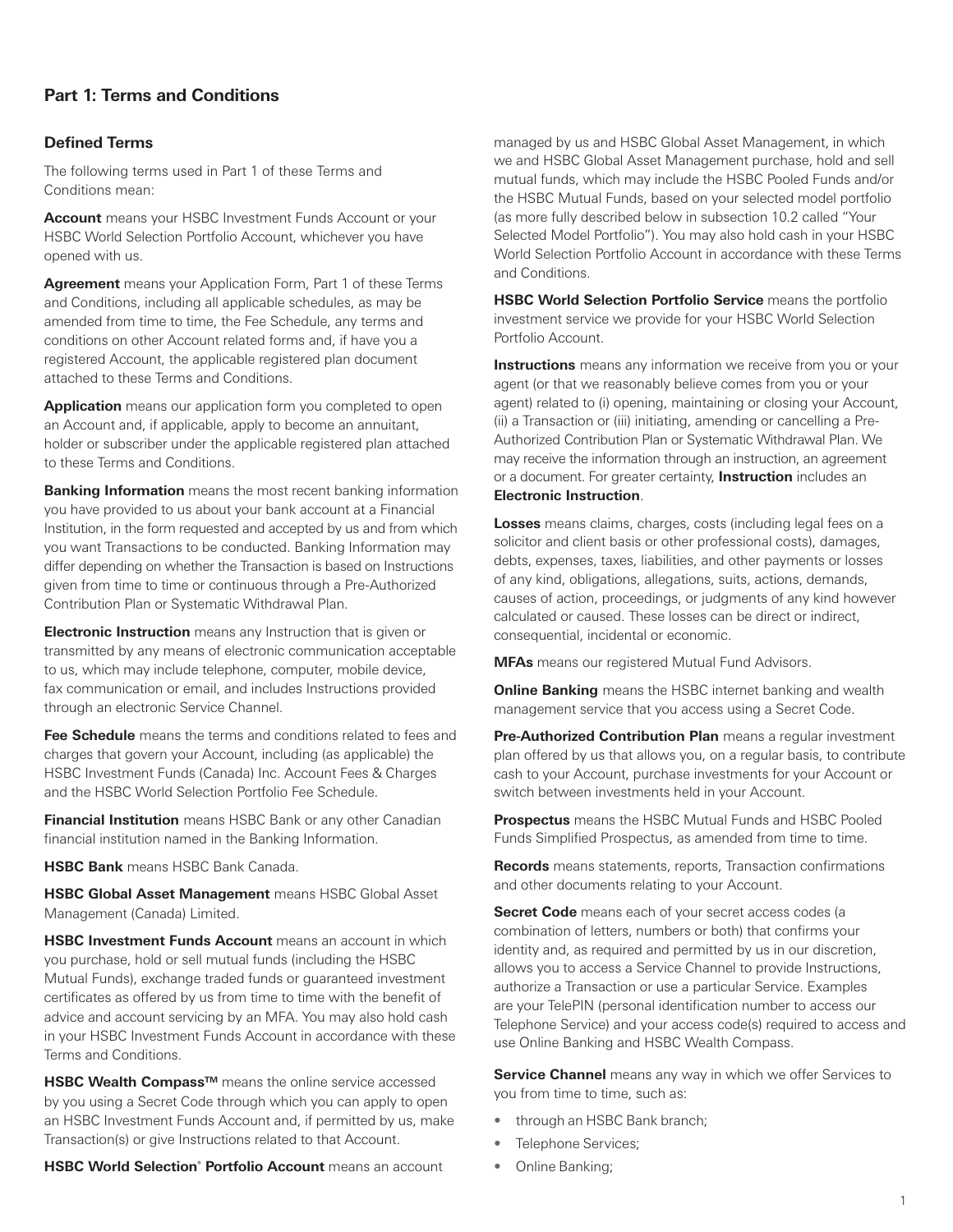## Part 1: Terms and Conditions

### Defined Terms

The following terms used in Part 1 of these Terms and Conditions mean:

**Account** means your HSBC Investment Funds Account or your HSBC World Selection Portfolio Account, whichever you have opened with us.

**Agreement** means your Application Form, Part 1 of these Terms and Conditions, including all applicable schedules, as may be amended from time to time, the Fee Schedule, any terms and conditions on other Account related forms and, if have you a registered Account, the applicable registered plan document attached to these Terms and Conditions.

**Application** means our application form you completed to open an Account and, if applicable, apply to become an annuitant, holder or subscriber under the applicable registered plan attached to these Terms and Conditions.

**Banking Information** means the most recent banking information you have provided to us about your bank account at a Financial Institution, in the form requested and accepted by us and from which you want Transactions to be conducted. Banking Information may differ depending on whether the Transaction is based on Instructions given from time to time or continuous through a Pre-Authorized Contribution Plan or Systematic Withdrawal Plan.

**Electronic Instruction** means any Instruction that is given or transmitted by any means of electronic communication acceptable to us, which may include telephone, computer, mobile device, fax communication or email, and includes Instructions provided through an electronic Service Channel.

**Fee Schedule** means the terms and conditions related to fees and charges that govern your Account, including (as applicable) the HSBC Investment Funds (Canada) Inc. Account Fees & Charges and the HSBC World Selection Portfolio Fee Schedule.

**Financial Institution** means HSBC Bank or any other Canadian financial institution named in the Banking Information.

**HSBC Bank** means HSBC Bank Canada.

**HSBC Global Asset Management** means HSBC Global Asset Management (Canada) Limited.

**HSBC Investment Funds Account** means an account in which you purchase, hold or sell mutual funds (including the HSBC Mutual Funds), exchange traded funds or guaranteed investment certificates as offered by us from time to time with the benefit of advice and account servicing by an MFA. You may also hold cash in your HSBC Investment Funds Account in accordance with these Terms and Conditions.

**HSBC Wealth Compass™** means the online service accessed by you using a Secret Code through which you can apply to open an HSBC Investment Funds Account and, if permitted by us, make Transaction(s) or give Instructions related to that Account.

**HSBC World Selection® Portfolio Account** means an account managed by us and HSBC Global Asset Management, in which we and HSBC Global Asset Management purchase, hold and sell mutual funds, which may include the HSBC Pooled Funds and/or the HSBC Mutual Funds, based on your selected model portfolio (as more fully described below in subsection 10.2 called "Your Selected Model Portfolio"). You may also hold cash in your HSBC World Selection Portfolio Account in accordance with these Terms and Conditions.

**HSBC World Selection Portfolio Service** means the portfolio investment service we provide for your HSBC World Selection Portfolio Account.

**Instructions** means any information we receive from you or your agent (or that we reasonably believe comes from you or your agent) related to (i) opening, maintaining or closing your Account, (ii) a Transaction or (iii) initiating, amending or cancelling a Pre-Authorized Contribution Plan or Systematic Withdrawal Plan. We may receive the information through an instruction, an agreement or a document. For greater certainty, **Instruction** includes an **Electronic Instruction**.

**Losses** means claims, charges, costs (including legal fees on a solicitor and client basis or other professional costs), damages, debts, expenses, taxes, liabilities, and other payments or losses of any kind, obligations, allegations, suits, actions, demands, causes of action, proceedings, or judgments of any kind however calculated or caused. These losses can be direct or indirect, consequential, incidental or economic.

**MFAs** means our registered Mutual Fund Advisors.

**Online Banking** means the HSBC internet banking and wealth management service that you access using a Secret Code.

**Pre-Authorized Contribution Plan** means a regular investment plan offered by us that allows you, on a regular basis, to contribute cash to your Account, purchase investments for your Account or switch between investments held in your Account.

**Prospectus** means the HSBC Mutual Funds and HSBC Pooled Funds Simplified Prospectus, as amended from time to time.

**Records** means statements, reports, Transaction confirmations and other documents relating to your Account.

**Secret Code** means each of your secret access codes (a combination of letters, numbers or both) that confirms your identity and, as required and permitted by us in our discretion, allows you to access a Service Channel to provide Instructions, authorize a Transaction or use a particular Service. Examples are your TelePIN (personal identification number to access our Telephone Service) and your access code(s) required to access and use Online Banking and HSBC Wealth Compass.

**Service Channel** means any way in which we offer Services to you from time to time, such as:

- through an HSBC Bank branch;
- Telephone Services;
- Online Banking;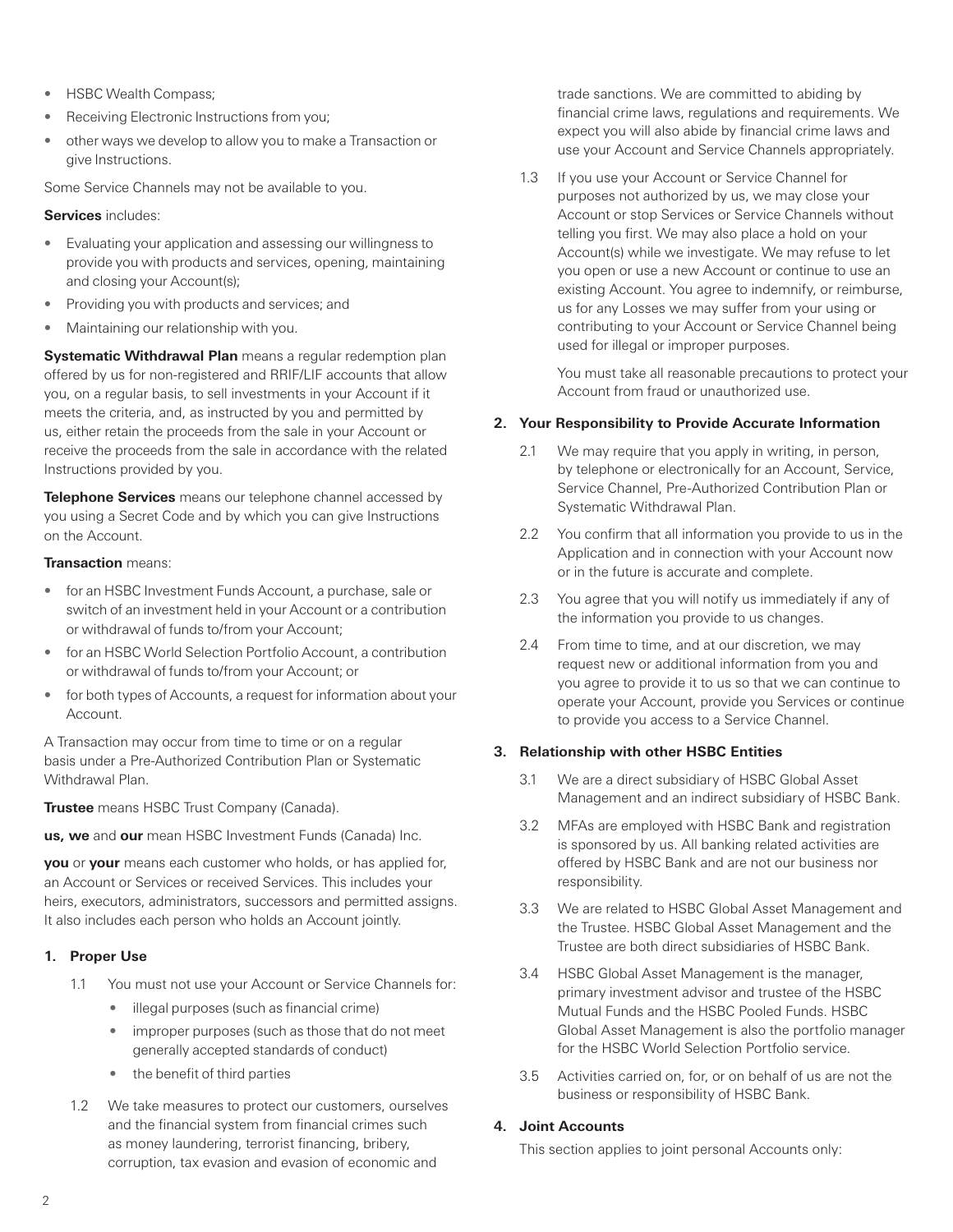- HSBC Wealth Compass;
- Receiving Electronic Instructions from you;
- other ways we develop to allow you to make a Transaction or give Instructions.

Some Service Channels may not be available to you.

**Services** includes:

- Evaluating your application and assessing our willingness to provide you with products and services, opening, maintaining and closing your Account(s);
- Providing you with products and services; and
- Maintaining our relationship with you.

**Systematic Withdrawal Plan** means a regular redemption plan offered by us for non-registered and RRIF/LIF accounts that allow you, on a regular basis, to sell investments in your Account if it meets the criteria, and, as instructed by you and permitted by us, either retain the proceeds from the sale in your Account or receive the proceeds from the sale in accordance with the related Instructions provided by you.

**Telephone Services** means our telephone channel accessed by you using a Secret Code and by which you can give Instructions on the Account.

**Transaction** means:

- for an HSBC Investment Funds Account, a purchase, sale or switch of an investment held in your Account or a contribution or withdrawal of funds to/from your Account;
- for an HSBC World Selection Portfolio Account, a contribution or withdrawal of funds to/from your Account; or
- for both types of Accounts, a request for information about your Account.

A Transaction may occur from time to time or on a regular basis under a Pre-Authorized Contribution Plan or Systematic Withdrawal Plan.

**Trustee** means HSBC Trust Company (Canada).

**us, we** and **our** mean HSBC Investment Funds (Canada) Inc.

**you** or **your** means each customer who holds, or has applied for, an Account or Services or received Services. This includes your heirs, executors, administrators, successors and permitted assigns. It also includes each person who holds an Account jointly.

### 1. Proper Use

1.1 You must not use your Account or Service Channels for:

- illegal purposes (such as financial crime)
- improper purposes (such as those that do not meet generally accepted standards of conduct)
- the benefit of third parties

1.2 We take measures to protect our customers, ourselves and the financial system from financial crimes such as money laundering, terrorist financing, bribery, corruption, tax evasion and evasion of economic and trade sanctions. We are committed to abiding by financial crime laws, regulations and requirements. We expect you will also abide by financial crime laws and use your Account and Service Channels appropriately.

1.3 If you use your Account or Service Channel for purposes not authorized by us, we may close your Account or stop Services or Service Channels without telling you first. We may also place a hold on your Account(s) while we investigate. We may refuse to let you open or use a new Account or continue to use an existing Account. You agree to indemnify, or reimburse, us for any Losses we may suffer from your using or contributing to your Account or Service Channel being used for illegal or improper purposes.

You must take all reasonable precautions to protect your Account from fraud or unauthorized use.

### 2. Your Responsibility to Provide Accurate Information

2.1 We may require that you apply in writing, in person, by telephone or electronically for an Account, Service, Service Channel, Pre-Authorized Contribution Plan or Systematic Withdrawal Plan.

2.2 You confirm that all information you provide to us in the Application and in connection with your Account now or in the future is accurate and complete.

2.3 You agree that you will notify us immediately if any of the information you provide to us changes.

2.4 From time to time, and at our discretion, we may request new or additional information from you and you agree to provide it to us so that we can continue to operate your Account, provide you Services or continue to provide you access to a Service Channel.

### 3. Relationship with other HSBC Entities

3.1 We are a direct subsidiary of HSBC Global Asset Management and an indirect subsidiary of HSBC Bank.

3.2 MFAs are employed with HSBC Bank and registration is sponsored by us. All banking related activities are offered by HSBC Bank and are not our business nor responsibility.

3.3 We are related to HSBC Global Asset Management and the Trustee. HSBC Global Asset Management and the Trustee are both direct subsidiaries of HSBC Bank.

3.4 HSBC Global Asset Management is the manager, primary investment advisor and trustee of the HSBC Mutual Funds and the HSBC Pooled Funds. HSBC Global Asset Management is also the portfolio manager for the HSBC World Selection Portfolio service.

3.5 Activities carried on, for, or on behalf of us are not the business or responsibility of HSBC Bank.

### 4. Joint Accounts

This section applies to joint personal Accounts only: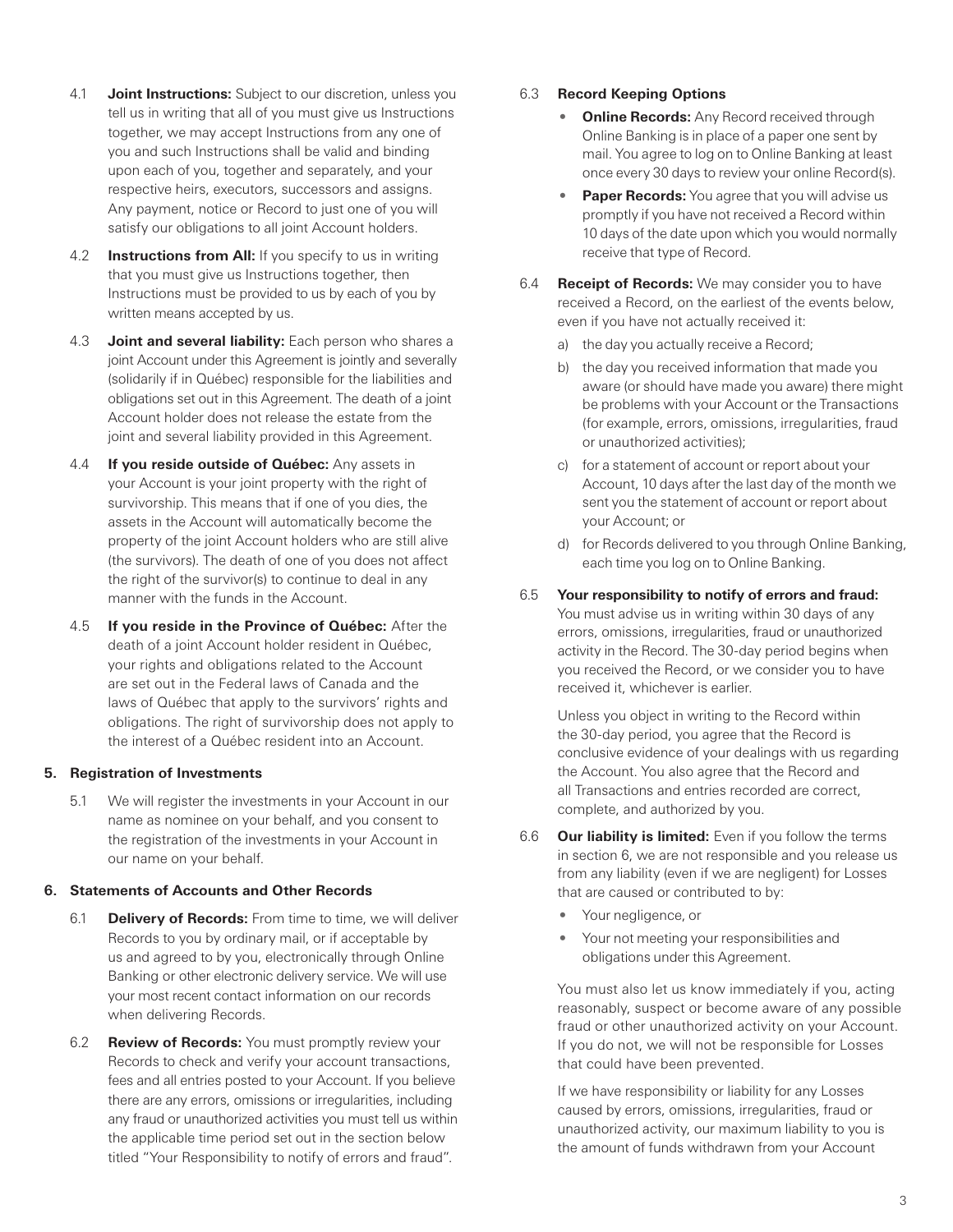4.1 **Joint Instructions:** Subject to our discretion, unless you tell us in writing that all of you must give us Instructions together, we may accept Instructions from any one of you and such Instructions shall be valid and binding upon each of you, together and separately, and your respective heirs, executors, successors and assigns. Any payment, notice or Record to just one of you will satisfy our obligations to all joint Account holders.

4.2 **Instructions from All:** If you specify to us in writing that you must give us Instructions together, then Instructions must be provided to us by each of you by written means accepted by us.

4.3 **Joint and several liability:** Each person who shares a joint Account under this Agreement is jointly and severally (solidarily if in Québec) responsible for the liabilities and obligations set out in this Agreement. The death of a joint Account holder does not release the estate from the joint and several liability provided in this Agreement.

4.4 **If you reside outside of Québec:** Any assets in your Account is your joint property with the right of survivorship. This means that if one of you dies, the assets in the Account will automatically become the property of the joint Account holders who are still alive (the survivors). The death of one of you does not affect the right of the survivor(s) to continue to deal in any manner with the funds in the Account.

4.5 **If you reside in the Province of Québec:** After the death of a joint Account holder resident in Québec, your rights and obligations related to the Account are set out in the Federal laws of Canada and the laws of Québec that apply to the survivors' rights and obligations. The right of survivorship does not apply to the interest of a Québec resident into an Account.

## 5. Registration of Investments

5.1 We will register the investments in your Account in our name as nominee on your behalf, and you consent to the registration of the investments in your Account in our name on your behalf.

## 6. Statements of Accounts and Other Records

6.1 **Delivery of Records:** From time to time, we will deliver Records to you by ordinary mail, or if acceptable by us and agreed to by you, electronically through Online Banking or other electronic delivery service. We will use your most recent contact information on our records when delivering Records.

6.2 **Review of Records:** You must promptly review your Records to check and verify your account transactions, fees and all entries posted to your Account. If you believe there are any errors, omissions or irregularities, including any fraud or unauthorized activities you must tell us within the applicable time period set out in the section below titled "Your Responsibility to notify of errors and fraud".

6.3 **Record Keeping Options**

- **Online Records:** Any Record received through Online Banking is in place of a paper one sent by mail. You agree to log on to Online Banking at least once every 30 days to review your online Record(s).
- **Paper Records:** You agree that you will advise us promptly if you have not received a Record within 10 days of the date upon which you would normally receive that type of Record.

6.4 **Receipt of Records:** We may consider you to have received a Record, on the earliest of the events below, even if you have not actually received it:

a) the day you actually receive a Record;

b) the day you received information that made you aware (or should have made you aware) there might be problems with your Account or the Transactions (for example, errors, omissions, irregularities, fraud or unauthorized activities);

c) for a statement of account or report about your Account, 10 days after the last day of the month we sent you the statement of account or report about your Account; or

d) for Records delivered to you through Online Banking, each time you log on to Online Banking.

6.5 **Your responsibility to notify of errors and fraud:** You must advise us in writing within 30 days of any errors, omissions, irregularities, fraud or unauthorized activity in the Record. The 30-day period begins when you received the Record, or we consider you to have received it, whichever is earlier.

Unless you object in writing to the Record within the 30-day period, you agree that the Record is conclusive evidence of your dealings with us regarding the Account. You also agree that the Record and all Transactions and entries recorded are correct, complete, and authorized by you.

6.6 **Our liability is limited:** Even if you follow the terms in section 6, we are not responsible and you release us from any liability (even if we are negligent) for Losses that are caused or contributed to by:

- Your negligence, or
- Your not meeting your responsibilities and obligations under this Agreement.

You must also let us know immediately if you, acting reasonably, suspect or become aware of any possible fraud or other unauthorized activity on your Account. If you do not, we will not be responsible for Losses that could have been prevented.

If we have responsibility or liability for any Losses caused by errors, omissions, irregularities, fraud or unauthorized activity, our maximum liability to you is the amount of funds withdrawn from your Account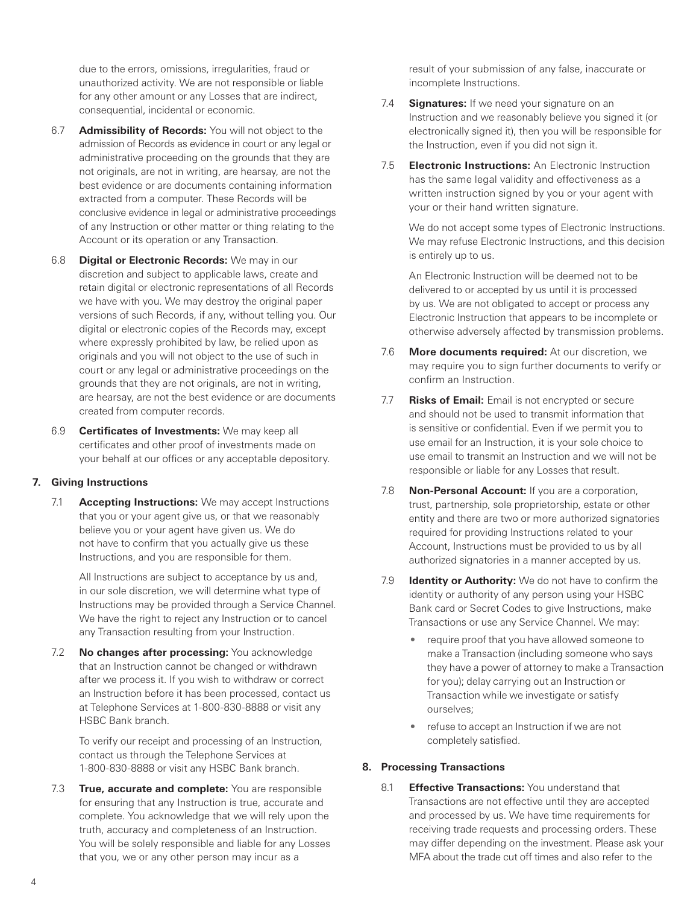due to the errors, omissions, irregularities, fraud or unauthorized activity. We are not responsible or liable for any other amount or any Losses that are indirect, consequential, incidental or economic.

6.7 **Admissibility of Records:** You will not object to the admission of Records as evidence in court or any legal or administrative proceeding on the grounds that they are not originals, are not in writing, are hearsay, are not the best evidence or are documents containing information extracted from a computer. These Records will be conclusive evidence in legal or administrative proceedings of any Instruction or other matter or thing relating to the Account or its operation or any Transaction.

6.8 **Digital or Electronic Records:** We may in our discretion and subject to applicable laws, create and retain digital or electronic representations of all Records we have with you. We may destroy the original paper versions of such Records, if any, without telling you. Our digital or electronic copies of the Records may, except where expressly prohibited by law, be relied upon as originals and you will not object to the use of such in court or any legal or administrative proceedings on the grounds that they are not originals, are not in writing, are hearsay, are not the best evidence or are documents created from computer records.

6.9 **Certificates of Investments:** We may keep all certificates and other proof of investments made on your behalf at our offices or any acceptable depository.

**7. Giving Instructions**

7.1 **Accepting Instructions:** We may accept Instructions that you or your agent give us, or that we reasonably believe you or your agent have given us. We do not have to confirm that you actually give us these Instructions, and you are responsible for them.

All Instructions are subject to acceptance by us and, in our sole discretion, we will determine what type of Instructions may be provided through a Service Channel. We have the right to reject any Instruction or to cancel any Transaction resulting from your Instruction.

7.2 **No changes after processing:** You acknowledge that an Instruction cannot be changed or withdrawn after we process it. If you wish to withdraw or correct an Instruction before it has been processed, contact us at Telephone Services at 1-800-830-8888 or visit any HSBC Bank branch.

To verify our receipt and processing of an Instruction, contact us through the Telephone Services at 1-800-830-8888 or visit any HSBC Bank branch.

7.3 **True, accurate and complete:** You are responsible for ensuring that any Instruction is true, accurate and complete. You acknowledge that we will rely upon the truth, accuracy and completeness of an Instruction. You will be solely responsible and liable for any Losses that you, we or any other person may incur as a result of your submission of any false, inaccurate or incomplete Instructions.

7.4 **Signatures:** If we need your signature on an Instruction and we reasonably believe you signed it (or electronically signed it), then you will be responsible for the Instruction, even if you did not sign it.

7.5 **Electronic Instructions:** An Electronic Instruction has the same legal validity and effectiveness as a written instruction signed by you or your agent with your or their hand written signature.

We do not accept some types of Electronic Instructions. We may refuse Electronic Instructions, and this decision is entirely up to us.

An Electronic Instruction will be deemed not to be delivered to or accepted by us until it is processed by us. We are not obligated to accept or process any Electronic Instruction that appears to be incomplete or otherwise adversely affected by transmission problems.

7.6 **More documents required:** At our discretion, we may require you to sign further documents to verify or confirm an Instruction.

7.7 **Risks of Email:** Email is not encrypted or secure and should not be used to transmit information that is sensitive or confidential. Even if we permit you to use email for an Instruction, it is your sole choice to use email to transmit an Instruction and we will not be responsible or liable for any Losses that result.

7.8 **Non-Personal Account:** If you are a corporation, trust, partnership, sole proprietorship, estate or other entity and there are two or more authorized signatories required for providing Instructions related to your Account, Instructions must be provided to us by all authorized signatories in a manner accepted by us.

7.9 **Identity or Authority:** We do not have to confirm the identity or authority of any person using your HSBC Bank card or Secret Codes to give Instructions, make Transactions or use any Service Channel. We may:

- require proof that you have allowed someone to make a Transaction (including someone who says they have a power of attorney to make a Transaction for you); delay carrying out an Instruction or Transaction while we investigate or satisfy ourselves;
- refuse to accept an Instruction if we are not completely satisfied.

**8. Processing Transactions**

8.1 **Effective Transactions:** You understand that Transactions are not effective until they are accepted and processed by us. We have time requirements for receiving trade requests and processing orders. These may differ depending on the investment. Please ask your MFA about the trade cut off times and also refer to the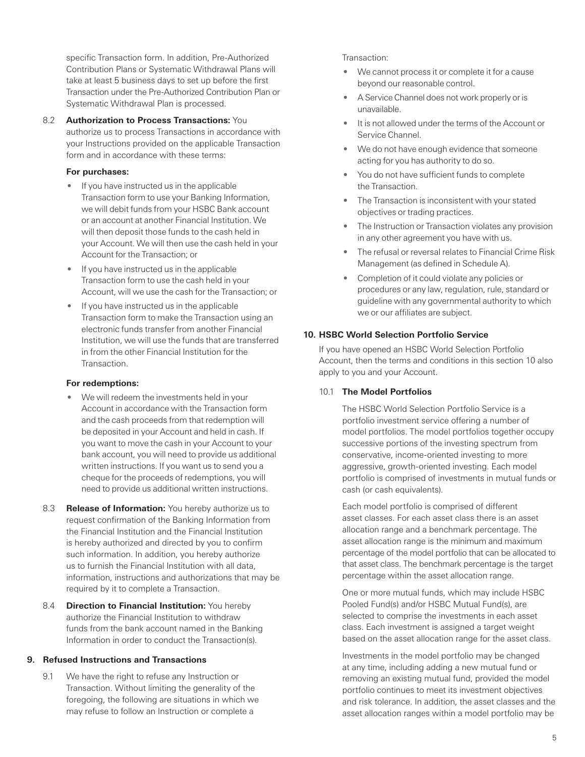specific Transaction form. In addition, Pre-Authorized Contribution Plans or Systematic Withdrawal Plans will take at least 5 business days to set up before the first Transaction under the Pre-Authorized Contribution Plan or Systematic Withdrawal Plan is processed.

8.2 **Authorization to Process Transactions:** You authorize us to process Transactions in accordance with your Instructions provided on the applicable Transaction form and in accordance with these terms:

**For purchases:**

- If you have instructed us in the applicable Transaction form to use your Banking Information, we will debit funds from your HSBC Bank account or an account at another Financial Institution. We will then deposit those funds to the cash held in your Account. We will then use the cash held in your Account for the Transaction; or
- If you have instructed us in the applicable Transaction form to use the cash held in your Account, will we use the cash for the Transaction; or
- If you have instructed us in the applicable Transaction form to make the Transaction using an electronic funds transfer from another Financial Institution, we will use the funds that are transferred in from the other Financial Institution for the Transaction.

**For redemptions:**

- We will redeem the investments held in your Account in accordance with the Transaction form and the cash proceeds from that redemption will be deposited in your Account and held in cash. If you want to move the cash in your Account to your bank account, you will need to provide us additional written instructions. If you want us to send you a cheque for the proceeds of redemptions, you will need to provide us additional written instructions.

8.3 **Release of Information:** You hereby authorize us to request confirmation of the Banking Information from the Financial Institution and the Financial Institution is hereby authorized and directed by you to confirm such information. In addition, you hereby authorize us to furnish the Financial Institution with all data, information, instructions and authorizations that may be required by it to complete a Transaction.

8.4 **Direction to Financial Institution:** You hereby authorize the Financial Institution to withdraw funds from the bank account named in the Banking Information in order to conduct the Transaction(s).

### 9. Refused Instructions and Transactions

9.1 We have the right to refuse any Instruction or Transaction. Without limiting the generality of the foregoing, the following are situations in which we may refuse to follow an Instruction or complete a Transaction:

- We cannot process it or complete it for a cause beyond our reasonable control.
- A Service Channel does not work properly or is unavailable.
- It is not allowed under the terms of the Account or Service Channel.
- We do not have enough evidence that someone acting for you has authority to do so.
- You do not have sufficient funds to complete the Transaction.
- The Transaction is inconsistent with your stated objectives or trading practices.
- The Instruction or Transaction violates any provision in any other agreement you have with us.
- The refusal or reversal relates to Financial Crime Risk Management (as defined in Schedule A).
- Completion of it could violate any policies or procedures or any law, regulation, rule, standard or guideline with any governmental authority to which we or our affiliates are subject.

### 10. HSBC World Selection Portfolio Service

If you have opened an HSBC World Selection Portfolio Account, then the terms and conditions in this section 10 also apply to you and your Account.

10.1 **The Model Portfolios**

The HSBC World Selection Portfolio Service is a portfolio investment service offering a number of model portfolios. The model portfolios together occupy successive portions of the investing spectrum from conservative, income-oriented investing to more aggressive, growth-oriented investing. Each model portfolio is comprised of investments in mutual funds or cash (or cash equivalents).

Each model portfolio is comprised of different asset classes. For each asset class there is an asset allocation range and a benchmark percentage. The asset allocation range is the minimum and maximum percentage of the model portfolio that can be allocated to that asset class. The benchmark percentage is the target percentage within the asset allocation range.

One or more mutual funds, which may include HSBC Pooled Fund(s) and/or HSBC Mutual Fund(s), are selected to comprise the investments in each asset class. Each investment is assigned a target weight based on the asset allocation range for the asset class.

Investments in the model portfolio may be changed at any time, including adding a new mutual fund or removing an existing mutual fund, provided the model portfolio continues to meet its investment objectives and risk tolerance. In addition, the asset classes and the asset allocation ranges within a model portfolio may be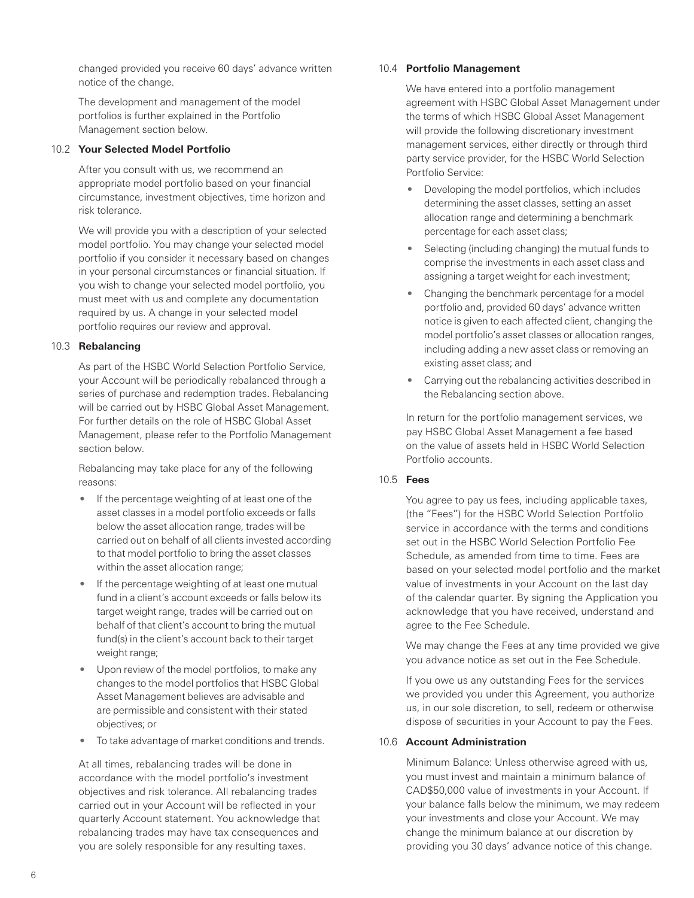changed provided you receive 60 days' advance written notice of the change.

The development and management of the model portfolios is further explained in the Portfolio Management section below.

### 10.2 Your Selected Model Portfolio

After you consult with us, we recommend an appropriate model portfolio based on your financial circumstance, investment objectives, time horizon and risk tolerance.

We will provide you with a description of your selected model portfolio. You may change your selected model portfolio if you consider it necessary based on changes in your personal circumstances or financial situation. If you wish to change your selected model portfolio, you must meet with us and complete any documentation required by us. A change in your selected model portfolio requires our review and approval.

### 10.3 Rebalancing

As part of the HSBC World Selection Portfolio Service, your Account will be periodically rebalanced through a series of purchase and redemption trades. Rebalancing will be carried out by HSBC Global Asset Management. For further details on the role of HSBC Global Asset Management, please refer to the Portfolio Management section below.

Rebalancing may take place for any of the following reasons:

- If the percentage weighting of at least one of the asset classes in a model portfolio exceeds or falls below the asset allocation range, trades will be carried out on behalf of all clients invested according to that model portfolio to bring the asset classes within the asset allocation range;
- If the percentage weighting of at least one mutual fund in a client's account exceeds or falls below its target weight range, trades will be carried out on behalf of that client's account to bring the mutual fund(s) in the client's account back to their target weight range;
- Upon review of the model portfolios, to make any changes to the model portfolios that HSBC Global Asset Management believes are advisable and are permissible and consistent with their stated objectives; or
- To take advantage of market conditions and trends.

At all times, rebalancing trades will be done in accordance with the model portfolio's investment objectives and risk tolerance. All rebalancing trades carried out in your Account will be reflected in your quarterly Account statement. You acknowledge that rebalancing trades may have tax consequences and you are solely responsible for any resulting taxes.

### 10.4 Portfolio Management

We have entered into a portfolio management agreement with HSBC Global Asset Management under the terms of which HSBC Global Asset Management will provide the following discretionary investment management services, either directly or through third party service provider, for the HSBC World Selection Portfolio Service:

- Developing the model portfolios, which includes determining the asset classes, setting an asset allocation range and determining a benchmark percentage for each asset class;
- Selecting (including changing) the mutual funds to comprise the investments in each asset class and assigning a target weight for each investment;
- Changing the benchmark percentage for a model portfolio and, provided 60 days' advance written notice is given to each affected client, changing the model portfolio's asset classes or allocation ranges, including adding a new asset class or removing an existing asset class; and
- Carrying out the rebalancing activities described in the Rebalancing section above.

In return for the portfolio management services, we pay HSBC Global Asset Management a fee based on the value of assets held in HSBC World Selection Portfolio accounts.

### 10.5 Fees

You agree to pay us fees, including applicable taxes, (the "Fees") for the HSBC World Selection Portfolio service in accordance with the terms and conditions set out in the HSBC World Selection Portfolio Fee Schedule, as amended from time to time. Fees are based on your selected model portfolio and the market value of investments in your Account on the last day of the calendar quarter. By signing the Application you acknowledge that you have received, understand and agree to the Fee Schedule.

We may change the Fees at any time provided we give you advance notice as set out in the Fee Schedule.

If you owe us any outstanding Fees for the services we provided you under this Agreement, you authorize us, in our sole discretion, to sell, redeem or otherwise dispose of securities in your Account to pay the Fees.

### 10.6 Account Administration

Minimum Balance: Unless otherwise agreed with us, you must invest and maintain a minimum balance of CAD$50,000 value of investments in your Account. If your balance falls below the minimum, we may redeem your investments and close your Account. We may change the minimum balance at our discretion by providing you 30 days' advance notice of this change.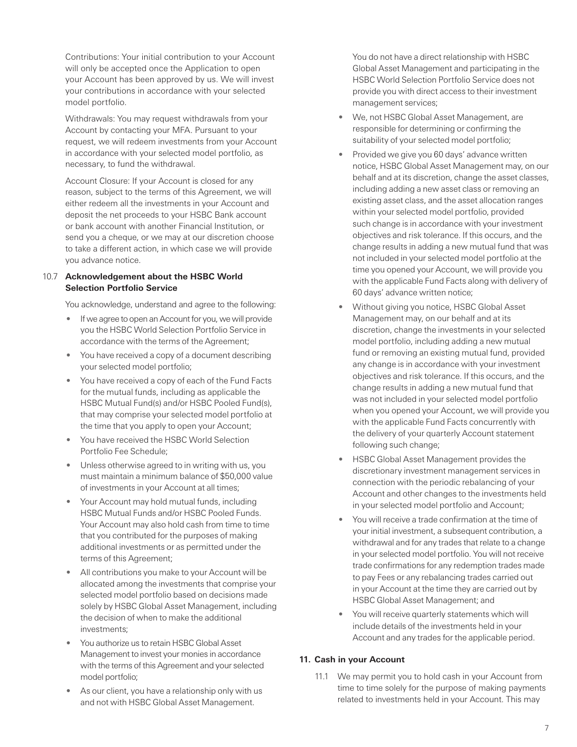Contributions: Your initial contribution to your Account will only be accepted once the Application to open your Account has been approved by us. We will invest your contributions in accordance with your selected model portfolio.

Withdrawals: You may request withdrawals from your Account by contacting your MFA. Pursuant to your request, we will redeem investments from your Account in accordance with your selected model portfolio, as necessary, to fund the withdrawal.

Account Closure: If your Account is closed for any reason, subject to the terms of this Agreement, we will either redeem all the investments in your Account and deposit the net proceeds to your HSBC Bank account or bank account with another Financial Institution, or send you a cheque, or we may at our discretion choose to take a different action, in which case we will provide you advance notice.

10.7 **Acknowledgement about the HSBC World Selection Portfolio Service**

You acknowledge, understand and agree to the following:

- If we agree to open an Account for you, we will provide you the HSBC World Selection Portfolio Service in accordance with the terms of the Agreement;
- You have received a copy of a document describing your selected model portfolio;
- You have received a copy of each of the Fund Facts for the mutual funds, including as applicable the HSBC Mutual Fund(s) and/or HSBC Pooled Fund(s), that may comprise your selected model portfolio at the time that you apply to open your Account;
- You have received the HSBC World Selection Portfolio Fee Schedule;
- Unless otherwise agreed to in writing with us, you must maintain a minimum balance of $50,000 value of investments in your Account at all times;
- Your Account may hold mutual funds, including HSBC Mutual Funds and/or HSBC Pooled Funds. Your Account may also hold cash from time to time that you contributed for the purposes of making additional investments or as permitted under the terms of this Agreement;
- All contributions you make to your Account will be allocated among the investments that comprise your selected model portfolio based on decisions made solely by HSBC Global Asset Management, including the decision of when to make the additional investments;
- You authorize us to retain HSBC Global Asset Management to invest your monies in accordance with the terms of this Agreement and your selected model portfolio;
- As our client, you have a relationship only with us and not with HSBC Global Asset Management. You do not have a direct relationship with HSBC Global Asset Management and participating in the HSBC World Selection Portfolio Service does not provide you with direct access to their investment management services;
- We, not HSBC Global Asset Management, are responsible for determining or confirming the suitability of your selected model portfolio;
- Provided we give you 60 days' advance written notice, HSBC Global Asset Management may, on our behalf and at its discretion, change the asset classes, including adding a new asset class or removing an existing asset class, and the asset allocation ranges within your selected model portfolio, provided such change is in accordance with your investment objectives and risk tolerance. If this occurs, and the change results in adding a new mutual fund that was not included in your selected model portfolio at the time you opened your Account, we will provide you with the applicable Fund Facts along with delivery of 60 days' advance written notice;
- Without giving you notice, HSBC Global Asset Management may, on our behalf and at its discretion, change the investments in your selected model portfolio, including adding a new mutual fund or removing an existing mutual fund, provided any change is in accordance with your investment objectives and risk tolerance. If this occurs, and the change results in adding a new mutual fund that was not included in your selected model portfolio when you opened your Account, we will provide you with the applicable Fund Facts concurrently with the delivery of your quarterly Account statement following such change;
- HSBC Global Asset Management provides the discretionary investment management services in connection with the periodic rebalancing of your Account and other changes to the investments held in your selected model portfolio and Account;
- You will receive a trade confirmation at the time of your initial investment, a subsequent contribution, a withdrawal and for any trades that relate to a change in your selected model portfolio. You will not receive trade confirmations for any redemption trades made to pay Fees or any rebalancing trades carried out in your Account at the time they are carried out by HSBC Global Asset Management; and
- You will receive quarterly statements which will include details of the investments held in your Account and any trades for the applicable period.

## 11. Cash in your Account

11.1 We may permit you to hold cash in your Account from time to time solely for the purpose of making payments related to investments held in your Account. This may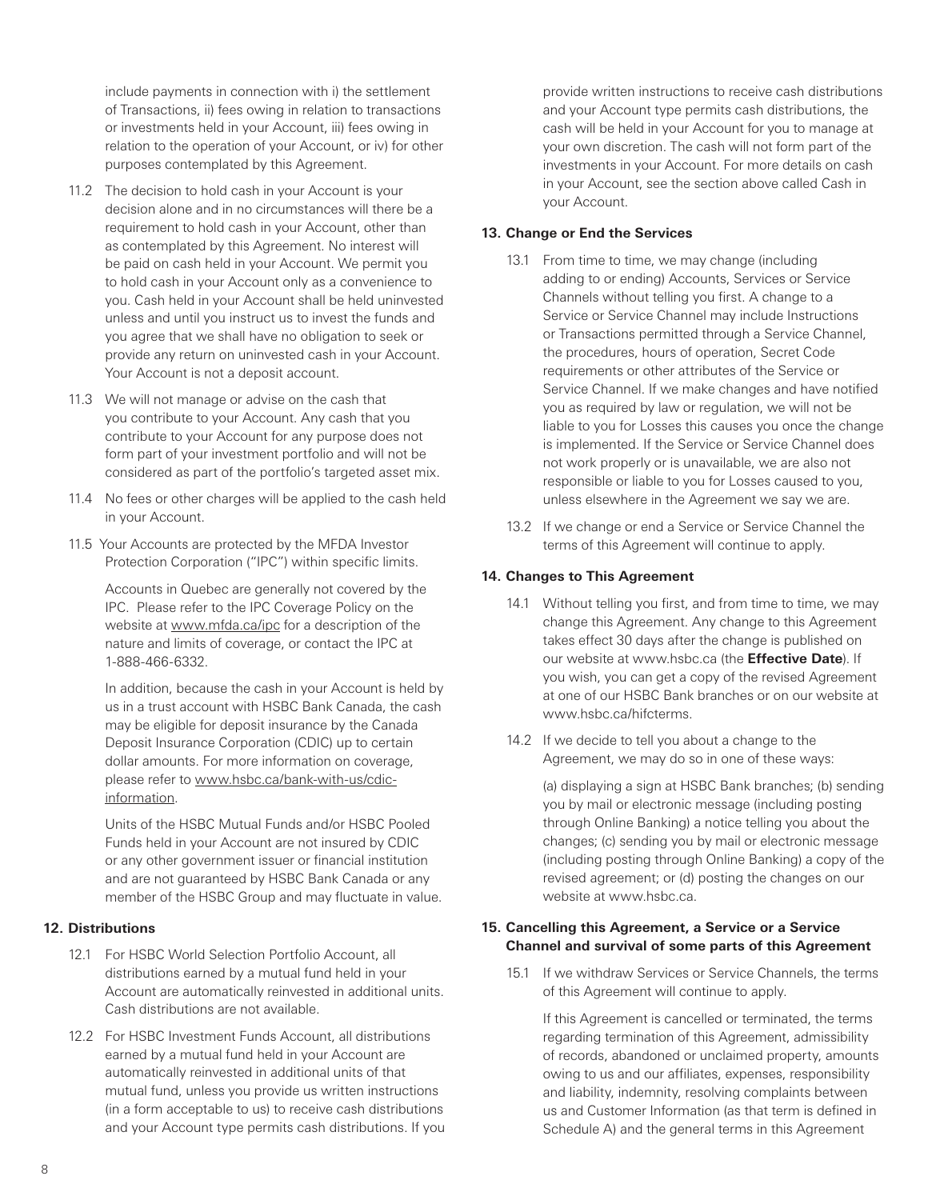include payments in connection with i) the settlement of Transactions, ii) fees owing in relation to transactions or investments held in your Account, iii) fees owing in relation to the operation of your Account, or iv) for other purposes contemplated by this Agreement.

11.2 The decision to hold cash in your Account is your decision alone and in no circumstances will there be a requirement to hold cash in your Account, other than as contemplated by this Agreement. No interest will be paid on cash held in your Account. We permit you to hold cash in your Account only as a convenience to you. Cash held in your Account shall be held uninvested unless and until you instruct us to invest the funds and you agree that we shall have no obligation to seek or provide any return on uninvested cash in your Account. Your Account is not a deposit account.

11.3 We will not manage or advise on the cash that you contribute to your Account. Any cash that you contribute to your Account for any purpose does not form part of your investment portfolio and will not be considered as part of the portfolio's targeted asset mix.

11.4 No fees or other charges will be applied to the cash held in your Account.

11.5 Your Accounts are protected by the MFDA Investor Protection Corporation ("IPC") within specific limits.

Accounts in Quebec are generally not covered by the IPC. Please refer to the IPC Coverage Policy on the website at www.mfda.ca/ipc for a description of the nature and limits of coverage, or contact the IPC at 1-888-466-6332.

In addition, because the cash in your Account is held by us in a trust account with HSBC Bank Canada, the cash may be eligible for deposit insurance by the Canada Deposit Insurance Corporation (CDIC) up to certain dollar amounts. For more information on coverage, please refer to www.hsbc.ca/bank-with-us/cdic-information.

Units of the HSBC Mutual Funds and/or HSBC Pooled Funds held in your Account are not insured by CDIC or any other government issuer or financial institution and are not guaranteed by HSBC Bank Canada or any member of the HSBC Group and may fluctuate in value.

**12. Distributions**

12.1 For HSBC World Selection Portfolio Account, all distributions earned by a mutual fund held in your Account are automatically reinvested in additional units. Cash distributions are not available.

12.2 For HSBC Investment Funds Account, all distributions earned by a mutual fund held in your Account are automatically reinvested in additional units of that mutual fund, unless you provide us written instructions (in a form acceptable to us) to receive cash distributions and your Account type permits cash distributions. If you provide written instructions to receive cash distributions and your Account type permits cash distributions, the cash will be held in your Account for you to manage at your own discretion. The cash will not form part of the investments in your Account. For more details on cash in your Account, see the section above called Cash in your Account.

**13. Change or End the Services**

13.1 From time to time, we may change (including adding to or ending) Accounts, Services or Service Channels without telling you first. A change to a Service or Service Channel may include Instructions or Transactions permitted through a Service Channel, the procedures, hours of operation, Secret Code requirements or other attributes of the Service or Service Channel. If we make changes and have notified you as required by law or regulation, we will not be liable to you for Losses this causes you once the change is implemented. If the Service or Service Channel does not work properly or is unavailable, we are also not responsible or liable to you for Losses caused to you, unless elsewhere in the Agreement we say we are.

13.2 If we change or end a Service or Service Channel the terms of this Agreement will continue to apply.

**14. Changes to This Agreement**

14.1 Without telling you first, and from time to time, we may change this Agreement. Any change to this Agreement takes effect 30 days after the change is published on our website at www.hsbc.ca (the **Effective Date**). If you wish, you can get a copy of the revised Agreement at one of our HSBC Bank branches or on our website at www.hsbc.ca/hifcterms.

14.2 If we decide to tell you about a change to the Agreement, we may do so in one of these ways:

(a) displaying a sign at HSBC Bank branches; (b) sending you by mail or electronic message (including posting through Online Banking) a notice telling you about the changes; (c) sending you by mail or electronic message (including posting through Online Banking) a copy of the revised agreement; or (d) posting the changes on our website at www.hsbc.ca.

**15. Cancelling this Agreement, a Service or a Service Channel and survival of some parts of this Agreement**

15.1 If we withdraw Services or Service Channels, the terms of this Agreement will continue to apply.

If this Agreement is cancelled or terminated, the terms regarding termination of this Agreement, admissibility of records, abandoned or unclaimed property, amounts owing to us and our affiliates, expenses, responsibility and liability, indemnity, resolving complaints between us and Customer Information (as that term is defined in Schedule A) and the general terms in this Agreement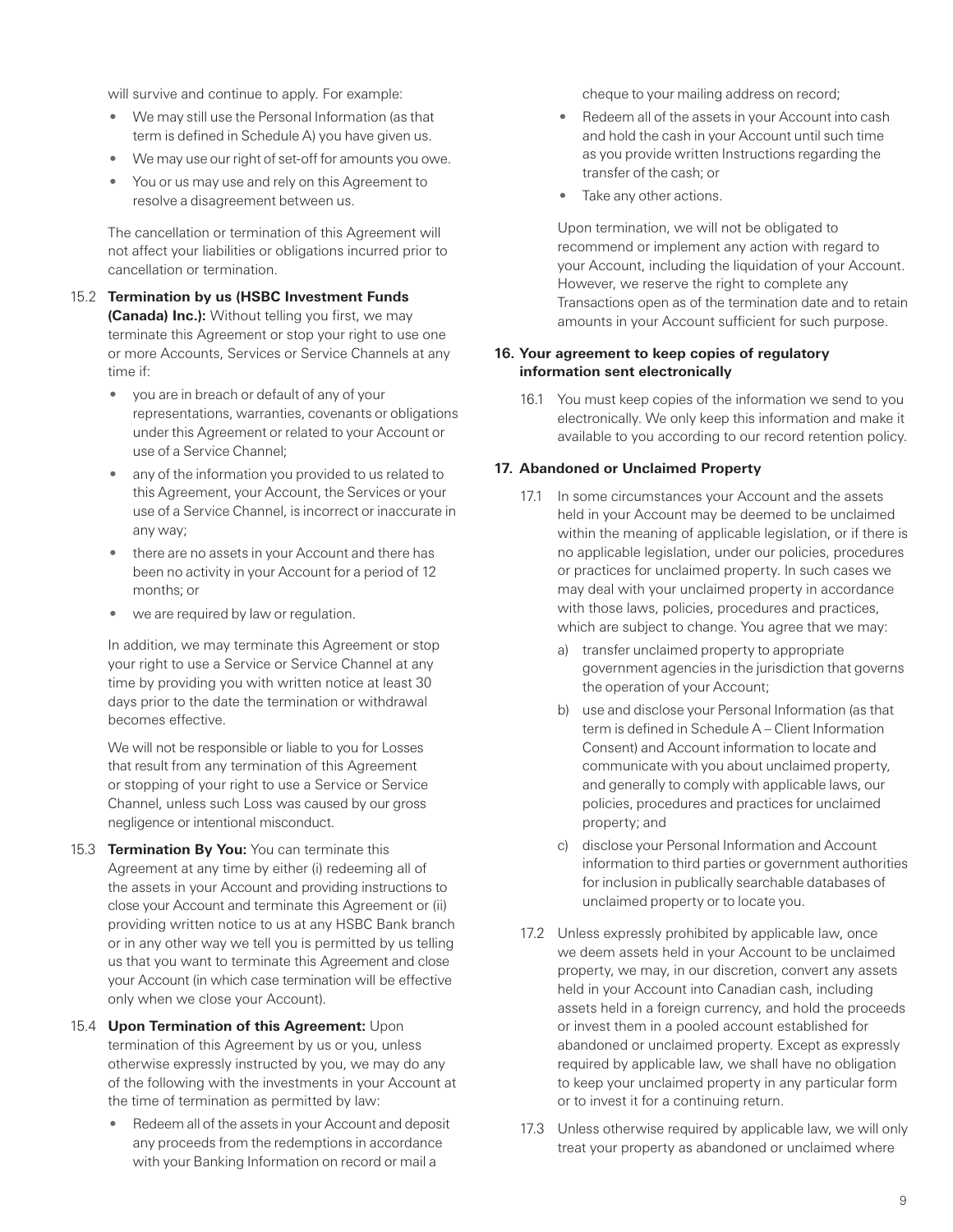will survive and continue to apply. For example:

- We may still use the Personal Information (as that term is defined in Schedule A) you have given us.
- We may use our right of set-off for amounts you owe.
- You or us may use and rely on this Agreement to resolve a disagreement between us.

The cancellation or termination of this Agreement will not affect your liabilities or obligations incurred prior to cancellation or termination.

15.2 **Termination by us (HSBC Investment Funds (Canada) Inc.):** Without telling you first, we may terminate this Agreement or stop your right to use one or more Accounts, Services or Service Channels at any time if:

- you are in breach or default of any of your representations, warranties, covenants or obligations under this Agreement or related to your Account or use of a Service Channel;
- any of the information you provided to us related to this Agreement, your Account, the Services or your use of a Service Channel, is incorrect or inaccurate in any way;
- there are no assets in your Account and there has been no activity in your Account for a period of 12 months; or
- we are required by law or regulation.

In addition, we may terminate this Agreement or stop your right to use a Service or Service Channel at any time by providing you with written notice at least 30 days prior to the date the termination or withdrawal becomes effective.

We will not be responsible or liable to you for Losses that result from any termination of this Agreement or stopping of your right to use a Service or Service Channel, unless such Loss was caused by our gross negligence or intentional misconduct.

15.3 **Termination By You:** You can terminate this Agreement at any time by either (i) redeeming all of the assets in your Account and providing instructions to close your Account and terminate this Agreement or (ii) providing written notice to us at any HSBC Bank branch or in any other way we tell you is permitted by us telling us that you want to terminate this Agreement and close your Account (in which case termination will be effective only when we close your Account).

15.4 **Upon Termination of this Agreement:** Upon termination of this Agreement by us or you, unless otherwise expressly instructed by you, we may do any of the following with the investments in your Account at the time of termination as permitted by law:

- Redeem all of the assets in your Account and deposit any proceeds from the redemptions in accordance with your Banking Information on record or mail a cheque to your mailing address on record;
- Redeem all of the assets in your Account into cash and hold the cash in your Account until such time as you provide written Instructions regarding the transfer of the cash; or
- Take any other actions.

Upon termination, we will not be obligated to recommend or implement any action with regard to your Account, including the liquidation of your Account. However, we reserve the right to complete any Transactions open as of the termination date and to retain amounts in your Account sufficient for such purpose.

### 16. Your agreement to keep copies of regulatory information sent electronically

16.1 You must keep copies of the information we send to you electronically. We only keep this information and make it available to you according to our record retention policy.

### 17. Abandoned or Unclaimed Property

17.1 In some circumstances your Account and the assets held in your Account may be deemed to be unclaimed within the meaning of applicable legislation, or if there is no applicable legislation, under our policies, procedures or practices for unclaimed property. In such cases we may deal with your unclaimed property in accordance with those laws, policies, procedures and practices, which are subject to change. You agree that we may:

a) transfer unclaimed property to appropriate government agencies in the jurisdiction that governs the operation of your Account;

b) use and disclose your Personal Information (as that term is defined in Schedule A – Client Information Consent) and Account information to locate and communicate with you about unclaimed property, and generally to comply with applicable laws, our policies, procedures and practices for unclaimed property; and

c) disclose your Personal Information and Account information to third parties or government authorities for inclusion in publically searchable databases of unclaimed property or to locate you.

17.2 Unless expressly prohibited by applicable law, once we deem assets held in your Account to be unclaimed property, we may, in our discretion, convert any assets held in your Account into Canadian cash, including assets held in a foreign currency, and hold the proceeds or invest them in a pooled account established for abandoned or unclaimed property. Except as expressly required by applicable law, we shall have no obligation to keep your unclaimed property in any particular form or to invest it for a continuing return.

17.3 Unless otherwise required by applicable law, we will only treat your property as abandoned or unclaimed where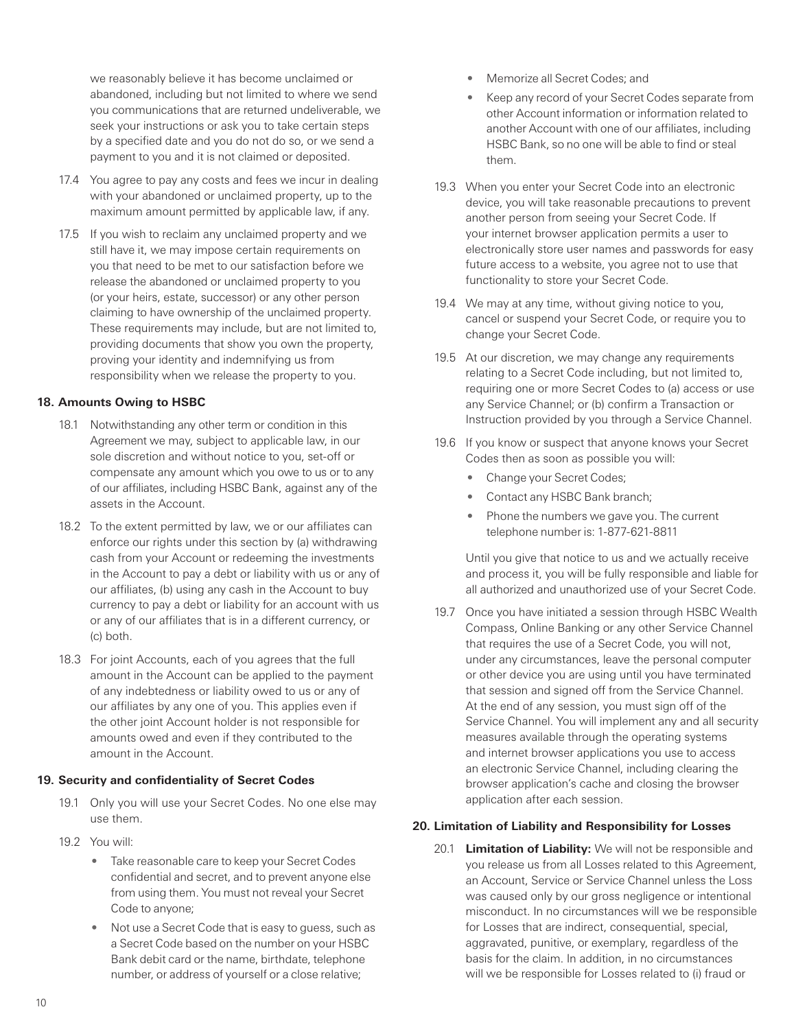we reasonably believe it has become unclaimed or abandoned, including but not limited to where we send you communications that are returned undeliverable, we seek your instructions or ask you to take certain steps by a specified date and you do not do so, or we send a payment to you and it is not claimed or deposited.

17.4 You agree to pay any costs and fees we incur in dealing with your abandoned or unclaimed property, up to the maximum amount permitted by applicable law, if any.

17.5 If you wish to reclaim any unclaimed property and we still have it, we may impose certain requirements on you that need to be met to our satisfaction before we release the abandoned or unclaimed property to you (or your heirs, estate, successor) or any other person claiming to have ownership of the unclaimed property. These requirements may include, but are not limited to, providing documents that show you own the property, proving your identity and indemnifying us from responsibility when we release the property to you.

### 18. Amounts Owing to HSBC

18.1 Notwithstanding any other term or condition in this Agreement we may, subject to applicable law, in our sole discretion and without notice to you, set-off or compensate any amount which you owe to us or to any of our affiliates, including HSBC Bank, against any of the assets in the Account.

18.2 To the extent permitted by law, we or our affiliates can enforce our rights under this section by (a) withdrawing cash from your Account or redeeming the investments in the Account to pay a debt or liability with us or any of our affiliates, (b) using any cash in the Account to buy currency to pay a debt or liability for an account with us or any of our affiliates that is in a different currency, or (c) both.

18.3 For joint Accounts, each of you agrees that the full amount in the Account can be applied to the payment of any indebtedness or liability owed to us or any of our affiliates by any one of you. This applies even if the other joint Account holder is not responsible for amounts owed and even if they contributed to the amount in the Account.

### 19. Security and confidentiality of Secret Codes

19.1 Only you will use your Secret Codes. No one else may use them.

19.2 You will:

- Take reasonable care to keep your Secret Codes confidential and secret, and to prevent anyone else from using them. You must not reveal your Secret Code to anyone;
- Not use a Secret Code that is easy to guess, such as a Secret Code based on the number on your HSBC Bank debit card or the name, birthdate, telephone number, or address of yourself or a close relative;
- Memorize all Secret Codes; and
- Keep any record of your Secret Codes separate from other Account information or information related to another Account with one of our affiliates, including HSBC Bank, so no one will be able to find or steal them.

19.3 When you enter your Secret Code into an electronic device, you will take reasonable precautions to prevent another person from seeing your Secret Code. If your internet browser application permits a user to electronically store user names and passwords for easy future access to a website, you agree not to use that functionality to store your Secret Code.

19.4 We may at any time, without giving notice to you, cancel or suspend your Secret Code, or require you to change your Secret Code.

19.5 At our discretion, we may change any requirements relating to a Secret Code including, but not limited to, requiring one or more Secret Codes to (a) access or use any Service Channel; or (b) confirm a Transaction or Instruction provided by you through a Service Channel.

19.6 If you know or suspect that anyone knows your Secret Codes then as soon as possible you will:

- Change your Secret Codes;
- Contact any HSBC Bank branch;
- Phone the numbers we gave you. The current telephone number is: 1-877-621-8811

Until you give that notice to us and we actually receive and process it, you will be fully responsible and liable for all authorized and unauthorized use of your Secret Code.

19.7 Once you have initiated a session through HSBC Wealth Compass, Online Banking or any other Service Channel that requires the use of a Secret Code, you will not, under any circumstances, leave the personal computer or other device you are using until you have terminated that session and signed off from the Service Channel. At the end of any session, you must sign off of the Service Channel. You will implement any and all security measures available through the operating systems and internet browser applications you use to access an electronic Service Channel, including clearing the browser application's cache and closing the browser application after each session.

### 20. Limitation of Liability and Responsibility for Losses

20.1 **Limitation of Liability:** We will not be responsible and you release us from all Losses related to this Agreement, an Account, Service or Service Channel unless the Loss was caused only by our gross negligence or intentional misconduct. In no circumstances will we be responsible for Losses that are indirect, consequential, special, aggravated, punitive, or exemplary, regardless of the basis for the claim. In addition, in no circumstances will we be responsible for Losses related to (i) fraud or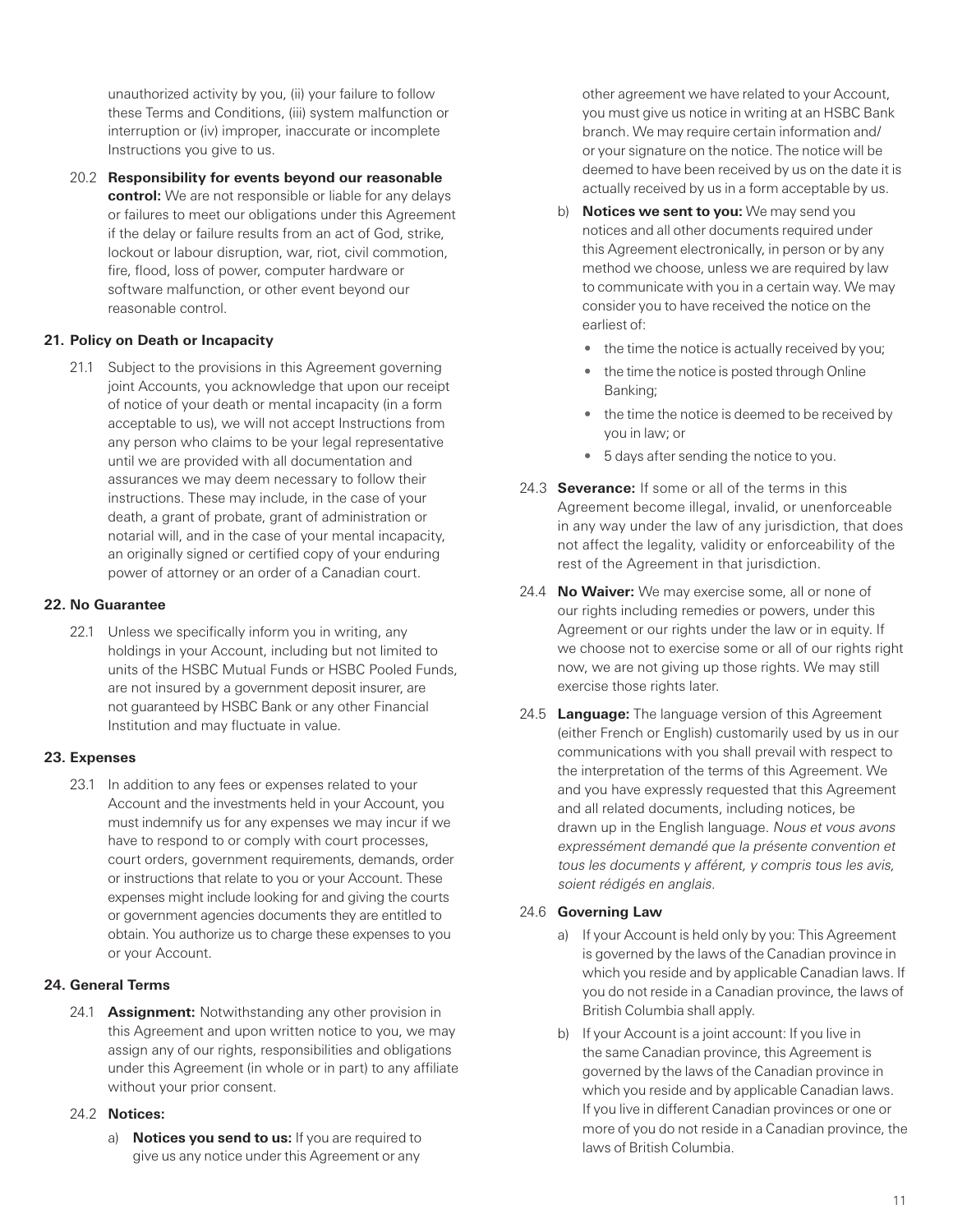unauthorized activity by you, (ii) your failure to follow these Terms and Conditions, (iii) system malfunction or interruption or (iv) improper, inaccurate or incomplete Instructions you give to us.

20.2 **Responsibility for events beyond our reasonable control:** We are not responsible or liable for any delays or failures to meet our obligations under this Agreement if the delay or failure results from an act of God, strike, lockout or labour disruption, war, riot, civil commotion, fire, flood, loss of power, computer hardware or software malfunction, or other event beyond our reasonable control.

### 21. Policy on Death or Incapacity

21.1 Subject to the provisions in this Agreement governing joint Accounts, you acknowledge that upon our receipt of notice of your death or mental incapacity (in a form acceptable to us), we will not accept Instructions from any person who claims to be your legal representative until we are provided with all documentation and assurances we may deem necessary to follow their instructions. These may include, in the case of your death, a grant of probate, grant of administration or notarial will, and in the case of your mental incapacity, an originally signed or certified copy of your enduring power of attorney or an order of a Canadian court.

### 22. No Guarantee

22.1 Unless we specifically inform you in writing, any holdings in your Account, including but not limited to units of the HSBC Mutual Funds or HSBC Pooled Funds, are not insured by a government deposit insurer, are not guaranteed by HSBC Bank or any other Financial Institution and may fluctuate in value.

### 23. Expenses

23.1 In addition to any fees or expenses related to your Account and the investments held in your Account, you must indemnify us for any expenses we may incur if we have to respond to or comply with court processes, court orders, government requirements, demands, order or instructions that relate to you or your Account. These expenses might include looking for and giving the courts or government agencies documents they are entitled to obtain. You authorize us to charge these expenses to you or your Account.

### 24. General Terms

24.1 **Assignment:** Notwithstanding any other provision in this Agreement and upon written notice to you, we may assign any of our rights, responsibilities and obligations under this Agreement (in whole or in part) to any affiliate without your prior consent.

24.2 **Notices:**

a) **Notices you send to us:** If you are required to give us any notice under this Agreement or any other agreement we have related to your Account, you must give us notice in writing at an HSBC Bank branch. We may require certain information and/or your signature on the notice. The notice will be deemed to have been received by us on the date it is actually received by us in a form acceptable by us.

b) **Notices we sent to you:** We may send you notices and all other documents required under this Agreement electronically, in person or by any method we choose, unless we are required by law to communicate with you in a certain way. We may consider you to have received the notice on the earliest of:

- the time the notice is actually received by you;
- the time the notice is posted through Online Banking;
- the time the notice is deemed to be received by you in law; or
- 5 days after sending the notice to you.

24.3 **Severance:** If some or all of the terms in this Agreement become illegal, invalid, or unenforceable in any way under the law of any jurisdiction, that does not affect the legality, validity or enforceability of the rest of the Agreement in that jurisdiction.

24.4 **No Waiver:** We may exercise some, all or none of our rights including remedies or powers, under this Agreement or our rights under the law or in equity. If we choose not to exercise some or all of our rights right now, we are not giving up those rights. We may still exercise those rights later.

24.5 **Language:** The language version of this Agreement (either French or English) customarily used by us in our communications with you shall prevail with respect to the interpretation of the terms of this Agreement. We and you have expressly requested that this Agreement and all related documents, including notices, be drawn up in the English language. *Nous et vous avons expressément demandé que la présente convention et tous les documents y afférent, y compris tous les avis, soient rédigés en anglais.*

24.6 **Governing Law**

a) If your Account is held only by you: This Agreement is governed by the laws of the Canadian province in which you reside and by applicable Canadian laws. If you do not reside in a Canadian province, the laws of British Columbia shall apply.

b) If your Account is a joint account: If you live in the same Canadian province, this Agreement is governed by the laws of the Canadian province in which you reside and by applicable Canadian laws. If you live in different Canadian provinces or one or more of you do not reside in a Canadian province, the laws of British Columbia.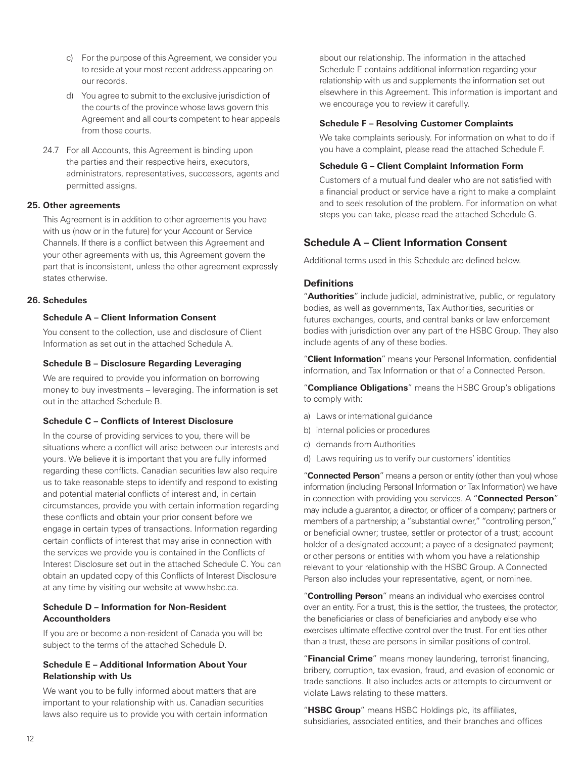c) For the purpose of this Agreement, we consider you to reside at your most recent address appearing on our records.

d) You agree to submit to the exclusive jurisdiction of the courts of the province whose laws govern this Agreement and all courts competent to hear appeals from those courts.

24.7 For all Accounts, this Agreement is binding upon the parties and their respective heirs, executors, administrators, representatives, successors, agents and permitted assigns.

**25. Other agreements**

This Agreement is in addition to other agreements you have with us (now or in the future) for your Account or Service Channels. If there is a conflict between this Agreement and your other agreements with us, this Agreement govern the part that is inconsistent, unless the other agreement expressly states otherwise.

**26. Schedules**

**Schedule A – Client Information Consent**

You consent to the collection, use and disclosure of Client Information as set out in the attached Schedule A.

**Schedule B – Disclosure Regarding Leveraging**

We are required to provide you information on borrowing money to buy investments – leveraging. The information is set out in the attached Schedule B.

**Schedule C – Conflicts of Interest Disclosure**

In the course of providing services to you, there will be situations where a conflict will arise between our interests and yours. We believe it is important that you are fully informed regarding these conflicts. Canadian securities law also require us to take reasonable steps to identify and respond to existing and potential material conflicts of interest and, in certain circumstances, provide you with certain information regarding these conflicts and obtain your prior consent before we engage in certain types of transactions. Information regarding certain conflicts of interest that may arise in connection with the services we provide you is contained in the Conflicts of Interest Disclosure set out in the attached Schedule C. You can obtain an updated copy of this Conflicts of Interest Disclosure at any time by visiting our website at www.hsbc.ca.

**Schedule D – Information for Non-Resident Accountholders**

If you are or become a non-resident of Canada you will be subject to the terms of the attached Schedule D.

**Schedule E – Additional Information About Your Relationship with Us**

We want you to be fully informed about matters that are important to your relationship with us. Canadian securities laws also require us to provide you with certain information about our relationship. The information in the attached Schedule E contains additional information regarding your relationship with us and supplements the information set out elsewhere in this Agreement. This information is important and we encourage you to review it carefully.

**Schedule F – Resolving Customer Complaints**

We take complaints seriously. For information on what to do if you have a complaint, please read the attached Schedule F.

**Schedule G – Client Complaint Information Form**

Customers of a mutual fund dealer who are not satisfied with a financial product or service have a right to make a complaint and to seek resolution of the problem. For information on what steps you can take, please read the attached Schedule G.

## Schedule A – Client Information Consent

Additional terms used in this Schedule are defined below.

### Definitions

"**Authorities**" include judicial, administrative, public, or regulatory bodies, as well as governments, Tax Authorities, securities or futures exchanges, courts, and central banks or law enforcement bodies with jurisdiction over any part of the HSBC Group. They also include agents of any of these bodies.

"**Client Information**" means your Personal Information, confidential information, and Tax Information or that of a Connected Person.

"**Compliance Obligations**" means the HSBC Group's obligations to comply with:

a) Laws or international guidance
b) internal policies or procedures
c) demands from Authorities
d) Laws requiring us to verify our customers' identities

"**Connected Person**" means a person or entity (other than you) whose information (including Personal Information or Tax Information) we have in connection with providing you services. A "**Connected Person**" may include a guarantor, a director, or officer of a company; partners or members of a partnership; a "substantial owner," "controlling person," or beneficial owner; trustee, settler or protector of a trust; account holder of a designated account; a payee of a designated payment; or other persons or entities with whom you have a relationship relevant to your relationship with the HSBC Group. A Connected Person also includes your representative, agent, or nominee.

"**Controlling Person**" means an individual who exercises control over an entity. For a trust, this is the settlor, the trustees, the protector, the beneficiaries or class of beneficiaries and anybody else who exercises ultimate effective control over the trust. For entities other than a trust, these are persons in similar positions of control.

"**Financial Crime**" means money laundering, terrorist financing, bribery, corruption, tax evasion, fraud, and evasion of economic or trade sanctions. It also includes acts or attempts to circumvent or violate Laws relating to these matters.

"**HSBC Group**" means HSBC Holdings plc, its affiliates, subsidiaries, associated entities, and their branches and offices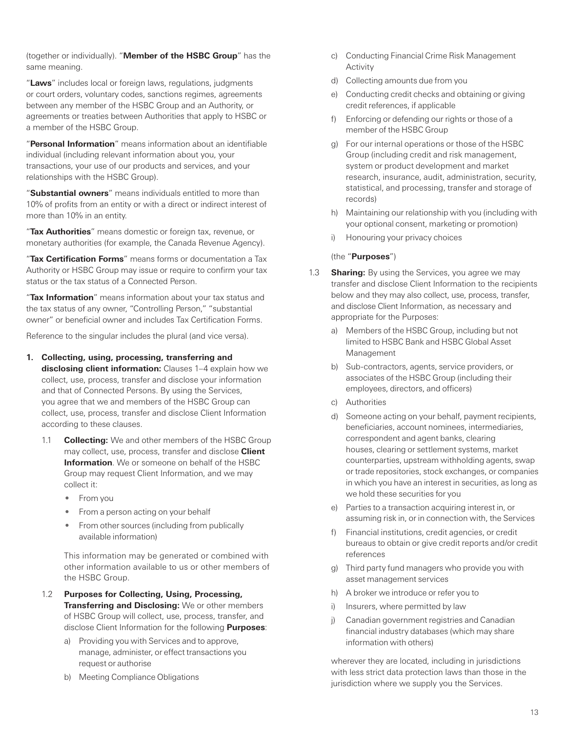(together or individually). "**Member of the HSBC Group**" has the same meaning.

"**Laws**" includes local or foreign laws, regulations, judgments or court orders, voluntary codes, sanctions regimes, agreements between any member of the HSBC Group and an Authority, or agreements or treaties between Authorities that apply to HSBC or a member of the HSBC Group.

"**Personal Information**" means information about an identifiable individual (including relevant information about you, your transactions, your use of our products and services, and your relationships with the HSBC Group).

"**Substantial owners**" means individuals entitled to more than 10% of profits from an entity or with a direct or indirect interest of more than 10% in an entity.

"**Tax Authorities**" means domestic or foreign tax, revenue, or monetary authorities (for example, the Canada Revenue Agency).

"**Tax Certification Forms**" means forms or documentation a Tax Authority or HSBC Group may issue or require to confirm your tax status or the tax status of a Connected Person.

"**Tax Information**" means information about your tax status and the tax status of any owner, "Controlling Person," "substantial owner" or beneficial owner and includes Tax Certification Forms.

Reference to the singular includes the plural (and vice versa).

1. **Collecting, using, processing, transferring and disclosing client information:** Clauses 1–4 explain how we collect, use, process, transfer and disclose your information and that of Connected Persons. By using the Services, you agree that we and members of the HSBC Group can collect, use, process, transfer and disclose Client Information according to these clauses.

   1.1 **Collecting:** We and other members of the HSBC Group may collect, use, process, transfer and disclose **Client Information**. We or someone on behalf of the HSBC Group may request Client Information, and we may collect it:

   - From you
   - From a person acting on your behalf
   - From other sources (including from publically available information)

   This information may be generated or combined with other information available to us or other members of the HSBC Group.

   1.2 **Purposes for Collecting, Using, Processing, Transferring and Disclosing:** We or other members of HSBC Group will collect, use, process, transfer, and disclose Client Information for the following **Purposes**:

   a) Providing you with Services and to approve, manage, administer, or effect transactions you request or authorise
   b) Meeting Compliance Obligations
   c) Conducting Financial Crime Risk Management Activity
   d) Collecting amounts due from you
   e) Conducting credit checks and obtaining or giving credit references, if applicable
   f) Enforcing or defending our rights or those of a member of the HSBC Group
   g) For our internal operations or those of the HSBC Group (including credit and risk management, system or product development and market research, insurance, audit, administration, security, statistical, and processing, transfer and storage of records)
   h) Maintaining our relationship with you (including with your optional consent, marketing or promotion)
   i) Honouring your privacy choices

   (the "**Purposes**")

   1.3 **Sharing:** By using the Services, you agree we may transfer and disclose Client Information to the recipients below and they may also collect, use, process, transfer, and disclose Client Information, as necessary and appropriate for the Purposes:

   a) Members of the HSBC Group, including but not limited to HSBC Bank and HSBC Global Asset Management
   b) Sub-contractors, agents, service providers, or associates of the HSBC Group (including their employees, directors, and officers)
   c) Authorities
   d) Someone acting on your behalf, payment recipients, beneficiaries, account nominees, intermediaries, correspondent and agent banks, clearing houses, clearing or settlement systems, market counterparties, upstream withholding agents, swap or trade repositories, stock exchanges, or companies in which you have an interest in securities, as long as we hold these securities for you
   e) Parties to a transaction acquiring interest in, or assuming risk in, or in connection with, the Services
   f) Financial institutions, credit agencies, or credit bureaus to obtain or give credit reports and/or credit references
   g) Third party fund managers who provide you with asset management services
   h) A broker we introduce or refer you to
   i) Insurers, where permitted by law
   j) Canadian government registries and Canadian financial industry databases (which may share information with others)

   wherever they are located, including in jurisdictions with less strict data protection laws than those in the jurisdiction where we supply you the Services.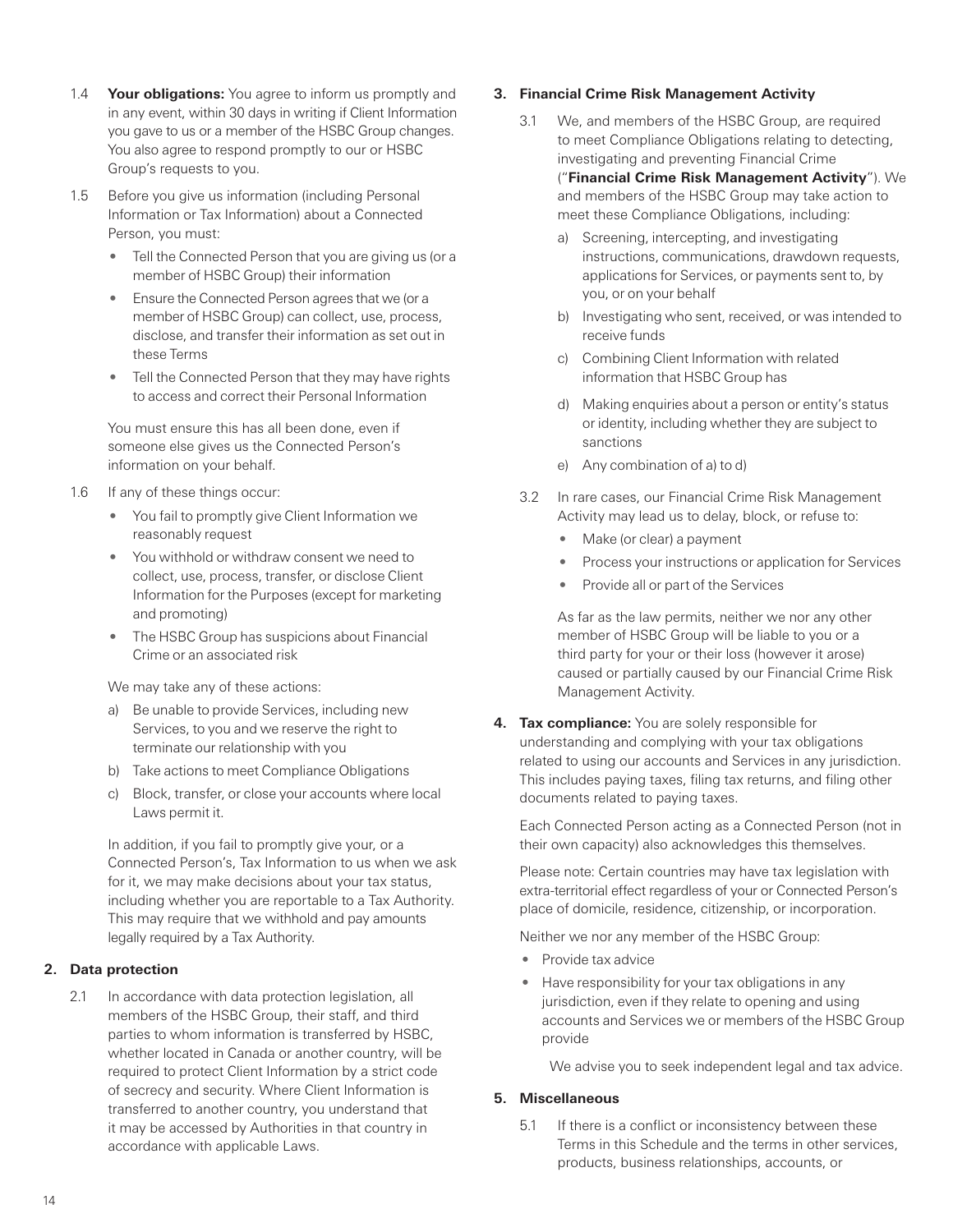1.4 **Your obligations:** You agree to inform us promptly and in any event, within 30 days in writing if Client Information you gave to us or a member of the HSBC Group changes. You also agree to respond promptly to our or HSBC Group's requests to you.

1.5 Before you give us information (including Personal Information or Tax Information) about a Connected Person, you must:

- Tell the Connected Person that you are giving us (or a member of HSBC Group) their information
- Ensure the Connected Person agrees that we (or a member of HSBC Group) can collect, use, process, disclose, and transfer their information as set out in these Terms
- Tell the Connected Person that they may have rights to access and correct their Personal Information

You must ensure this has all been done, even if someone else gives us the Connected Person's information on your behalf.

1.6 If any of these things occur:

- You fail to promptly give Client Information we reasonably request
- You withhold or withdraw consent we need to collect, use, process, transfer, or disclose Client Information for the Purposes (except for marketing and promoting)
- The HSBC Group has suspicions about Financial Crime or an associated risk

We may take any of these actions:

a) Be unable to provide Services, including new Services, to you and we reserve the right to terminate our relationship with you
b) Take actions to meet Compliance Obligations
c) Block, transfer, or close your accounts where local Laws permit it.

In addition, if you fail to promptly give your, or a Connected Person's, Tax Information to us when we ask for it, we may make decisions about your tax status, including whether you are reportable to a Tax Authority. This may require that we withhold and pay amounts legally required by a Tax Authority.

## 2. Data protection

2.1 In accordance with data protection legislation, all members of the HSBC Group, their staff, and third parties to whom information is transferred by HSBC, whether located in Canada or another country, will be required to protect Client Information by a strict code of secrecy and security. Where Client Information is transferred to another country, you understand that it may be accessed by Authorities in that country in accordance with applicable Laws.

## 3. Financial Crime Risk Management Activity

3.1 We, and members of the HSBC Group, are required to meet Compliance Obligations relating to detecting, investigating and preventing Financial Crime ("**Financial Crime Risk Management Activity**"). We and members of the HSBC Group may take action to meet these Compliance Obligations, including:

a) Screening, intercepting, and investigating instructions, communications, drawdown requests, applications for Services, or payments sent to, by you, or on your behalf
b) Investigating who sent, received, or was intended to receive funds
c) Combining Client Information with related information that HSBC Group has
d) Making enquiries about a person or entity's status or identity, including whether they are subject to sanctions
e) Any combination of a) to d)

3.2 In rare cases, our Financial Crime Risk Management Activity may lead us to delay, block, or refuse to:

- Make (or clear) a payment
- Process your instructions or application for Services
- Provide all or part of the Services

As far as the law permits, neither we nor any other member of HSBC Group will be liable to you or a third party for your or their loss (however it arose) caused or partially caused by our Financial Crime Risk Management Activity.

## 4. Tax compliance:

You are solely responsible for understanding and complying with your tax obligations related to using our accounts and Services in any jurisdiction. This includes paying taxes, filing tax returns, and filing other documents related to paying taxes.

Each Connected Person acting as a Connected Person (not in their own capacity) also acknowledges this themselves.

Please note: Certain countries may have tax legislation with extra-territorial effect regardless of your or Connected Person's place of domicile, residence, citizenship, or incorporation.

Neither we nor any member of the HSBC Group:

- Provide tax advice
- Have responsibility for your tax obligations in any jurisdiction, even if they relate to opening and using accounts and Services we or members of the HSBC Group provide

We advise you to seek independent legal and tax advice.

## 5. Miscellaneous

5.1 If there is a conflict or inconsistency between these Terms in this Schedule and the terms in other services, products, business relationships, accounts, or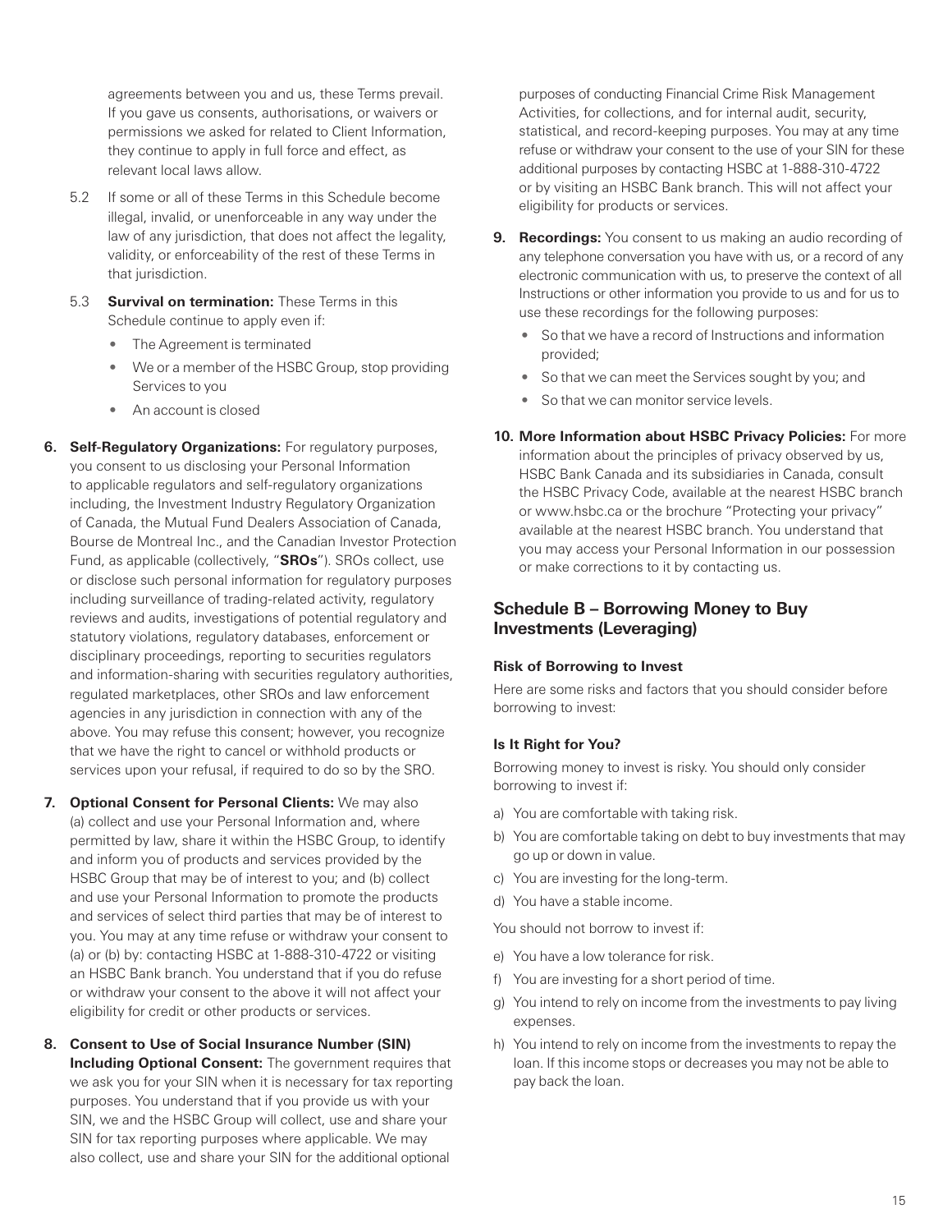agreements between you and us, these Terms prevail. If you gave us consents, authorisations, or waivers or permissions we asked for related to Client Information, they continue to apply in full force and effect, as relevant local laws allow.

5.2 If some or all of these Terms in this Schedule become illegal, invalid, or unenforceable in any way under the law of any jurisdiction, that does not affect the legality, validity, or enforceability of the rest of these Terms in that jurisdiction.

5.3 **Survival on termination:** These Terms in this Schedule continue to apply even if:

- The Agreement is terminated
- We or a member of the HSBC Group, stop providing Services to you
- An account is closed

**6. Self-Regulatory Organizations:** For regulatory purposes, you consent to us disclosing your Personal Information to applicable regulators and self-regulatory organizations including, the Investment Industry Regulatory Organization of Canada, the Mutual Fund Dealers Association of Canada, Bourse de Montreal Inc., and the Canadian Investor Protection Fund, as applicable (collectively, "**SROs**"). SROs collect, use or disclose such personal information for regulatory purposes including surveillance of trading-related activity, regulatory reviews and audits, investigations of potential regulatory and statutory violations, regulatory databases, enforcement or disciplinary proceedings, reporting to securities regulators and information-sharing with securities regulatory authorities, regulated marketplaces, other SROs and law enforcement agencies in any jurisdiction in connection with any of the above. You may refuse this consent; however, you recognize that we have the right to cancel or withhold products or services upon your refusal, if required to do so by the SRO.

**7. Optional Consent for Personal Clients:** We may also (a) collect and use your Personal Information and, where permitted by law, share it within the HSBC Group, to identify and inform you of products and services provided by the HSBC Group that may be of interest to you; and (b) collect and use your Personal Information to promote the products and services of select third parties that may be of interest to you. You may at any time refuse or withdraw your consent to (a) or (b) by: contacting HSBC at 1-888-310-4722 or visiting an HSBC Bank branch. You understand that if you do refuse or withdraw your consent to the above it will not affect your eligibility for credit or other products or services.

**8. Consent to Use of Social Insurance Number (SIN) Including Optional Consent:** The government requires that we ask you for your SIN when it is necessary for tax reporting purposes. You understand that if you provide us with your SIN, we and the HSBC Group will collect, use and share your SIN for tax reporting purposes where applicable. We may also collect, use and share your SIN for the additional optional purposes of conducting Financial Crime Risk Management Activities, for collections, and for internal audit, security, statistical, and record-keeping purposes. You may at any time refuse or withdraw your consent to the use of your SIN for these additional purposes by contacting HSBC at 1-888-310-4722 or by visiting an HSBC Bank branch. This will not affect your eligibility for products or services.

**9. Recordings:** You consent to us making an audio recording of any telephone conversation you have with us, or a record of any electronic communication with us, to preserve the context of all Instructions or other information you provide to us and for us to use these recordings for the following purposes:

- So that we have a record of Instructions and information provided;
- So that we can meet the Services sought by you; and
- So that we can monitor service levels.

**10. More Information about HSBC Privacy Policies:** For more information about the principles of privacy observed by us, HSBC Bank Canada and its subsidiaries in Canada, consult the HSBC Privacy Code, available at the nearest HSBC branch or www.hsbc.ca or the brochure "Protecting your privacy" available at the nearest HSBC branch. You understand that you may access your Personal Information in our possession or make corrections to it by contacting us.

## Schedule B – Borrowing Money to Buy Investments (Leveraging)

#### Risk of Borrowing to Invest

Here are some risks and factors that you should consider before borrowing to invest:

#### Is It Right for You?

Borrowing money to invest is risky. You should only consider borrowing to invest if:

a) You are comfortable with taking risk.
b) You are comfortable taking on debt to buy investments that may go up or down in value.
c) You are investing for the long-term.
d) You have a stable income.

You should not borrow to invest if:

e) You have a low tolerance for risk.
f) You are investing for a short period of time.
g) You intend to rely on income from the investments to pay living expenses.
h) You intend to rely on income from the investments to repay the loan. If this income stops or decreases you may not be able to pay back the loan.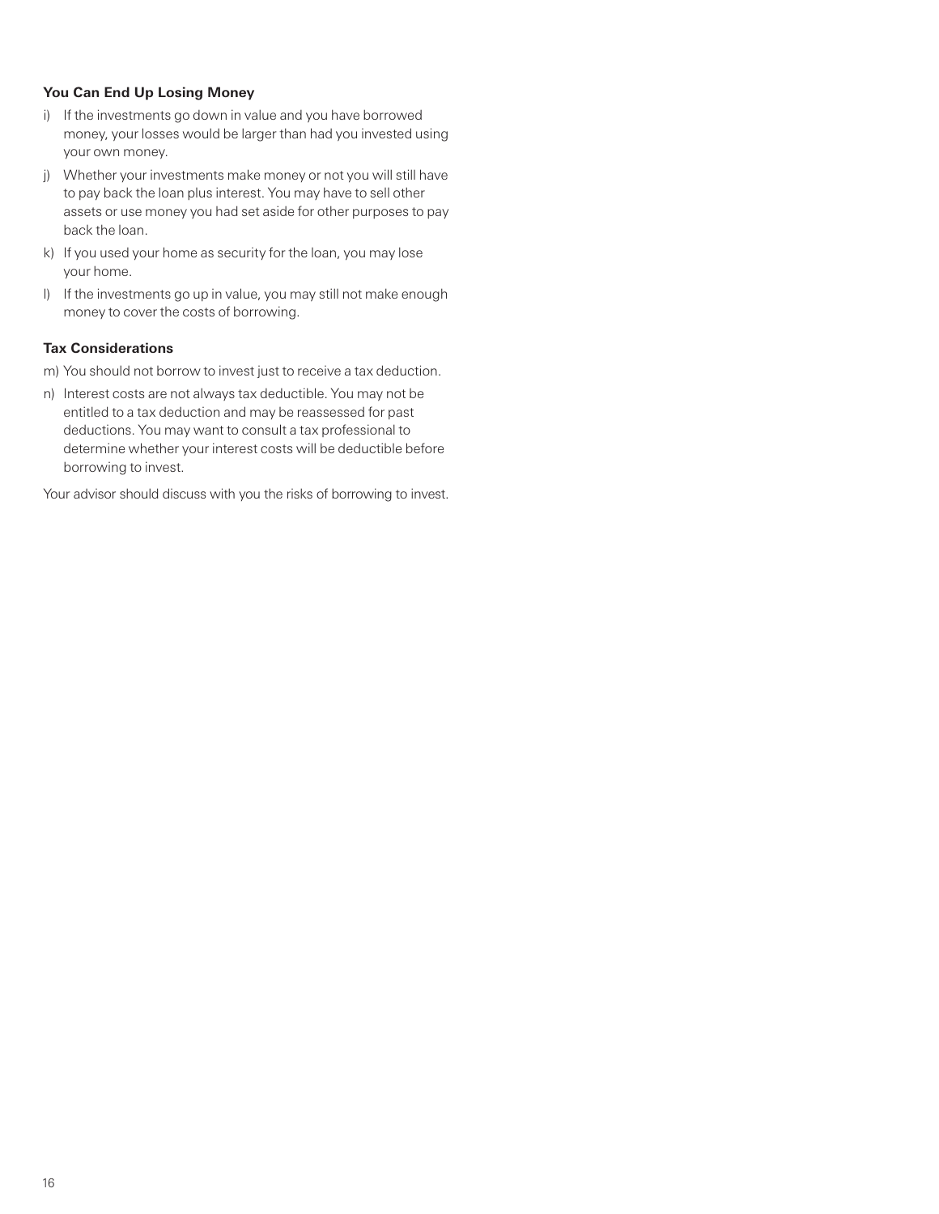### You Can End Up Losing Money

i) If the investments go down in value and you have borrowed money, your losses would be larger than had you invested using your own money.

j) Whether your investments make money or not you will still have to pay back the loan plus interest. You may have to sell other assets or use money you had set aside for other purposes to pay back the loan.

k) If you used your home as security for the loan, you may lose your home.

l) If the investments go up in value, you may still not make enough money to cover the costs of borrowing.

### Tax Considerations

m) You should not borrow to invest just to receive a tax deduction.

n) Interest costs are not always tax deductible. You may not be entitled to a tax deduction and may be reassessed for past deductions. You may want to consult a tax professional to determine whether your interest costs will be deductible before borrowing to invest.

Your advisor should discuss with you the risks of borrowing to invest.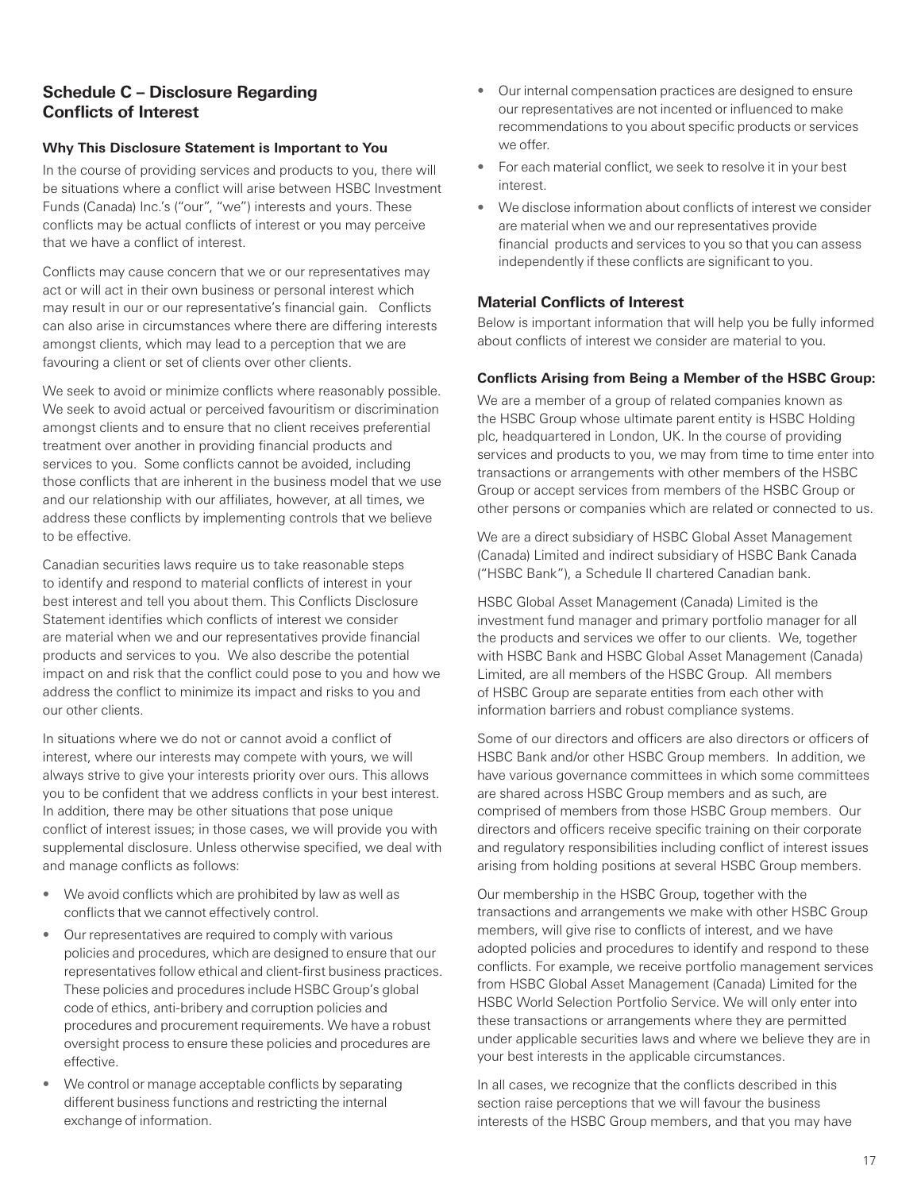## Schedule C – Disclosure Regarding Conflicts of Interest

### Why This Disclosure Statement is Important to You

In the course of providing services and products to you, there will be situations where a conflict will arise between HSBC Investment Funds (Canada) Inc.'s ("our", "we") interests and yours. These conflicts may be actual conflicts of interest or you may perceive that we have a conflict of interest.

Conflicts may cause concern that we or our representatives may act or will act in their own business or personal interest which may result in our or our representative's financial gain. Conflicts can also arise in circumstances where there are differing interests amongst clients, which may lead to a perception that we are favouring a client or set of clients over other clients.

We seek to avoid or minimize conflicts where reasonably possible. We seek to avoid actual or perceived favouritism or discrimination amongst clients and to ensure that no client receives preferential treatment over another in providing financial products and services to you. Some conflicts cannot be avoided, including those conflicts that are inherent in the business model that we use and our relationship with our affiliates, however, at all times, we address these conflicts by implementing controls that we believe to be effective.

Canadian securities laws require us to take reasonable steps to identify and respond to material conflicts of interest in your best interest and tell you about them. This Conflicts Disclosure Statement identifies which conflicts of interest we consider are material when we and our representatives provide financial products and services to you. We also describe the potential impact on and risk that the conflict could pose to you and how we address the conflict to minimize its impact and risks to you and our other clients.

In situations where we do not or cannot avoid a conflict of interest, where our interests may compete with yours, we will always strive to give your interests priority over ours. This allows you to be confident that we address conflicts in your best interest. In addition, there may be other situations that pose unique conflict of interest issues; in those cases, we will provide you with supplemental disclosure. Unless otherwise specified, we deal with and manage conflicts as follows:

- We avoid conflicts which are prohibited by law as well as conflicts that we cannot effectively control.
- Our representatives are required to comply with various policies and procedures, which are designed to ensure that our representatives follow ethical and client-first business practices. These policies and procedures include HSBC Group's global code of ethics, anti-bribery and corruption policies and procedures and procurement requirements. We have a robust oversight process to ensure these policies and procedures are effective.
- We control or manage acceptable conflicts by separating different business functions and restricting the internal exchange of information.
- Our internal compensation practices are designed to ensure our representatives are not incented or influenced to make recommendations to you about specific products or services we offer.
- For each material conflict, we seek to resolve it in your best interest.
- We disclose information about conflicts of interest we consider are material when we and our representatives provide financial products and services to you so that you can assess independently if these conflicts are significant to you.

### Material Conflicts of Interest

Below is important information that will help you be fully informed about conflicts of interest we consider are material to you.

#### Conflicts Arising from Being a Member of the HSBC Group:

We are a member of a group of related companies known as the HSBC Group whose ultimate parent entity is HSBC Holding plc, headquartered in London, UK. In the course of providing services and products to you, we may from time to time enter into transactions or arrangements with other members of the HSBC Group or accept services from members of the HSBC Group or other persons or companies which are related or connected to us.

We are a direct subsidiary of HSBC Global Asset Management (Canada) Limited and indirect subsidiary of HSBC Bank Canada ("HSBC Bank"), a Schedule II chartered Canadian bank.

HSBC Global Asset Management (Canada) Limited is the investment fund manager and primary portfolio manager for all the products and services we offer to our clients. We, together with HSBC Bank and HSBC Global Asset Management (Canada) Limited, are all members of the HSBC Group. All members of HSBC Group are separate entities from each other with information barriers and robust compliance systems.

Some of our directors and officers are also directors or officers of HSBC Bank and/or other HSBC Group members. In addition, we have various governance committees in which some committees are shared across HSBC Group members and as such, are comprised of members from those HSBC Group members. Our directors and officers receive specific training on their corporate and regulatory responsibilities including conflict of interest issues arising from holding positions at several HSBC Group members.

Our membership in the HSBC Group, together with the transactions and arrangements we make with other HSBC Group members, will give rise to conflicts of interest, and we have adopted policies and procedures to identify and respond to these conflicts. For example, we receive portfolio management services from HSBC Global Asset Management (Canada) Limited for the HSBC World Selection Portfolio Service. We will only enter into these transactions or arrangements where they are permitted under applicable securities laws and where we believe they are in your best interests in the applicable circumstances.

In all cases, we recognize that the conflicts described in this section raise perceptions that we will favour the business interests of the HSBC Group members, and that you may have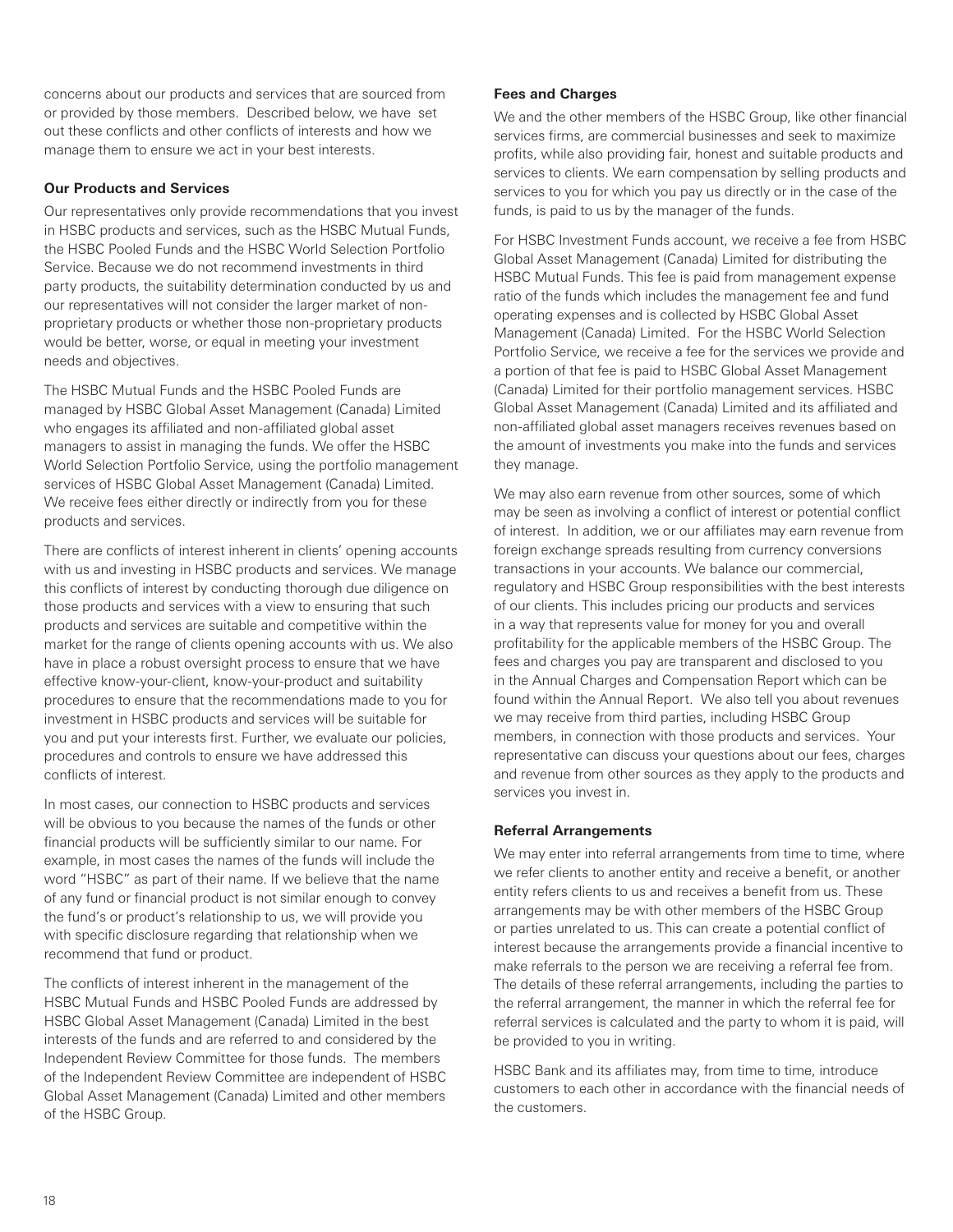concerns about our products and services that are sourced from or provided by those members. Described below, we have set out these conflicts and other conflicts of interests and how we manage them to ensure we act in your best interests.

**Our Products and Services**

Our representatives only provide recommendations that you invest in HSBC products and services, such as the HSBC Mutual Funds, the HSBC Pooled Funds and the HSBC World Selection Portfolio Service. Because we do not recommend investments in third party products, the suitability determination conducted by us and our representatives will not consider the larger market of non-proprietary products or whether those non-proprietary products would be better, worse, or equal in meeting your investment needs and objectives.

The HSBC Mutual Funds and the HSBC Pooled Funds are managed by HSBC Global Asset Management (Canada) Limited who engages its affiliated and non-affiliated global asset managers to assist in managing the funds. We offer the HSBC World Selection Portfolio Service, using the portfolio management services of HSBC Global Asset Management (Canada) Limited. We receive fees either directly or indirectly from you for these products and services.

There are conflicts of interest inherent in clients' opening accounts with us and investing in HSBC products and services. We manage this conflicts of interest by conducting thorough due diligence on those products and services with a view to ensuring that such products and services are suitable and competitive within the market for the range of clients opening accounts with us. We also have in place a robust oversight process to ensure that we have effective know-your-client, know-your-product and suitability procedures to ensure that the recommendations made to you for investment in HSBC products and services will be suitable for you and put your interests first. Further, we evaluate our policies, procedures and controls to ensure we have addressed this conflicts of interest.

In most cases, our connection to HSBC products and services will be obvious to you because the names of the funds or other financial products will be sufficiently similar to our name. For example, in most cases the names of the funds will include the word "HSBC" as part of their name. If we believe that the name of any fund or financial product is not similar enough to convey the fund's or product's relationship to us, we will provide you with specific disclosure regarding that relationship when we recommend that fund or product.

The conflicts of interest inherent in the management of the HSBC Mutual Funds and HSBC Pooled Funds are addressed by HSBC Global Asset Management (Canada) Limited in the best interests of the funds and are referred to and considered by the Independent Review Committee for those funds. The members of the Independent Review Committee are independent of HSBC Global Asset Management (Canada) Limited and other members of the HSBC Group.

**Fees and Charges**

We and the other members of the HSBC Group, like other financial services firms, are commercial businesses and seek to maximize profits, while also providing fair, honest and suitable products and services to clients. We earn compensation by selling products and services to you for which you pay us directly or in the case of the funds, is paid to us by the manager of the funds.

For HSBC Investment Funds account, we receive a fee from HSBC Global Asset Management (Canada) Limited for distributing the HSBC Mutual Funds. This fee is paid from management expense ratio of the funds which includes the management fee and fund operating expenses and is collected by HSBC Global Asset Management (Canada) Limited. For the HSBC World Selection Portfolio Service, we receive a fee for the services we provide and a portion of that fee is paid to HSBC Global Asset Management (Canada) Limited for their portfolio management services. HSBC Global Asset Management (Canada) Limited and its affiliated and non-affiliated global asset managers receives revenues based on the amount of investments you make into the funds and services they manage.

We may also earn revenue from other sources, some of which may be seen as involving a conflict of interest or potential conflict of interest. In addition, we or our affiliates may earn revenue from foreign exchange spreads resulting from currency conversions transactions in your accounts. We balance our commercial, regulatory and HSBC Group responsibilities with the best interests of our clients. This includes pricing our products and services in a way that represents value for money for you and overall profitability for the applicable members of the HSBC Group. The fees and charges you pay are transparent and disclosed to you in the Annual Charges and Compensation Report which can be found within the Annual Report. We also tell you about revenues we may receive from third parties, including HSBC Group members, in connection with those products and services. Your representative can discuss your questions about our fees, charges and revenue from other sources as they apply to the products and services you invest in.

**Referral Arrangements**

We may enter into referral arrangements from time to time, where we refer clients to another entity and receive a benefit, or another entity refers clients to us and receives a benefit from us. These arrangements may be with other members of the HSBC Group or parties unrelated to us. This can create a potential conflict of interest because the arrangements provide a financial incentive to make referrals to the person we are receiving a referral fee from. The details of these referral arrangements, including the parties to the referral arrangement, the manner in which the referral fee for referral services is calculated and the party to whom it is paid, will be provided to you in writing.

HSBC Bank and its affiliates may, from time to time, introduce customers to each other in accordance with the financial needs of the customers.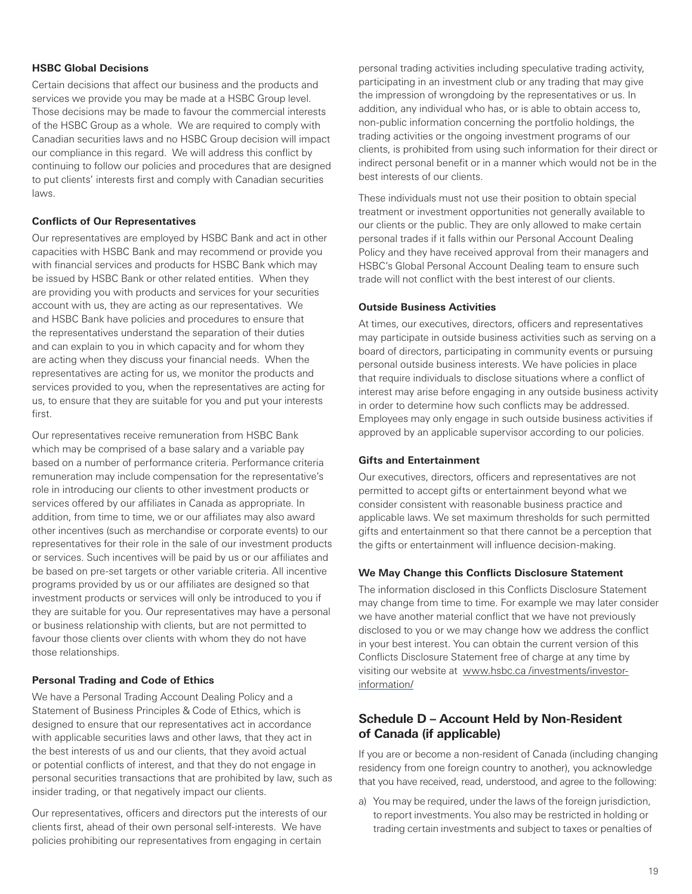#### HSBC Global Decisions

Certain decisions that affect our business and the products and services we provide you may be made at a HSBC Group level. Those decisions may be made to favour the commercial interests of the HSBC Group as a whole. We are required to comply with Canadian securities laws and no HSBC Group decision will impact our compliance in this regard. We will address this conflict by continuing to follow our policies and procedures that are designed to put clients' interests first and comply with Canadian securities laws.

#### Conflicts of Our Representatives

Our representatives are employed by HSBC Bank and act in other capacities with HSBC Bank and may recommend or provide you with financial services and products for HSBC Bank which may be issued by HSBC Bank or other related entities. When they are providing you with products and services for your securities account with us, they are acting as our representatives. We and HSBC Bank have policies and procedures to ensure that the representatives understand the separation of their duties and can explain to you in which capacity and for whom they are acting when they discuss your financial needs. When the representatives are acting for us, we monitor the products and services provided to you, when the representatives are acting for us, to ensure that they are suitable for you and put your interests first.

Our representatives receive remuneration from HSBC Bank which may be comprised of a base salary and a variable pay based on a number of performance criteria. Performance criteria remuneration may include compensation for the representative's role in introducing our clients to other investment products or services offered by our affiliates in Canada as appropriate. In addition, from time to time, we or our affiliates may also award other incentives (such as merchandise or corporate events) to our representatives for their role in the sale of our investment products or services. Such incentives will be paid by us or our affiliates and be based on pre-set targets or other variable criteria. All incentive programs provided by us or our affiliates are designed so that investment products or services will only be introduced to you if they are suitable for you. Our representatives may have a personal or business relationship with clients, but are not permitted to favour those clients over clients with whom they do not have those relationships.

#### Personal Trading and Code of Ethics

We have a Personal Trading Account Dealing Policy and a Statement of Business Principles & Code of Ethics, which is designed to ensure that our representatives act in accordance with applicable securities laws and other laws, that they act in the best interests of us and our clients, that they avoid actual or potential conflicts of interest, and that they do not engage in personal securities transactions that are prohibited by law, such as insider trading, or that negatively impact our clients.

Our representatives, officers and directors put the interests of our clients first, ahead of their own personal self-interests. We have policies prohibiting our representatives from engaging in certain personal trading activities including speculative trading activity, participating in an investment club or any trading that may give the impression of wrongdoing by the representatives or us. In addition, any individual who has, or is able to obtain access to, non-public information concerning the portfolio holdings, the trading activities or the ongoing investment programs of our clients, is prohibited from using such information for their direct or indirect personal benefit or in a manner which would not be in the best interests of our clients.

These individuals must not use their position to obtain special treatment or investment opportunities not generally available to our clients or the public. They are only allowed to make certain personal trades if it falls within our Personal Account Dealing Policy and they have received approval from their managers and HSBC's Global Personal Account Dealing team to ensure such trade will not conflict with the best interest of our clients.

#### Outside Business Activities

At times, our executives, directors, officers and representatives may participate in outside business activities such as serving on a board of directors, participating in community events or pursuing personal outside business interests. We have policies in place that require individuals to disclose situations where a conflict of interest may arise before engaging in any outside business activity in order to determine how such conflicts may be addressed. Employees may only engage in such outside business activities if approved by an applicable supervisor according to our policies.

#### Gifts and Entertainment

Our executives, directors, officers and representatives are not permitted to accept gifts or entertainment beyond what we consider consistent with reasonable business practice and applicable laws. We set maximum thresholds for such permitted gifts and entertainment so that there cannot be a perception that the gifts or entertainment will influence decision-making.

#### We May Change this Conflicts Disclosure Statement

The information disclosed in this Conflicts Disclosure Statement may change from time to time. For example we may later consider we have another material conflict that we have not previously disclosed to you or we may change how we address the conflict in your best interest. You can obtain the current version of this Conflicts Disclosure Statement free of charge at any time by visiting our website at www.hsbc.ca /investments/investor-information/

## Schedule D – Account Held by Non-Resident of Canada (if applicable)

If you are or become a non-resident of Canada (including changing residency from one foreign country to another), you acknowledge that you have received, read, understood, and agree to the following:

a) You may be required, under the laws of the foreign jurisdiction, to report investments. You also may be restricted in holding or trading certain investments and subject to taxes or penalties of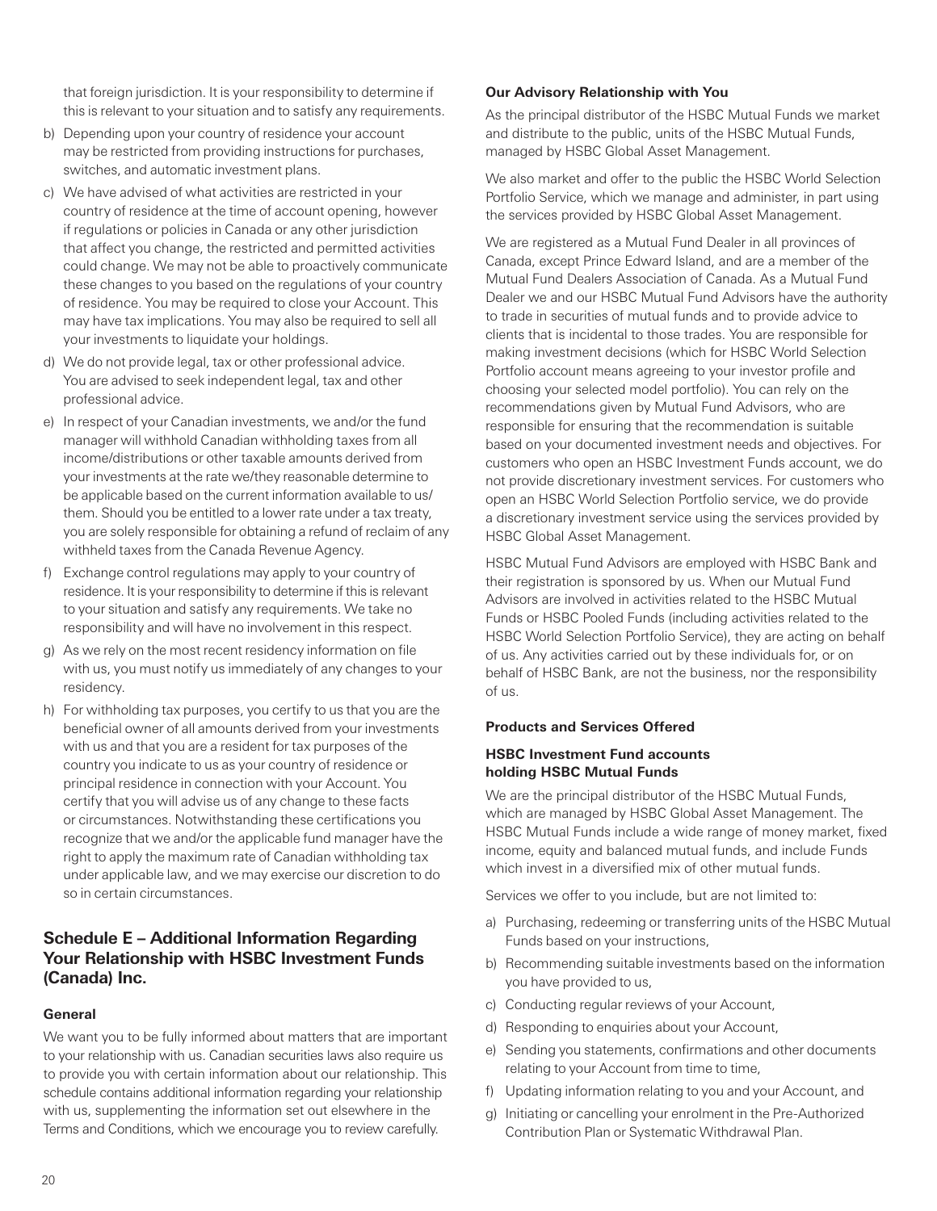that foreign jurisdiction. It is your responsibility to determine if this is relevant to your situation and to satisfy any requirements.

b) Depending upon your country of residence your account may be restricted from providing instructions for purchases, switches, and automatic investment plans.

c) We have advised of what activities are restricted in your country of residence at the time of account opening, however if regulations or policies in Canada or any other jurisdiction that affect you change, the restricted and permitted activities could change. We may not be able to proactively communicate these changes to you based on the regulations of your country of residence. You may be required to close your Account. This may have tax implications. You may also be required to sell all your investments to liquidate your holdings.

d) We do not provide legal, tax or other professional advice. You are advised to seek independent legal, tax and other professional advice.

e) In respect of your Canadian investments, we and/or the fund manager will withhold Canadian withholding taxes from all income/distributions or other taxable amounts derived from your investments at the rate we/they reasonable determine to be applicable based on the current information available to us/them. Should you be entitled to a lower rate under a tax treaty, you are solely responsible for obtaining a refund of reclaim of any withheld taxes from the Canada Revenue Agency.

f) Exchange control regulations may apply to your country of residence. It is your responsibility to determine if this is relevant to your situation and satisfy any requirements. We take no responsibility and will have no involvement in this respect.

g) As we rely on the most recent residency information on file with us, you must notify us immediately of any changes to your residency.

h) For withholding tax purposes, you certify to us that you are the beneficial owner of all amounts derived from your investments with us and that you are a resident for tax purposes of the country you indicate to us as your country of residence or principal residence in connection with your Account. You certify that you will advise us of any change to these facts or circumstances. Notwithstanding these certifications you recognize that we and/or the applicable fund manager have the right to apply the maximum rate of Canadian withholding tax under applicable law, and we may exercise our discretion to do so in certain circumstances.

## Schedule E – Additional Information Regarding Your Relationship with HSBC Investment Funds (Canada) Inc.

**General**

We want you to be fully informed about matters that are important to your relationship with us. Canadian securities laws also require us to provide you with certain information about our relationship. This schedule contains additional information regarding your relationship with us, supplementing the information set out elsewhere in the Terms and Conditions, which we encourage you to review carefully.

**Our Advisory Relationship with You**

As the principal distributor of the HSBC Mutual Funds we market and distribute to the public, units of the HSBC Mutual Funds, managed by HSBC Global Asset Management.

We also market and offer to the public the HSBC World Selection Portfolio Service, which we manage and administer, in part using the services provided by HSBC Global Asset Management.

We are registered as a Mutual Fund Dealer in all provinces of Canada, except Prince Edward Island, and are a member of the Mutual Fund Dealers Association of Canada. As a Mutual Fund Dealer we and our HSBC Mutual Fund Advisors have the authority to trade in securities of mutual funds and to provide advice to clients that is incidental to those trades. You are responsible for making investment decisions (which for HSBC World Selection Portfolio account means agreeing to your investor profile and choosing your selected model portfolio). You can rely on the recommendations given by Mutual Fund Advisors, who are responsible for ensuring that the recommendation is suitable based on your documented investment needs and objectives. For customers who open an HSBC Investment Funds account, we do not provide discretionary investment services. For customers who open an HSBC World Selection Portfolio service, we do provide a discretionary investment service using the services provided by HSBC Global Asset Management.

HSBC Mutual Fund Advisors are employed with HSBC Bank and their registration is sponsored by us. When our Mutual Fund Advisors are involved in activities related to the HSBC Mutual Funds or HSBC Pooled Funds (including activities related to the HSBC World Selection Portfolio Service), they are acting on behalf of us. Any activities carried out by these individuals for, or on behalf of HSBC Bank, are not the business, nor the responsibility of us.

**Products and Services Offered**

**HSBC Investment Fund accounts holding HSBC Mutual Funds**

We are the principal distributor of the HSBC Mutual Funds, which are managed by HSBC Global Asset Management. The HSBC Mutual Funds include a wide range of money market, fixed income, equity and balanced mutual funds, and include Funds which invest in a diversified mix of other mutual funds.

Services we offer to you include, but are not limited to:

a) Purchasing, redeeming or transferring units of the HSBC Mutual Funds based on your instructions,

b) Recommending suitable investments based on the information you have provided to us,

c) Conducting regular reviews of your Account,

d) Responding to enquiries about your Account,

e) Sending you statements, confirmations and other documents relating to your Account from time to time,

f) Updating information relating to you and your Account, and

g) Initiating or cancelling your enrolment in the Pre-Authorized Contribution Plan or Systematic Withdrawal Plan.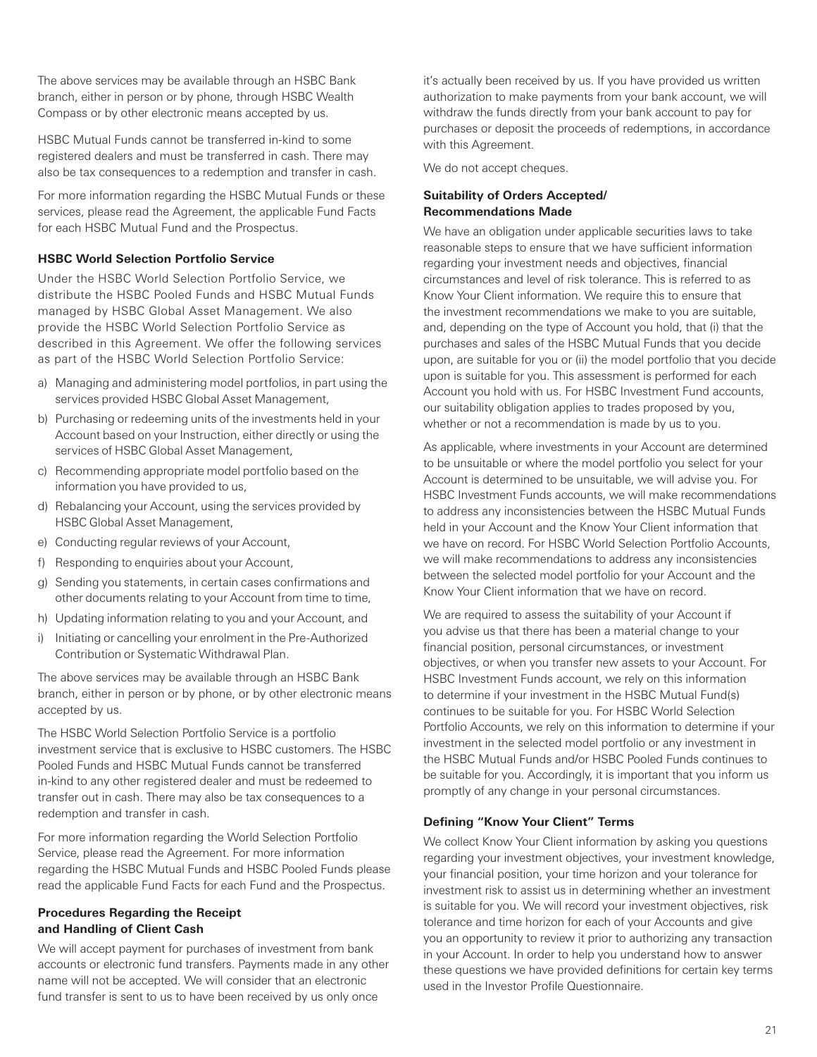The above services may be available through an HSBC Bank branch, either in person or by phone, through HSBC Wealth Compass or by other electronic means accepted by us.

HSBC Mutual Funds cannot be transferred in-kind to some registered dealers and must be transferred in cash. There may also be tax consequences to a redemption and transfer in cash.

For more information regarding the HSBC Mutual Funds or these services, please read the Agreement, the applicable Fund Facts for each HSBC Mutual Fund and the Prospectus.

**HSBC World Selection Portfolio Service**

Under the HSBC World Selection Portfolio Service, we distribute the HSBC Pooled Funds and HSBC Mutual Funds managed by HSBC Global Asset Management. We also provide the HSBC World Selection Portfolio Service as described in this Agreement. We offer the following services as part of the HSBC World Selection Portfolio Service:

a) Managing and administering model portfolios, in part using the services provided HSBC Global Asset Management,
b) Purchasing or redeeming units of the investments held in your Account based on your Instruction, either directly or using the services of HSBC Global Asset Management,
c) Recommending appropriate model portfolio based on the information you have provided to us,
d) Rebalancing your Account, using the services provided by HSBC Global Asset Management,
e) Conducting regular reviews of your Account,
f) Responding to enquiries about your Account,
g) Sending you statements, in certain cases confirmations and other documents relating to your Account from time to time,
h) Updating information relating to you and your Account, and
i) Initiating or cancelling your enrolment in the Pre-Authorized Contribution or Systematic Withdrawal Plan.

The above services may be available through an HSBC Bank branch, either in person or by phone, or by other electronic means accepted by us.

The HSBC World Selection Portfolio Service is a portfolio investment service that is exclusive to HSBC customers. The HSBC Pooled Funds and HSBC Mutual Funds cannot be transferred in-kind to any other registered dealer and must be redeemed to transfer out in cash. There may also be tax consequences to a redemption and transfer in cash.

For more information regarding the World Selection Portfolio Service, please read the Agreement. For more information regarding the HSBC Mutual Funds and HSBC Pooled Funds please read the applicable Fund Facts for each Fund and the Prospectus.

**Procedures Regarding the Receipt and Handling of Client Cash**

We will accept payment for purchases of investment from bank accounts or electronic fund transfers. Payments made in any other name will not be accepted. We will consider that an electronic fund transfer is sent to us to have been received by us only once it's actually been received by us. If you have provided us written authorization to make payments from your bank account, we will withdraw the funds directly from your bank account to pay for purchases or deposit the proceeds of redemptions, in accordance with this Agreement.

We do not accept cheques.

**Suitability of Orders Accepted/ Recommendations Made**

We have an obligation under applicable securities laws to take reasonable steps to ensure that we have sufficient information regarding your investment needs and objectives, financial circumstances and level of risk tolerance. This is referred to as Know Your Client information. We require this to ensure that the investment recommendations we make to you are suitable, and, depending on the type of Account you hold, that (i) that the purchases and sales of the HSBC Mutual Funds that you decide upon, are suitable for you or (ii) the model portfolio that you decide upon is suitable for you. This assessment is performed for each Account you hold with us. For HSBC Investment Fund accounts, our suitability obligation applies to trades proposed by you, whether or not a recommendation is made by us to you.

As applicable, where investments in your Account are determined to be unsuitable or where the model portfolio you select for your Account is determined to be unsuitable, we will advise you. For HSBC Investment Funds accounts, we will make recommendations to address any inconsistencies between the HSBC Mutual Funds held in your Account and the Know Your Client information that we have on record. For HSBC World Selection Portfolio Accounts, we will make recommendations to address any inconsistencies between the selected model portfolio for your Account and the Know Your Client information that we have on record.

We are required to assess the suitability of your Account if you advise us that there has been a material change to your financial position, personal circumstances, or investment objectives, or when you transfer new assets to your Account. For HSBC Investment Funds account, we rely on this information to determine if your investment in the HSBC Mutual Fund(s) continues to be suitable for you. For HSBC World Selection Portfolio Accounts, we rely on this information to determine if your investment in the selected model portfolio or any investment in the HSBC Mutual Funds and/or HSBC Pooled Funds continues to be suitable for you. Accordingly, it is important that you inform us promptly of any change in your personal circumstances.

**Defining "Know Your Client" Terms**

We collect Know Your Client information by asking you questions regarding your investment objectives, your investment knowledge, your financial position, your time horizon and your tolerance for investment risk to assist us in determining whether an investment is suitable for you. We will record your investment objectives, risk tolerance and time horizon for each of your Accounts and give you an opportunity to review it prior to authorizing any transaction in your Account. In order to help you understand how to answer these questions we have provided definitions for certain key terms used in the Investor Profile Questionnaire.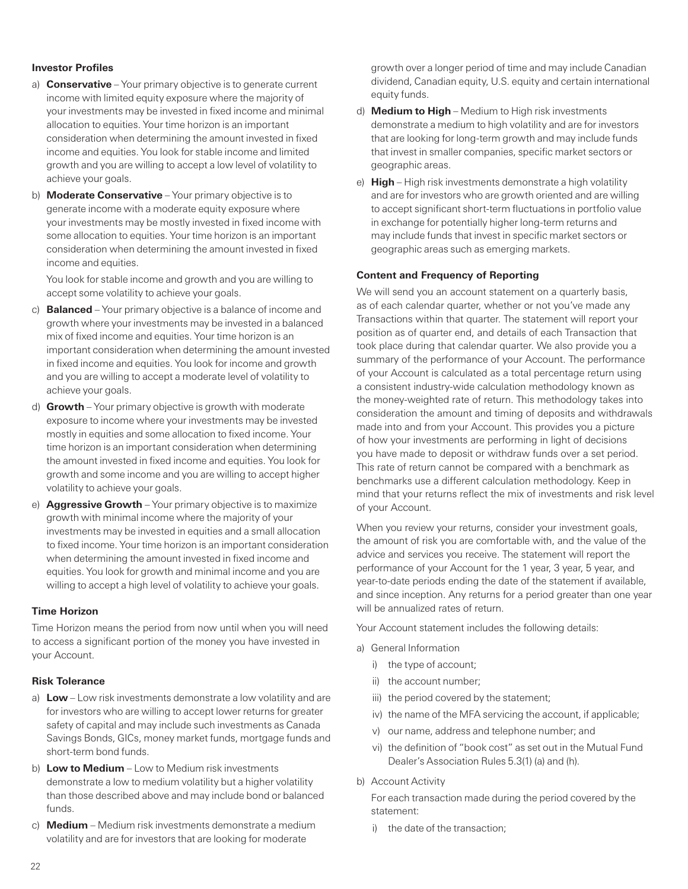### Investor Profiles

a) **Conservative** – Your primary objective is to generate current income with limited equity exposure where the majority of your investments may be invested in fixed income and minimal allocation to equities. Your time horizon is an important consideration when determining the amount invested in fixed income and equities. You look for stable income and limited growth and you are willing to accept a low level of volatility to achieve your goals.

b) **Moderate Conservative** – Your primary objective is to generate income with a moderate equity exposure where your investments may be mostly invested in fixed income with some allocation to equities. Your time horizon is an important consideration when determining the amount invested in fixed income and equities.

   You look for stable income and growth and you are willing to accept some volatility to achieve your goals.

c) **Balanced** – Your primary objective is a balance of income and growth where your investments may be invested in a balanced mix of fixed income and equities. Your time horizon is an important consideration when determining the amount invested in fixed income and equities. You look for income and growth and you are willing to accept a moderate level of volatility to achieve your goals.

d) **Growth** – Your primary objective is growth with moderate exposure to income where your investments may be invested mostly in equities and some allocation to fixed income. Your time horizon is an important consideration when determining the amount invested in fixed income and equities. You look for growth and some income and you are willing to accept higher volatility to achieve your goals.

e) **Aggressive Growth** – Your primary objective is to maximize growth with minimal income where the majority of your investments may be invested in equities and a small allocation to fixed income. Your time horizon is an important consideration when determining the amount invested in fixed income and equities. You look for growth and minimal income and you are willing to accept a high level of volatility to achieve your goals.

### Time Horizon

Time Horizon means the period from now until when you will need to access a significant portion of the money you have invested in your Account.

### Risk Tolerance

a) **Low** – Low risk investments demonstrate a low volatility and are for investors who are willing to accept lower returns for greater safety of capital and may include such investments as Canada Savings Bonds, GICs, money market funds, mortgage funds and short-term bond funds.

b) **Low to Medium** – Low to Medium risk investments demonstrate a low to medium volatility but a higher volatility than those described above and may include bond or balanced funds.

c) **Medium** – Medium risk investments demonstrate a medium volatility and are for investors that are looking for moderate growth over a longer period of time and may include Canadian dividend, Canadian equity, U.S. equity and certain international equity funds.

d) **Medium to High** – Medium to High risk investments demonstrate a medium to high volatility and are for investors that are looking for long-term growth and may include funds that invest in smaller companies, specific market sectors or geographic areas.

e) **High** – High risk investments demonstrate a high volatility and are for investors who are growth oriented and are willing to accept significant short-term fluctuations in portfolio value in exchange for potentially higher long-term returns and may include funds that invest in specific market sectors or geographic areas such as emerging markets.

### Content and Frequency of Reporting

We will send you an account statement on a quarterly basis, as of each calendar quarter, whether or not you've made any Transactions within that quarter. The statement will report your position as of quarter end, and details of each Transaction that took place during that calendar quarter. We also provide you a summary of the performance of your Account. The performance of your Account is calculated as a total percentage return using a consistent industry-wide calculation methodology known as the money-weighted rate of return. This methodology takes into consideration the amount and timing of deposits and withdrawals made into and from your Account. This provides you a picture of how your investments are performing in light of decisions you have made to deposit or withdraw funds over a set period. This rate of return cannot be compared with a benchmark as benchmarks use a different calculation methodology. Keep in mind that your returns reflect the mix of investments and risk level of your Account.

When you review your returns, consider your investment goals, the amount of risk you are comfortable with, and the value of the advice and services you receive. The statement will report the performance of your Account for the 1 year, 3 year, 5 year, and year-to-date periods ending the date of the statement if available, and since inception. Any returns for a period greater than one year will be annualized rates of return.

Your Account statement includes the following details:

a) General Information
   i) the type of account;
   ii) the account number;
   iii) the period covered by the statement;
   iv) the name of the MFA servicing the account, if applicable;
   v) our name, address and telephone number; and
   vi) the definition of "book cost" as set out in the Mutual Fund Dealer's Association Rules 5.3(1) (a) and (h).

b) Account Activity

   For each transaction made during the period covered by the statement:

   i) the date of the transaction;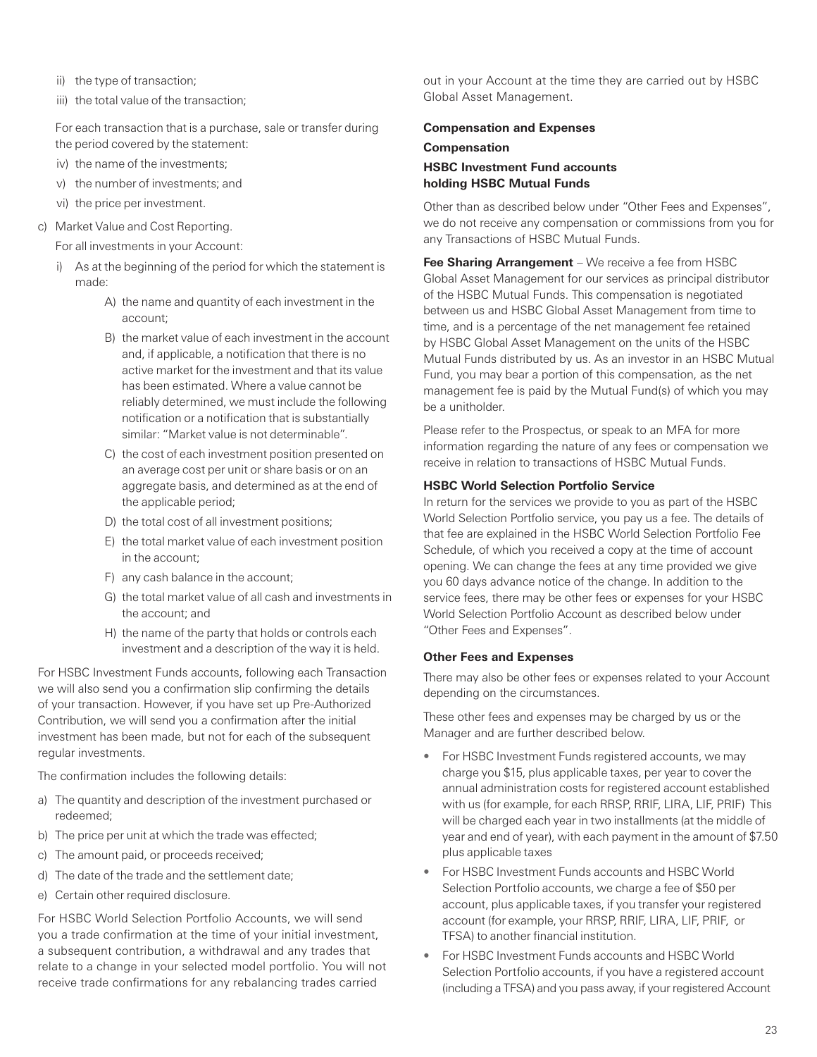ii) the type of transaction;

iii) the total value of the transaction;

For each transaction that is a purchase, sale or transfer during the period covered by the statement:

iv) the name of the investments;

v) the number of investments; and

vi) the price per investment.

c) Market Value and Cost Reporting.

For all investments in your Account:

i) As at the beginning of the period for which the statement is made:

A) the name and quantity of each investment in the account;

B) the market value of each investment in the account and, if applicable, a notification that there is no active market for the investment and that its value has been estimated. Where a value cannot be reliably determined, we must include the following notification or a notification that is substantially similar: "Market value is not determinable".

C) the cost of each investment position presented on an average cost per unit or share basis or on an aggregate basis, and determined as at the end of the applicable period;

D) the total cost of all investment positions;

E) the total market value of each investment position in the account;

F) any cash balance in the account;

G) the total market value of all cash and investments in the account; and

H) the name of the party that holds or controls each investment and a description of the way it is held.

For HSBC Investment Funds accounts, following each Transaction we will also send you a confirmation slip confirming the details of your transaction. However, if you have set up Pre-Authorized Contribution, we will send you a confirmation after the initial investment has been made, but not for each of the subsequent regular investments.

The confirmation includes the following details:

a) The quantity and description of the investment purchased or redeemed;

b) The price per unit at which the trade was effected;

c) The amount paid, or proceeds received;

d) The date of the trade and the settlement date;

e) Certain other required disclosure.

For HSBC World Selection Portfolio Accounts, we will send you a trade confirmation at the time of your initial investment, a subsequent contribution, a withdrawal and any trades that relate to a change in your selected model portfolio. You will not receive trade confirmations for any rebalancing trades carried out in your Account at the time they are carried out by HSBC Global Asset Management.

**Compensation and Expenses**

**Compensation**

**HSBC Investment Fund accounts holding HSBC Mutual Funds**

Other than as described below under "Other Fees and Expenses", we do not receive any compensation or commissions from you for any Transactions of HSBC Mutual Funds.

**Fee Sharing Arrangement** – We receive a fee from HSBC Global Asset Management for our services as principal distributor of the HSBC Mutual Funds. This compensation is negotiated between us and HSBC Global Asset Management from time to time, and is a percentage of the net management fee retained by HSBC Global Asset Management on the units of the HSBC Mutual Funds distributed by us. As an investor in an HSBC Mutual Fund, you may bear a portion of this compensation, as the net management fee is paid by the Mutual Fund(s) of which you may be a unitholder.

Please refer to the Prospectus, or speak to an MFA for more information regarding the nature of any fees or compensation we receive in relation to transactions of HSBC Mutual Funds.

**HSBC World Selection Portfolio Service**

In return for the services we provide to you as part of the HSBC World Selection Portfolio service, you pay us a fee. The details of that fee are explained in the HSBC World Selection Portfolio Fee Schedule, of which you received a copy at the time of account opening. We can change the fees at any time provided we give you 60 days advance notice of the change. In addition to the service fees, there may be other fees or expenses for your HSBC World Selection Portfolio Account as described below under "Other Fees and Expenses".

**Other Fees and Expenses**

There may also be other fees or expenses related to your Account depending on the circumstances.

These other fees and expenses may be charged by us or the Manager and are further described below.

- For HSBC Investment Funds registered accounts, we may charge you $15, plus applicable taxes, per year to cover the annual administration costs for registered account established with us (for example, for each RRSP, RRIF, LIRA, LIF, PRIF) This will be charged each year in two installments (at the middle of year and end of year), with each payment in the amount of $7.50 plus applicable taxes
- For HSBC Investment Funds accounts and HSBC World Selection Portfolio accounts, we charge a fee of $50 per account, plus applicable taxes, if you transfer your registered account (for example, your RRSP, RRIF, LIRA, LIF, PRIF, or TFSA) to another financial institution.
- For HSBC Investment Funds accounts and HSBC World Selection Portfolio accounts, if you have a registered account (including a TFSA) and you pass away, if your registered Account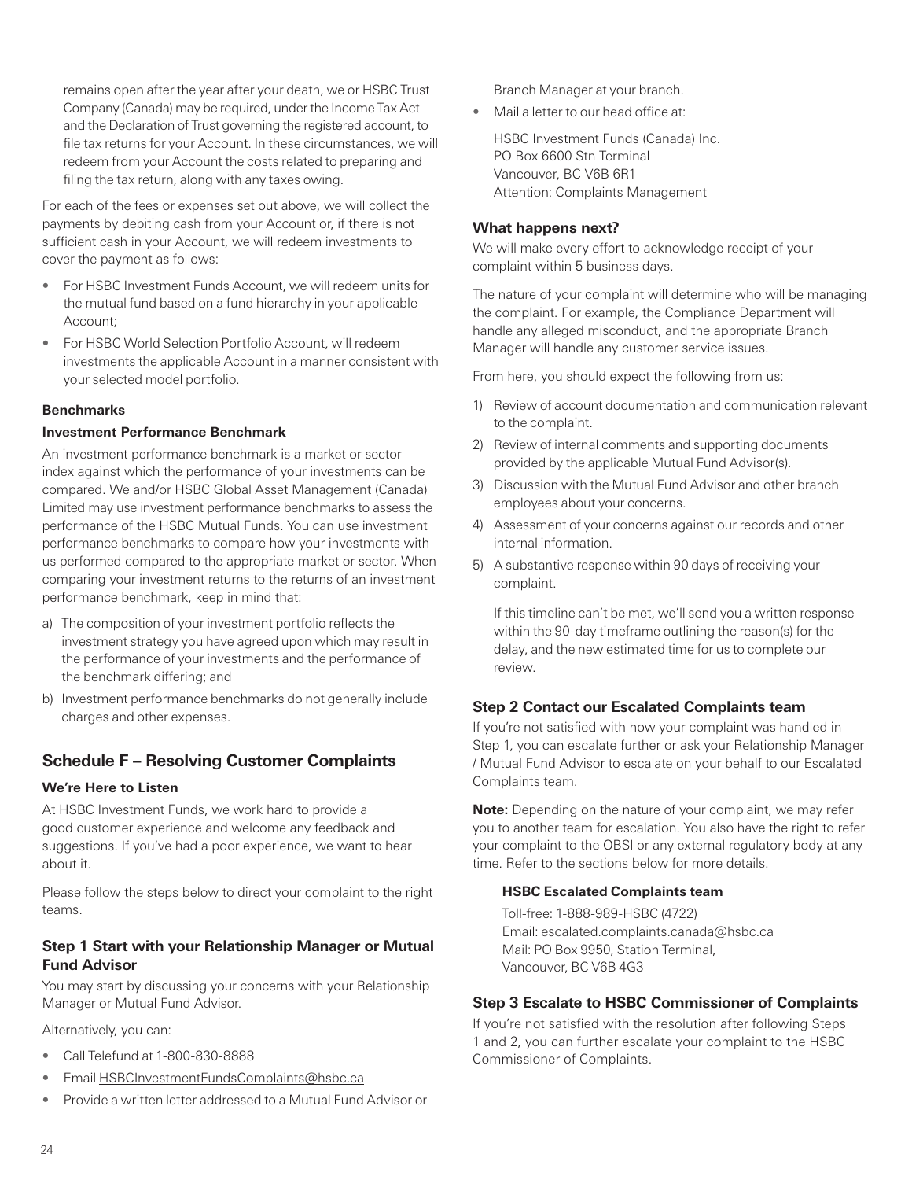remains open after the year after your death, we or HSBC Trust Company (Canada) may be required, under the Income Tax Act and the Declaration of Trust governing the registered account, to file tax returns for your Account. In these circumstances, we will redeem from your Account the costs related to preparing and filing the tax return, along with any taxes owing.

For each of the fees or expenses set out above, we will collect the payments by debiting cash from your Account or, if there is not sufficient cash in your Account, we will redeem investments to cover the payment as follows:

- For HSBC Investment Funds Account, we will redeem units for the mutual fund based on a fund hierarchy in your applicable Account;
- For HSBC World Selection Portfolio Account, will redeem investments the applicable Account in a manner consistent with your selected model portfolio.

#### Benchmarks

#### Investment Performance Benchmark

An investment performance benchmark is a market or sector index against which the performance of your investments can be compared. We and/or HSBC Global Asset Management (Canada) Limited may use investment performance benchmarks to assess the performance of the HSBC Mutual Funds. You can use investment performance benchmarks to compare how your investments with us performed compared to the appropriate market or sector. When comparing your investment returns to the returns of an investment performance benchmark, keep in mind that:

a) The composition of your investment portfolio reflects the investment strategy you have agreed upon which may result in the performance of your investments and the performance of the benchmark differing; and
b) Investment performance benchmarks do not generally include charges and other expenses.

## Schedule F – Resolving Customer Complaints

#### We're Here to Listen

At HSBC Investment Funds, we work hard to provide a good customer experience and welcome any feedback and suggestions. If you've had a poor experience, we want to hear about it.

Please follow the steps below to direct your complaint to the right teams.

### Step 1 Start with your Relationship Manager or Mutual Fund Advisor

You may start by discussing your concerns with your Relationship Manager or Mutual Fund Advisor.

Alternatively, you can:

- Call Telefund at 1-800-830-8888
- Email HSBCInvestmentFundsComplaints@hsbc.ca
- Provide a written letter addressed to a Mutual Fund Advisor or Branch Manager at your branch.
- Mail a letter to our head office at:

  HSBC Investment Funds (Canada) Inc.
  PO Box 6600 Stn Terminal
  Vancouver, BC V6B 6R1
  Attention: Complaints Management

### What happens next?

We will make every effort to acknowledge receipt of your complaint within 5 business days.

The nature of your complaint will determine who will be managing the complaint. For example, the Compliance Department will handle any alleged misconduct, and the appropriate Branch Manager will handle any customer service issues.

From here, you should expect the following from us:

1) Review of account documentation and communication relevant to the complaint.
2) Review of internal comments and supporting documents provided by the applicable Mutual Fund Advisor(s).
3) Discussion with the Mutual Fund Advisor and other branch employees about your concerns.
4) Assessment of your concerns against our records and other internal information.
5) A substantive response within 90 days of receiving your complaint.

   If this timeline can't be met, we'll send you a written response within the 90-day timeframe outlining the reason(s) for the delay, and the new estimated time for us to complete our review.

### Step 2 Contact our Escalated Complaints team

If you're not satisfied with how your complaint was handled in Step 1, you can escalate further or ask your Relationship Manager / Mutual Fund Advisor to escalate on your behalf to our Escalated Complaints team.

**Note:** Depending on the nature of your complaint, we may refer you to another team for escalation. You also have the right to refer your complaint to the OBSI or any external regulatory body at any time. Refer to the sections below for more details.

**HSBC Escalated Complaints team**

Toll-free: 1-888-989-HSBC (4722)
Email: escalated.complaints.canada@hsbc.ca
Mail: PO Box 9950, Station Terminal,
Vancouver, BC V6B 4G3

### Step 3 Escalate to HSBC Commissioner of Complaints

If you're not satisfied with the resolution after following Steps 1 and 2, you can further escalate your complaint to the HSBC Commissioner of Complaints.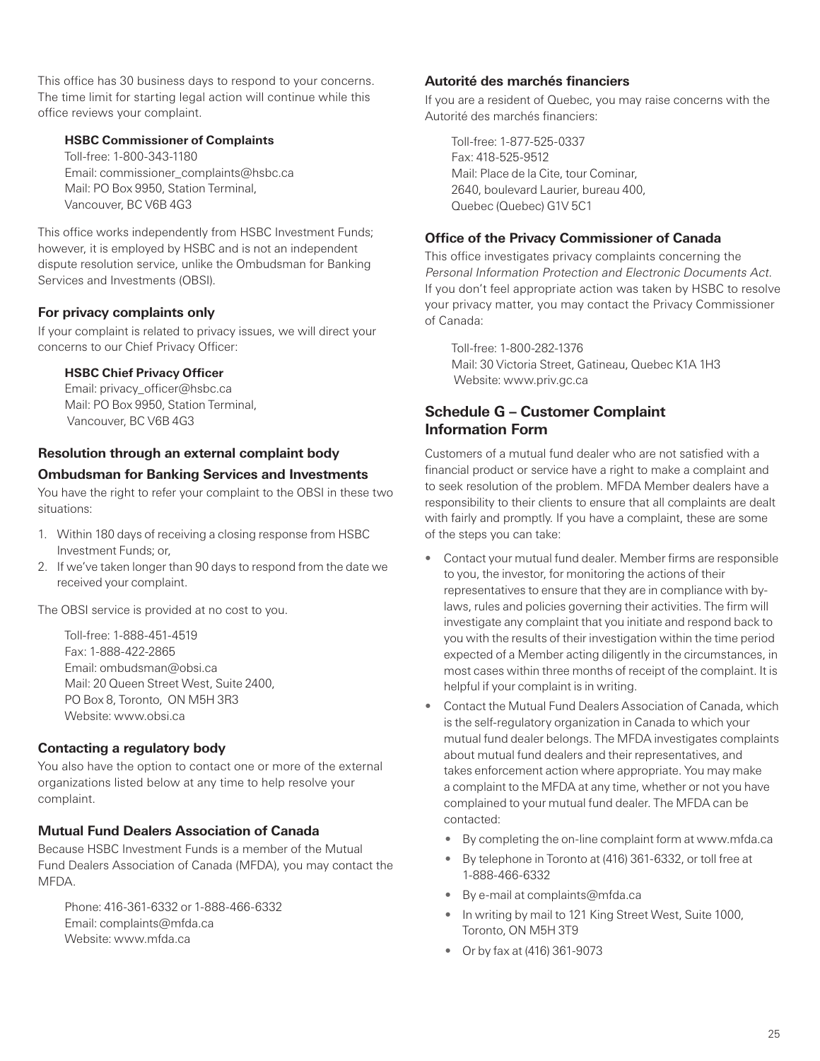This office has 30 business days to respond to your concerns. The time limit for starting legal action will continue while this office reviews your complaint.

**HSBC Commissioner of Complaints**
Toll-free: 1-800-343-1180
Email: commissioner_complaints@hsbc.ca
Mail: PO Box 9950, Station Terminal,
Vancouver, BC V6B 4G3

This office works independently from HSBC Investment Funds; however, it is employed by HSBC and is not an independent dispute resolution service, unlike the Ombudsman for Banking Services and Investments (OBSI).

### For privacy complaints only

If your complaint is related to privacy issues, we will direct your concerns to our Chief Privacy Officer:

**HSBC Chief Privacy Officer**
Email: privacy_officer@hsbc.ca
Mail: PO Box 9950, Station Terminal,
Vancouver, BC V6B 4G3

### Resolution through an external complaint body

### Ombudsman for Banking Services and Investments

You have the right to refer your complaint to the OBSI in these two situations:

1. Within 180 days of receiving a closing response from HSBC Investment Funds; or,
2. If we've taken longer than 90 days to respond from the date we received your complaint.

The OBSI service is provided at no cost to you.

Toll-free: 1-888-451-4519
Fax: 1-888-422-2865
Email: ombudsman@obsi.ca
Mail: 20 Queen Street West, Suite 2400,
PO Box 8, Toronto, ON M5H 3R3
Website: www.obsi.ca

### Contacting a regulatory body

You also have the option to contact one or more of the external organizations listed below at any time to help resolve your complaint.

### Mutual Fund Dealers Association of Canada

Because HSBC Investment Funds is a member of the Mutual Fund Dealers Association of Canada (MFDA), you may contact the MFDA.

Phone: 416-361-6332 or 1-888-466-6332
Email: complaints@mfda.ca
Website: www.mfda.ca

### Autorité des marchés financiers

If you are a resident of Quebec, you may raise concerns with the Autorité des marchés financiers:

Toll-free: 1-877-525-0337
Fax: 418-525-9512
Mail: Place de la Cite, tour Cominar,
2640, boulevard Laurier, bureau 400,
Quebec (Quebec) G1V 5C1

### Office of the Privacy Commissioner of Canada

This office investigates privacy complaints concerning the *Personal Information Protection and Electronic Documents Act*. If you don't feel appropriate action was taken by HSBC to resolve your privacy matter, you may contact the Privacy Commissioner of Canada:

Toll-free: 1-800-282-1376
Mail: 30 Victoria Street, Gatineau, Quebec K1A 1H3
Website: www.priv.gc.ca

## Schedule G – Customer Complaint Information Form

Customers of a mutual fund dealer who are not satisfied with a financial product or service have a right to make a complaint and to seek resolution of the problem. MFDA Member dealers have a responsibility to their clients to ensure that all complaints are dealt with fairly and promptly. If you have a complaint, these are some of the steps you can take:

- Contact your mutual fund dealer. Member firms are responsible to you, the investor, for monitoring the actions of their representatives to ensure that they are in compliance with by-laws, rules and policies governing their activities. The firm will investigate any complaint that you initiate and respond back to you with the results of their investigation within the time period expected of a Member acting diligently in the circumstances, in most cases within three months of receipt of the complaint. It is helpful if your complaint is in writing.
- Contact the Mutual Fund Dealers Association of Canada, which is the self-regulatory organization in Canada to which your mutual fund dealer belongs. The MFDA investigates complaints about mutual fund dealers and their representatives, and takes enforcement action where appropriate. You may make a complaint to the MFDA at any time, whether or not you have complained to your mutual fund dealer. The MFDA can be contacted:
  - By completing the on-line complaint form at www.mfda.ca
  - By telephone in Toronto at (416) 361-6332, or toll free at 1-888-466-6332
  - By e-mail at complaints@mfda.ca
  - In writing by mail to 121 King Street West, Suite 1000, Toronto, ON M5H 3T9
  - Or by fax at (416) 361-9073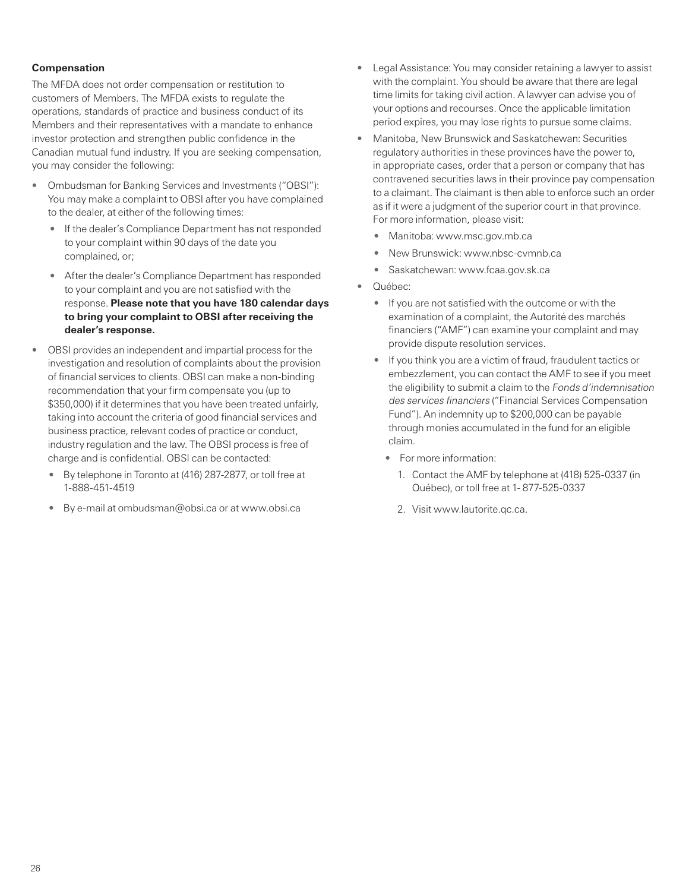**Compensation**

The MFDA does not order compensation or restitution to customers of Members. The MFDA exists to regulate the operations, standards of practice and business conduct of its Members and their representatives with a mandate to enhance investor protection and strengthen public confidence in the Canadian mutual fund industry. If you are seeking compensation, you may consider the following:

- Ombudsman for Banking Services and Investments ("OBSI"): You may make a complaint to OBSI after you have complained to the dealer, at either of the following times:
  - If the dealer's Compliance Department has not responded to your complaint within 90 days of the date you complained, or;
  - After the dealer's Compliance Department has responded to your complaint and you are not satisfied with the response. **Please note that you have 180 calendar days to bring your complaint to OBSI after receiving the dealer's response.**
- OBSI provides an independent and impartial process for the investigation and resolution of complaints about the provision of financial services to clients. OBSI can make a non-binding recommendation that your firm compensate you (up to $350,000) if it determines that you have been treated unfairly, taking into account the criteria of good financial services and business practice, relevant codes of practice or conduct, industry regulation and the law. The OBSI process is free of charge and is confidential. OBSI can be contacted:
  - By telephone in Toronto at (416) 287-2877, or toll free at 1-888-451-4519
  - By e-mail at ombudsman@obsi.ca or at www.obsi.ca
- Legal Assistance: You may consider retaining a lawyer to assist with the complaint. You should be aware that there are legal time limits for taking civil action. A lawyer can advise you of your options and recourses. Once the applicable limitation period expires, you may lose rights to pursue some claims.
- Manitoba, New Brunswick and Saskatchewan: Securities regulatory authorities in these provinces have the power to, in appropriate cases, order that a person or company that has contravened securities laws in their province pay compensation to a claimant. The claimant is then able to enforce such an order as if it were a judgment of the superior court in that province. For more information, please visit:
  - Manitoba: www.msc.gov.mb.ca
  - New Brunswick: www.nbsc-cvmnb.ca
  - Saskatchewan: www.fcaa.gov.sk.ca
- Québec:
  - If you are not satisfied with the outcome or with the examination of a complaint, the Autorité des marchés financiers ("AMF") can examine your complaint and may provide dispute resolution services.
  - If you think you are a victim of fraud, fraudulent tactics or embezzlement, you can contact the AMF to see if you meet the eligibility to submit a claim to the *Fonds d'indemnisation des services financiers* ("Financial Services Compensation Fund"). An indemnity up to $200,000 can be payable through monies accumulated in the fund for an eligible claim.
    - For more information:
      1. Contact the AMF by telephone at (418) 525-0337 (in Québec), or toll free at 1- 877-525-0337
      2. Visit www.lautorite.qc.ca.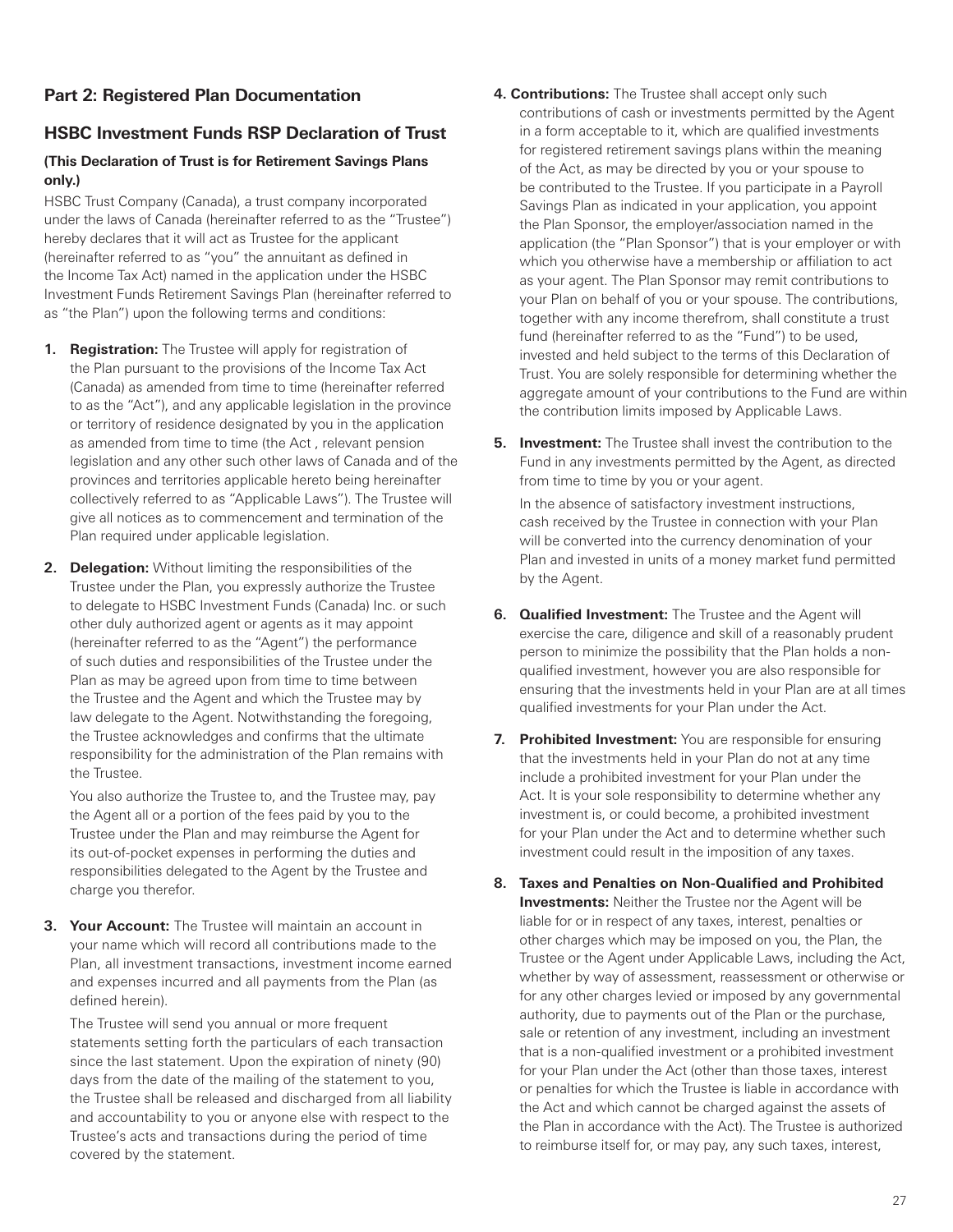## Part 2: Registered Plan Documentation

## HSBC Investment Funds RSP Declaration of Trust

**(This Declaration of Trust is for Retirement Savings Plans only.)**

HSBC Trust Company (Canada), a trust company incorporated under the laws of Canada (hereinafter referred to as the "Trustee") hereby declares that it will act as Trustee for the applicant (hereinafter referred to as "you" the annuitant as defined in the Income Tax Act) named in the application under the HSBC Investment Funds Retirement Savings Plan (hereinafter referred to as "the Plan") upon the following terms and conditions:

1. **Registration:** The Trustee will apply for registration of the Plan pursuant to the provisions of the Income Tax Act (Canada) as amended from time to time (hereinafter referred to as the "Act"), and any applicable legislation in the province or territory of residence designated by you in the application as amended from time to time (the Act , relevant pension legislation and any other such other laws of Canada and of the provinces and territories applicable hereto being hereinafter collectively referred to as "Applicable Laws"). The Trustee will give all notices as to commencement and termination of the Plan required under applicable legislation.

2. **Delegation:** Without limiting the responsibilities of the Trustee under the Plan, you expressly authorize the Trustee to delegate to HSBC Investment Funds (Canada) Inc. or such other duly authorized agent or agents as it may appoint (hereinafter referred to as the "Agent") the performance of such duties and responsibilities of the Trustee under the Plan as may be agreed upon from time to time between the Trustee and the Agent and which the Trustee may by law delegate to the Agent. Notwithstanding the foregoing, the Trustee acknowledges and confirms that the ultimate responsibility for the administration of the Plan remains with the Trustee.

   You also authorize the Trustee to, and the Trustee may, pay the Agent all or a portion of the fees paid by you to the Trustee under the Plan and may reimburse the Agent for its out-of-pocket expenses in performing the duties and responsibilities delegated to the Agent by the Trustee and charge you therefor.

3. **Your Account:** The Trustee will maintain an account in your name which will record all contributions made to the Plan, all investment transactions, investment income earned and expenses incurred and all payments from the Plan (as defined herein).

   The Trustee will send you annual or more frequent statements setting forth the particulars of each transaction since the last statement. Upon the expiration of ninety (90) days from the date of the mailing of the statement to you, the Trustee shall be released and discharged from all liability and accountability to you or anyone else with respect to the Trustee's acts and transactions during the period of time covered by the statement.

4. **Contributions:** The Trustee shall accept only such contributions of cash or investments permitted by the Agent in a form acceptable to it, which are qualified investments for registered retirement savings plans within the meaning of the Act, as may be directed by you or your spouse to be contributed to the Trustee. If you participate in a Payroll Savings Plan as indicated in your application, you appoint the Plan Sponsor, the employer/association named in the application (the "Plan Sponsor") that is your employer or with which you otherwise have a membership or affiliation to act as your agent. The Plan Sponsor may remit contributions to your Plan on behalf of you or your spouse. The contributions, together with any income therefrom, shall constitute a trust fund (hereinafter referred to as the "Fund") to be used, invested and held subject to the terms of this Declaration of Trust. You are solely responsible for determining whether the aggregate amount of your contributions to the Fund are within the contribution limits imposed by Applicable Laws.

5. **Investment:** The Trustee shall invest the contribution to the Fund in any investments permitted by the Agent, as directed from time to time by you or your agent.

   In the absence of satisfactory investment instructions, cash received by the Trustee in connection with your Plan will be converted into the currency denomination of your Plan and invested in units of a money market fund permitted by the Agent.

6. **Qualified Investment:** The Trustee and the Agent will exercise the care, diligence and skill of a reasonably prudent person to minimize the possibility that the Plan holds a non-qualified investment, however you are also responsible for ensuring that the investments held in your Plan are at all times qualified investments for your Plan under the Act.

7. **Prohibited Investment:** You are responsible for ensuring that the investments held in your Plan do not at any time include a prohibited investment for your Plan under the Act. It is your sole responsibility to determine whether any investment is, or could become, a prohibited investment for your Plan under the Act and to determine whether such investment could result in the imposition of any taxes.

8. **Taxes and Penalties on Non-Qualified and Prohibited Investments:** Neither the Trustee nor the Agent will be liable for or in respect of any taxes, interest, penalties or other charges which may be imposed on you, the Plan, the Trustee or the Agent under Applicable Laws, including the Act, whether by way of assessment, reassessment or otherwise or for any other charges levied or imposed by any governmental authority, due to payments out of the Plan or the purchase, sale or retention of any investment, including an investment that is a non-qualified investment or a prohibited investment for your Plan under the Act (other than those taxes, interest or penalties for which the Trustee is liable in accordance with the Act and which cannot be charged against the assets of the Plan in accordance with the Act). The Trustee is authorized to reimburse itself for, or may pay, any such taxes, interest,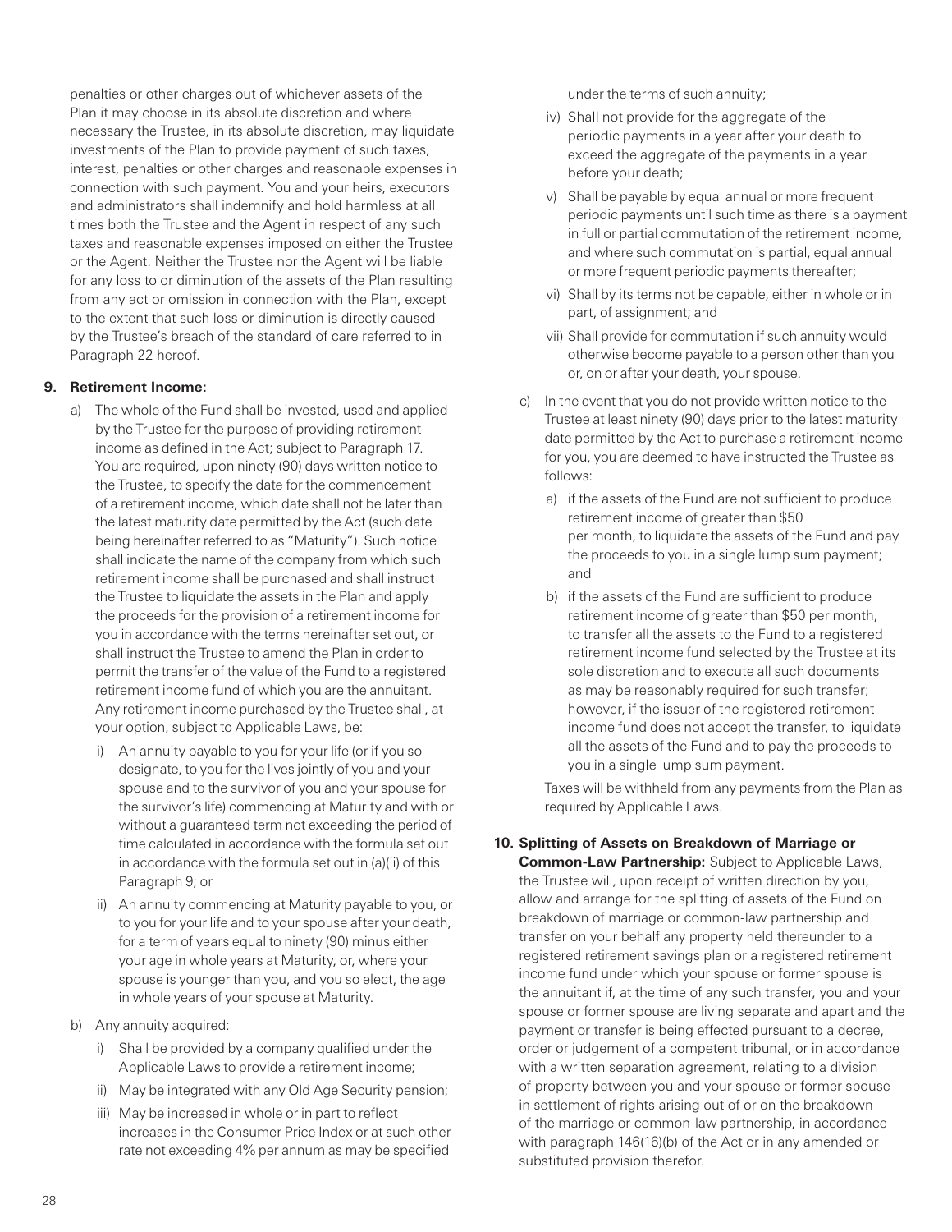penalties or other charges out of whichever assets of the Plan it may choose in its absolute discretion and where necessary the Trustee, in its absolute discretion, may liquidate investments of the Plan to provide payment of such taxes, interest, penalties or other charges and reasonable expenses in connection with such payment. You and your heirs, executors and administrators shall indemnify and hold harmless at all times both the Trustee and the Agent in respect of any such taxes and reasonable expenses imposed on either the Trustee or the Agent. Neither the Trustee nor the Agent will be liable for any loss to or diminution of the assets of the Plan resulting from any act or omission in connection with the Plan, except to the extent that such loss or diminution is directly caused by the Trustee's breach of the standard of care referred to in Paragraph 22 hereof.

**9. Retirement Income:**

a) The whole of the Fund shall be invested, used and applied by the Trustee for the purpose of providing retirement income as defined in the Act; subject to Paragraph 17. You are required, upon ninety (90) days written notice to the Trustee, to specify the date for the commencement of a retirement income, which date shall not be later than the latest maturity date permitted by the Act (such date being hereinafter referred to as "Maturity"). Such notice shall indicate the name of the company from which such retirement income shall be purchased and shall instruct the Trustee to liquidate the assets in the Plan and apply the proceeds for the provision of a retirement income for you in accordance with the terms hereinafter set out, or shall instruct the Trustee to amend the Plan in order to permit the transfer of the value of the Fund to a registered retirement income fund of which you are the annuitant. Any retirement income purchased by the Trustee shall, at your option, subject to Applicable Laws, be:

   i) An annuity payable to you for your life (or if you so designate, to you for the lives jointly of you and your spouse and to the survivor of you and your spouse for the survivor's life) commencing at Maturity and with or without a guaranteed term not exceeding the period of time calculated in accordance with the formula set out in accordance with the formula set out in (a)(ii) of this Paragraph 9; or

   ii) An annuity commencing at Maturity payable to you, or to you for your life and to your spouse after your death, for a term of years equal to ninety (90) minus either your age in whole years at Maturity, or, where your spouse is younger than you, and you so elect, the age in whole years of your spouse at Maturity.

b) Any annuity acquired:

   i) Shall be provided by a company qualified under the Applicable Laws to provide a retirement income;

   ii) May be integrated with any Old Age Security pension;

   iii) May be increased in whole or in part to reflect increases in the Consumer Price Index or at such other rate not exceeding 4% per annum as may be specified under the terms of such annuity;

   iv) Shall not provide for the aggregate of the periodic payments in a year after your death to exceed the aggregate of the payments in a year before your death;

   v) Shall be payable by equal annual or more frequent periodic payments until such time as there is a payment in full or partial commutation of the retirement income, and where such commutation is partial, equal annual or more frequent periodic payments thereafter;

   vi) Shall by its terms not be capable, either in whole or in part, of assignment; and

   vii) Shall provide for commutation if such annuity would otherwise become payable to a person other than you or, on or after your death, your spouse.

c) In the event that you do not provide written notice to the Trustee at least ninety (90) days prior to the latest maturity date permitted by the Act to purchase a retirement income for you, you are deemed to have instructed the Trustee as follows:

   a) if the assets of the Fund are not sufficient to produce retirement income of greater than $50 per month, to liquidate the assets of the Fund and pay the proceeds to you in a single lump sum payment; and

   b) if the assets of the Fund are sufficient to produce retirement income of greater than $50 per month, to transfer all the assets to the Fund to a registered retirement income fund selected by the Trustee at its sole discretion and to execute all such documents as may be reasonably required for such transfer; however, if the issuer of the registered retirement income fund does not accept the transfer, to liquidate all the assets of the Fund and to pay the proceeds to you in a single lump sum payment.

   Taxes will be withheld from any payments from the Plan as required by Applicable Laws.

**10. Splitting of Assets on Breakdown of Marriage or Common-Law Partnership:** Subject to Applicable Laws, the Trustee will, upon receipt of written direction by you, allow and arrange for the splitting of assets of the Fund on breakdown of marriage or common-law partnership and transfer on your behalf any property held thereunder to a registered retirement savings plan or a registered retirement income fund under which your spouse or former spouse is the annuitant if, at the time of any such transfer, you and your spouse or former spouse are living separate and apart and the payment or transfer is being effected pursuant to a decree, order or judgement of a competent tribunal, or in accordance with a written separation agreement, relating to a division of property between you and your spouse or former spouse in settlement of rights arising out of or on the breakdown of the marriage or common-law partnership, in accordance with paragraph 146(16)(b) of the Act or in any amended or substituted provision therefor.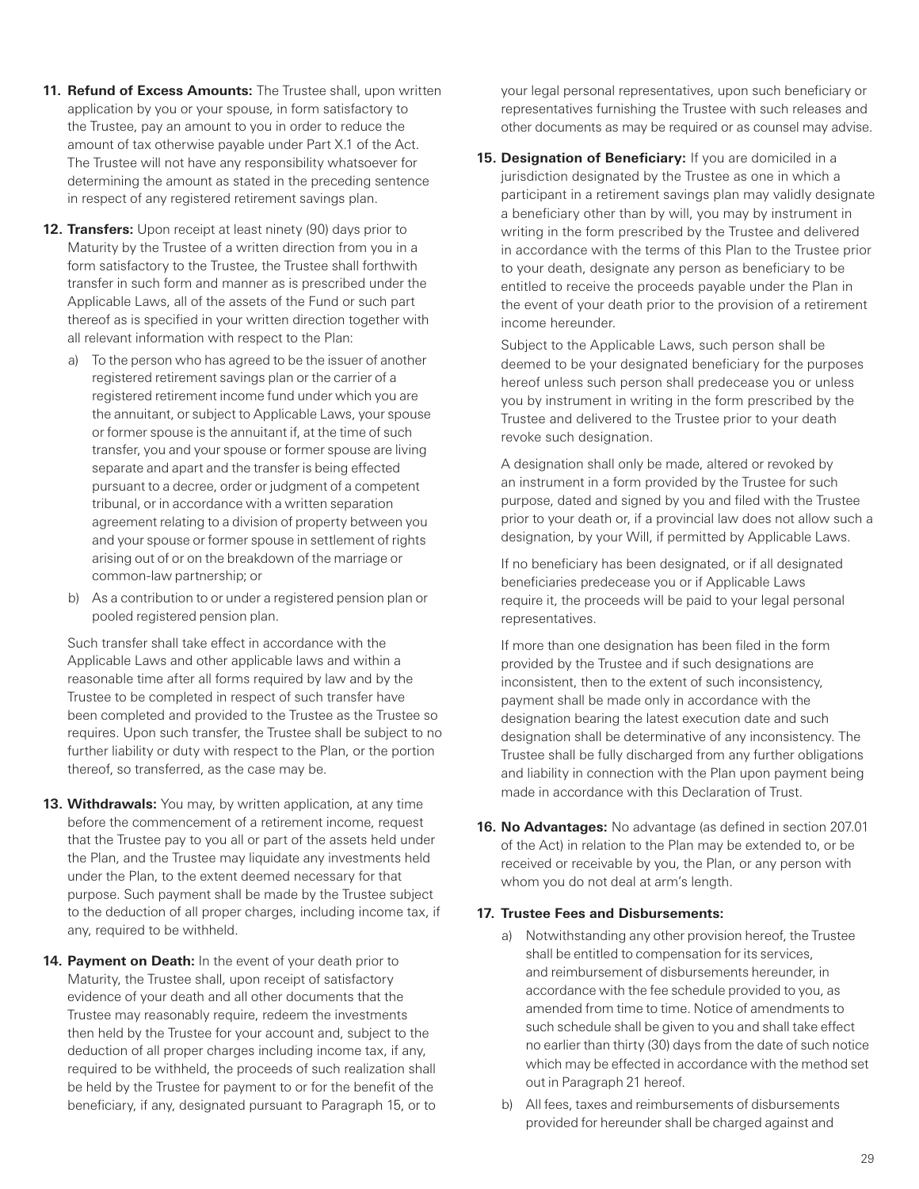11. **Refund of Excess Amounts:** The Trustee shall, upon written application by you or your spouse, in form satisfactory to the Trustee, pay an amount to you in order to reduce the amount of tax otherwise payable under Part X.1 of the Act. The Trustee will not have any responsibility whatsoever for determining the amount as stated in the preceding sentence in respect of any registered retirement savings plan.

12. **Transfers:** Upon receipt at least ninety (90) days prior to Maturity by the Trustee of a written direction from you in a form satisfactory to the Trustee, the Trustee shall forthwith transfer in such form and manner as is prescribed under the Applicable Laws, all of the assets of the Fund or such part thereof as is specified in your written direction together with all relevant information with respect to the Plan:

    a) To the person who has agreed to be the issuer of another registered retirement savings plan or the carrier of a registered retirement income fund under which you are the annuitant, or subject to Applicable Laws, your spouse or former spouse is the annuitant if, at the time of such transfer, you and your spouse or former spouse are living separate and apart and the transfer is being effected pursuant to a decree, order or judgment of a competent tribunal, or in accordance with a written separation agreement relating to a division of property between you and your spouse or former spouse in settlement of rights arising out of or on the breakdown of the marriage or common-law partnership; or

    b) As a contribution to or under a registered pension plan or pooled registered pension plan.

    Such transfer shall take effect in accordance with the Applicable Laws and other applicable laws and within a reasonable time after all forms required by law and by the Trustee to be completed in respect of such transfer have been completed and provided to the Trustee as the Trustee so requires. Upon such transfer, the Trustee shall be subject to no further liability or duty with respect to the Plan, or the portion thereof, so transferred, as the case may be.

13. **Withdrawals:** You may, by written application, at any time before the commencement of a retirement income, request that the Trustee pay to you all or part of the assets held under the Plan, and the Trustee may liquidate any investments held under the Plan, to the extent deemed necessary for that purpose. Such payment shall be made by the Trustee subject to the deduction of all proper charges, including income tax, if any, required to be withheld.

14. **Payment on Death:** In the event of your death prior to Maturity, the Trustee shall, upon receipt of satisfactory evidence of your death and all other documents that the Trustee may reasonably require, redeem the investments then held by the Trustee for your account and, subject to the deduction of all proper charges including income tax, if any, required to be withheld, the proceeds of such realization shall be held by the Trustee for payment to or for the benefit of the beneficiary, if any, designated pursuant to Paragraph 15, or to your legal personal representatives, upon such beneficiary or representatives furnishing the Trustee with such releases and other documents as may be required or as counsel may advise.

15. **Designation of Beneficiary:** If you are domiciled in a jurisdiction designated by the Trustee as one in which a participant in a retirement savings plan may validly designate a beneficiary other than by will, you may by instrument in writing in the form prescribed by the Trustee and delivered in accordance with the terms of this Plan to the Trustee prior to your death, designate any person as beneficiary to be entitled to receive the proceeds payable under the Plan in the event of your death prior to the provision of a retirement income hereunder.

    Subject to the Applicable Laws, such person shall be deemed to be your designated beneficiary for the purposes hereof unless such person shall predecease you or unless you by instrument in writing in the form prescribed by the Trustee and delivered to the Trustee prior to your death revoke such designation.

    A designation shall only be made, altered or revoked by an instrument in a form provided by the Trustee for such purpose, dated and signed by you and filed with the Trustee prior to your death or, if a provincial law does not allow such a designation, by your Will, if permitted by Applicable Laws.

    If no beneficiary has been designated, or if all designated beneficiaries predecease you or if Applicable Laws require it, the proceeds will be paid to your legal personal representatives.

    If more than one designation has been filed in the form provided by the Trustee and if such designations are inconsistent, then to the extent of such inconsistency, payment shall be made only in accordance with the designation bearing the latest execution date and such designation shall be determinative of any inconsistency. The Trustee shall be fully discharged from any further obligations and liability in connection with the Plan upon payment being made in accordance with this Declaration of Trust.

16. **No Advantages:** No advantage (as defined in section 207.01 of the Act) in relation to the Plan may be extended to, or be received or receivable by you, the Plan, or any person with whom you do not deal at arm's length.

17. **Trustee Fees and Disbursements:**

    a) Notwithstanding any other provision hereof, the Trustee shall be entitled to compensation for its services, and reimbursement of disbursements hereunder, in accordance with the fee schedule provided to you, as amended from time to time. Notice of amendments to such schedule shall be given to you and shall take effect no earlier than thirty (30) days from the date of such notice which may be effected in accordance with the method set out in Paragraph 21 hereof.

    b) All fees, taxes and reimbursements of disbursements provided for hereunder shall be charged against and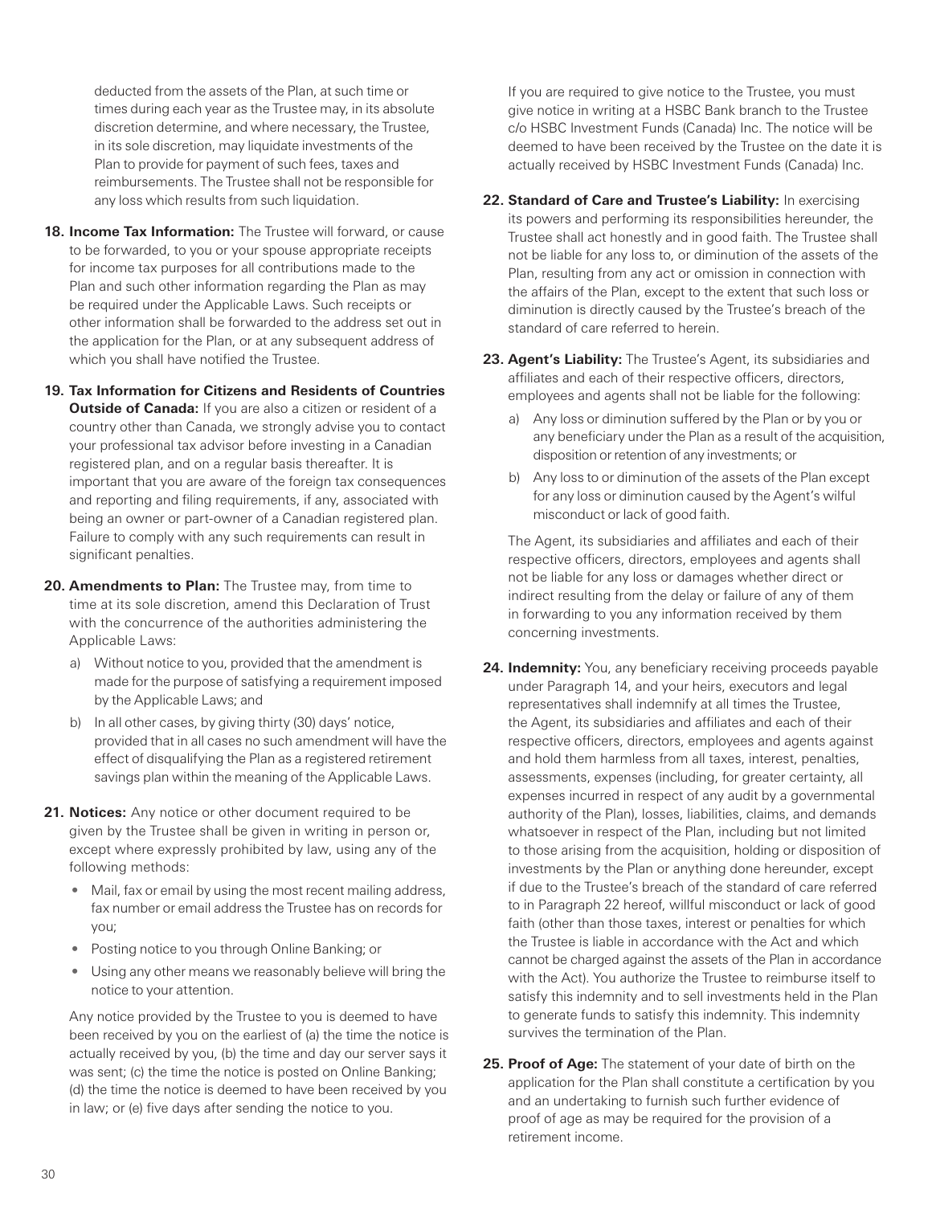deducted from the assets of the Plan, at such time or times during each year as the Trustee may, in its absolute discretion determine, and where necessary, the Trustee, in its sole discretion, may liquidate investments of the Plan to provide for payment of such fees, taxes and reimbursements. The Trustee shall not be responsible for any loss which results from such liquidation.

**18. Income Tax Information:** The Trustee will forward, or cause to be forwarded, to you or your spouse appropriate receipts for income tax purposes for all contributions made to the Plan and such other information regarding the Plan as may be required under the Applicable Laws. Such receipts or other information shall be forwarded to the address set out in the application for the Plan, or at any subsequent address of which you shall have notified the Trustee.

**19. Tax Information for Citizens and Residents of Countries Outside of Canada:** If you are also a citizen or resident of a country other than Canada, we strongly advise you to contact your professional tax advisor before investing in a Canadian registered plan, and on a regular basis thereafter. It is important that you are aware of the foreign tax consequences and reporting and filing requirements, if any, associated with being an owner or part-owner of a Canadian registered plan. Failure to comply with any such requirements can result in significant penalties.

**20. Amendments to Plan:** The Trustee may, from time to time at its sole discretion, amend this Declaration of Trust with the concurrence of the authorities administering the Applicable Laws:

a) Without notice to you, provided that the amendment is made for the purpose of satisfying a requirement imposed by the Applicable Laws; and

b) In all other cases, by giving thirty (30) days' notice, provided that in all cases no such amendment will have the effect of disqualifying the Plan as a registered retirement savings plan within the meaning of the Applicable Laws.

**21. Notices:** Any notice or other document required to be given by the Trustee shall be given in writing in person or, except where expressly prohibited by law, using any of the following methods:

- Mail, fax or email by using the most recent mailing address, fax number or email address the Trustee has on records for you;
- Posting notice to you through Online Banking; or
- Using any other means we reasonably believe will bring the notice to your attention.

Any notice provided by the Trustee to you is deemed to have been received by you on the earliest of (a) the time the notice is actually received by you, (b) the time and day our server says it was sent; (c) the time the notice is posted on Online Banking; (d) the time the notice is deemed to have been received by you in law; or (e) five days after sending the notice to you.

If you are required to give notice to the Trustee, you must give notice in writing at a HSBC Bank branch to the Trustee c/o HSBC Investment Funds (Canada) Inc. The notice will be deemed to have been received by the Trustee on the date it is actually received by HSBC Investment Funds (Canada) Inc.

**22. Standard of Care and Trustee's Liability:** In exercising its powers and performing its responsibilities hereunder, the Trustee shall act honestly and in good faith. The Trustee shall not be liable for any loss to, or diminution of the assets of the Plan, resulting from any act or omission in connection with the affairs of the Plan, except to the extent that such loss or diminution is directly caused by the Trustee's breach of the standard of care referred to herein.

**23. Agent's Liability:** The Trustee's Agent, its subsidiaries and affiliates and each of their respective officers, directors, employees and agents shall not be liable for the following:

a) Any loss or diminution suffered by the Plan or by you or any beneficiary under the Plan as a result of the acquisition, disposition or retention of any investments; or

b) Any loss to or diminution of the assets of the Plan except for any loss or diminution caused by the Agent's wilful misconduct or lack of good faith.

The Agent, its subsidiaries and affiliates and each of their respective officers, directors, employees and agents shall not be liable for any loss or damages whether direct or indirect resulting from the delay or failure of any of them in forwarding to you any information received by them concerning investments.

**24. Indemnity:** You, any beneficiary receiving proceeds payable under Paragraph 14, and your heirs, executors and legal representatives shall indemnify at all times the Trustee, the Agent, its subsidiaries and affiliates and each of their respective officers, directors, employees and agents against and hold them harmless from all taxes, interest, penalties, assessments, expenses (including, for greater certainty, all expenses incurred in respect of any audit by a governmental authority of the Plan), losses, liabilities, claims, and demands whatsoever in respect of the Plan, including but not limited to those arising from the acquisition, holding or disposition of investments by the Plan or anything done hereunder, except if due to the Trustee's breach of the standard of care referred to in Paragraph 22 hereof, willful misconduct or lack of good faith (other than those taxes, interest or penalties for which the Trustee is liable in accordance with the Act and which cannot be charged against the assets of the Plan in accordance with the Act). You authorize the Trustee to reimburse itself to satisfy this indemnity and to sell investments held in the Plan to generate funds to satisfy this indemnity. This indemnity survives the termination of the Plan.

**25. Proof of Age:** The statement of your date of birth on the application for the Plan shall constitute a certification by you and an undertaking to furnish such further evidence of proof of age as may be required for the provision of a retirement income.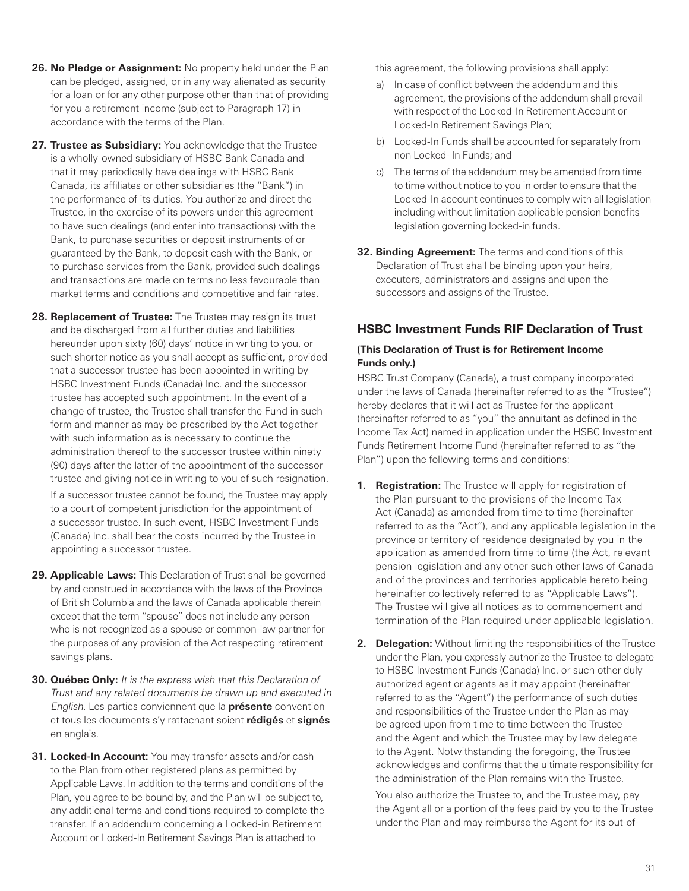**26. No Pledge or Assignment:** No property held under the Plan can be pledged, assigned, or in any way alienated as security for a loan or for any other purpose other than that of providing for you a retirement income (subject to Paragraph 17) in accordance with the terms of the Plan.

**27. Trustee as Subsidiary:** You acknowledge that the Trustee is a wholly-owned subsidiary of HSBC Bank Canada and that it may periodically have dealings with HSBC Bank Canada, its affiliates or other subsidiaries (the "Bank") in the performance of its duties. You authorize and direct the Trustee, in the exercise of its powers under this agreement to have such dealings (and enter into transactions) with the Bank, to purchase securities or deposit instruments of or guaranteed by the Bank, to deposit cash with the Bank, or to purchase services from the Bank, provided such dealings and transactions are made on terms no less favourable than market terms and conditions and competitive and fair rates.

**28. Replacement of Trustee:** The Trustee may resign its trust and be discharged from all further duties and liabilities hereunder upon sixty (60) days' notice in writing to you, or such shorter notice as you shall accept as sufficient, provided that a successor trustee has been appointed in writing by HSBC Investment Funds (Canada) Inc. and the successor trustee has accepted such appointment. In the event of a change of trustee, the Trustee shall transfer the Fund in such form and manner as may be prescribed by the Act together with such information as is necessary to continue the administration thereof to the successor trustee within ninety (90) days after the latter of the appointment of the successor trustee and giving notice in writing to you of such resignation.

If a successor trustee cannot be found, the Trustee may apply to a court of competent jurisdiction for the appointment of a successor trustee. In such event, HSBC Investment Funds (Canada) Inc. shall bear the costs incurred by the Trustee in appointing a successor trustee.

**29. Applicable Laws:** This Declaration of Trust shall be governed by and construed in accordance with the laws of the Province of British Columbia and the laws of Canada applicable therein except that the term "spouse" does not include any person who is not recognized as a spouse or common-law partner for the purposes of any provision of the Act respecting retirement savings plans.

**30. Québec Only:** *It is the express wish that this Declaration of Trust and any related documents be drawn up and executed in English.* Les parties conviennent que la **présente** convention et tous les documents s'y rattachant soient **rédigés** et **signés** en anglais.

**31. Locked-In Account:** You may transfer assets and/or cash to the Plan from other registered plans as permitted by Applicable Laws. In addition to the terms and conditions of the Plan, you agree to be bound by, and the Plan will be subject to, any additional terms and conditions required to complete the transfer. If an addendum concerning a Locked-in Retirement Account or Locked-In Retirement Savings Plan is attached to this agreement, the following provisions shall apply:

a) In case of conflict between the addendum and this agreement, the provisions of the addendum shall prevail with respect of the Locked-In Retirement Account or Locked-In Retirement Savings Plan;

b) Locked-In Funds shall be accounted for separately from non Locked- In Funds; and

c) The terms of the addendum may be amended from time to time without notice to you in order to ensure that the Locked-In account continues to comply with all legislation including without limitation applicable pension benefits legislation governing locked-in funds.

**32. Binding Agreement:** The terms and conditions of this Declaration of Trust shall be binding upon your heirs, executors, administrators and assigns and upon the successors and assigns of the Trustee.

## HSBC Investment Funds RIF Declaration of Trust

**(This Declaration of Trust is for Retirement Income Funds only.)**

HSBC Trust Company (Canada), a trust company incorporated under the laws of Canada (hereinafter referred to as the "Trustee") hereby declares that it will act as Trustee for the applicant (hereinafter referred to as "you" the annuitant as defined in the Income Tax Act) named in application under the HSBC Investment Funds Retirement Income Fund (hereinafter referred to as "the Plan") upon the following terms and conditions:

**1. Registration:** The Trustee will apply for registration of the Plan pursuant to the provisions of the Income Tax Act (Canada) as amended from time to time (hereinafter referred to as the "Act"), and any applicable legislation in the province or territory of residence designated by you in the application as amended from time to time (the Act, relevant pension legislation and any other such other laws of Canada and of the provinces and territories applicable hereto being hereinafter collectively referred to as "Applicable Laws"). The Trustee will give all notices as to commencement and termination of the Plan required under applicable legislation.

**2. Delegation:** Without limiting the responsibilities of the Trustee under the Plan, you expressly authorize the Trustee to delegate to HSBC Investment Funds (Canada) Inc. or such other duly authorized agent or agents as it may appoint (hereinafter referred to as the "Agent") the performance of such duties and responsibilities of the Trustee under the Plan as may be agreed upon from time to time between the Trustee and the Agent and which the Trustee may by law delegate to the Agent. Notwithstanding the foregoing, the Trustee acknowledges and confirms that the ultimate responsibility for the administration of the Plan remains with the Trustee.

You also authorize the Trustee to, and the Trustee may, pay the Agent all or a portion of the fees paid by you to the Trustee under the Plan and may reimburse the Agent for its out-of-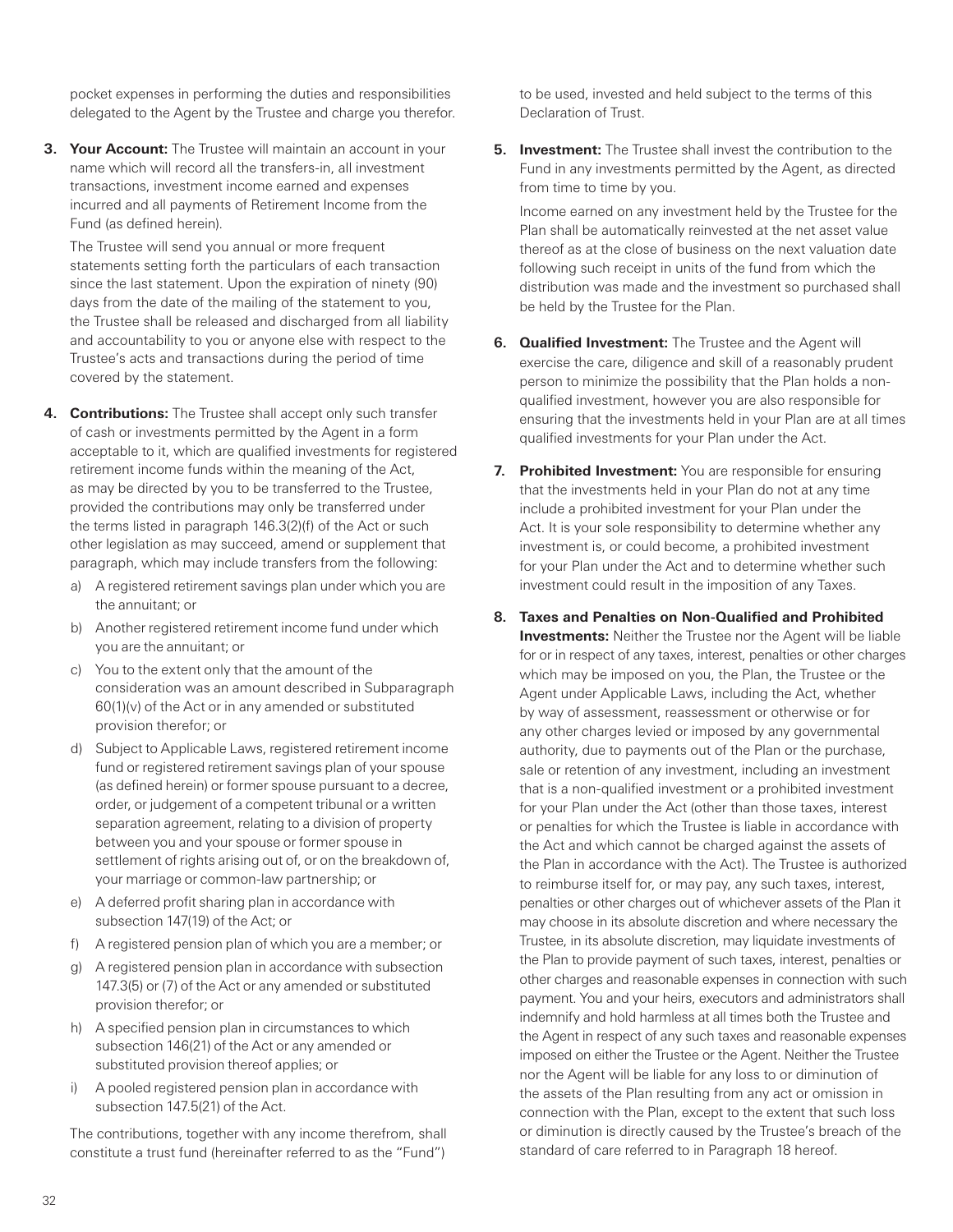pocket expenses in performing the duties and responsibilities delegated to the Agent by the Trustee and charge you therefor.

3. **Your Account:** The Trustee will maintain an account in your name which will record all the transfers-in, all investment transactions, investment income earned and expenses incurred and all payments of Retirement Income from the Fund (as defined herein).

   The Trustee will send you annual or more frequent statements setting forth the particulars of each transaction since the last statement. Upon the expiration of ninety (90) days from the date of the mailing of the statement to you, the Trustee shall be released and discharged from all liability and accountability to you or anyone else with respect to the Trustee's acts and transactions during the period of time covered by the statement.

4. **Contributions:** The Trustee shall accept only such transfer of cash or investments permitted by the Agent in a form acceptable to it, which are qualified investments for registered retirement income funds within the meaning of the Act, as may be directed by you to be transferred to the Trustee, provided the contributions may only be transferred under the terms listed in paragraph 146.3(2)(f) of the Act or such other legislation as may succeed, amend or supplement that paragraph, which may include transfers from the following:

   a) A registered retirement savings plan under which you are the annuitant; or
   b) Another registered retirement income fund under which you are the annuitant; or
   c) You to the extent only that the amount of the consideration was an amount described in Subparagraph 60(1)(v) of the Act or in any amended or substituted provision therefor; or
   d) Subject to Applicable Laws, registered retirement income fund or registered retirement savings plan of your spouse (as defined herein) or former spouse pursuant to a decree, order, or judgement of a competent tribunal or a written separation agreement, relating to a division of property between you and your spouse or former spouse in settlement of rights arising out of, or on the breakdown of, your marriage or common-law partnership; or
   e) A deferred profit sharing plan in accordance with subsection 147(19) of the Act; or
   f) A registered pension plan of which you are a member; or
   g) A registered pension plan in accordance with subsection 147.3(5) or (7) of the Act or any amended or substituted provision therefor; or
   h) A specified pension plan in circumstances to which subsection 146(21) of the Act or any amended or substituted provision thereof applies; or
   i) A pooled registered pension plan in accordance with subsection 147.5(21) of the Act.

   The contributions, together with any income therefrom, shall constitute a trust fund (hereinafter referred to as the "Fund") to be used, invested and held subject to the terms of this Declaration of Trust.

5. **Investment:** The Trustee shall invest the contribution to the Fund in any investments permitted by the Agent, as directed from time to time by you.

   Income earned on any investment held by the Trustee for the Plan shall be automatically reinvested at the net asset value thereof as at the close of business on the next valuation date following such receipt in units of the fund from which the distribution was made and the investment so purchased shall be held by the Trustee for the Plan.

6. **Qualified Investment:** The Trustee and the Agent will exercise the care, diligence and skill of a reasonably prudent person to minimize the possibility that the Plan holds a non-qualified investment, however you are also responsible for ensuring that the investments held in your Plan are at all times qualified investments for your Plan under the Act.

7. **Prohibited Investment:** You are responsible for ensuring that the investments held in your Plan do not at any time include a prohibited investment for your Plan under the Act. It is your sole responsibility to determine whether any investment is, or could become, a prohibited investment for your Plan under the Act and to determine whether such investment could result in the imposition of any Taxes.

8. **Taxes and Penalties on Non-Qualified and Prohibited Investments:** Neither the Trustee nor the Agent will be liable for or in respect of any taxes, interest, penalties or other charges which may be imposed on you, the Plan, the Trustee or the Agent under Applicable Laws, including the Act, whether by way of assessment, reassessment or otherwise or for any other charges levied or imposed by any governmental authority, due to payments out of the Plan or the purchase, sale or retention of any investment, including an investment that is a non-qualified investment or a prohibited investment for your Plan under the Act (other than those taxes, interest or penalties for which the Trustee is liable in accordance with the Act and which cannot be charged against the assets of the Plan in accordance with the Act). The Trustee is authorized to reimburse itself for, or may pay, any such taxes, interest, penalties or other charges out of whichever assets of the Plan it may choose in its absolute discretion and where necessary the Trustee, in its absolute discretion, may liquidate investments of the Plan to provide payment of such taxes, interest, penalties or other charges and reasonable expenses in connection with such payment. You and your heirs, executors and administrators shall indemnify and hold harmless at all times both the Trustee and the Agent in respect of any such taxes and reasonable expenses imposed on either the Trustee or the Agent. Neither the Trustee nor the Agent will be liable for any loss to or diminution of the assets of the Plan resulting from any act or omission in connection with the Plan, except to the extent that such loss or diminution is directly caused by the Trustee's breach of the standard of care referred to in Paragraph 18 hereof.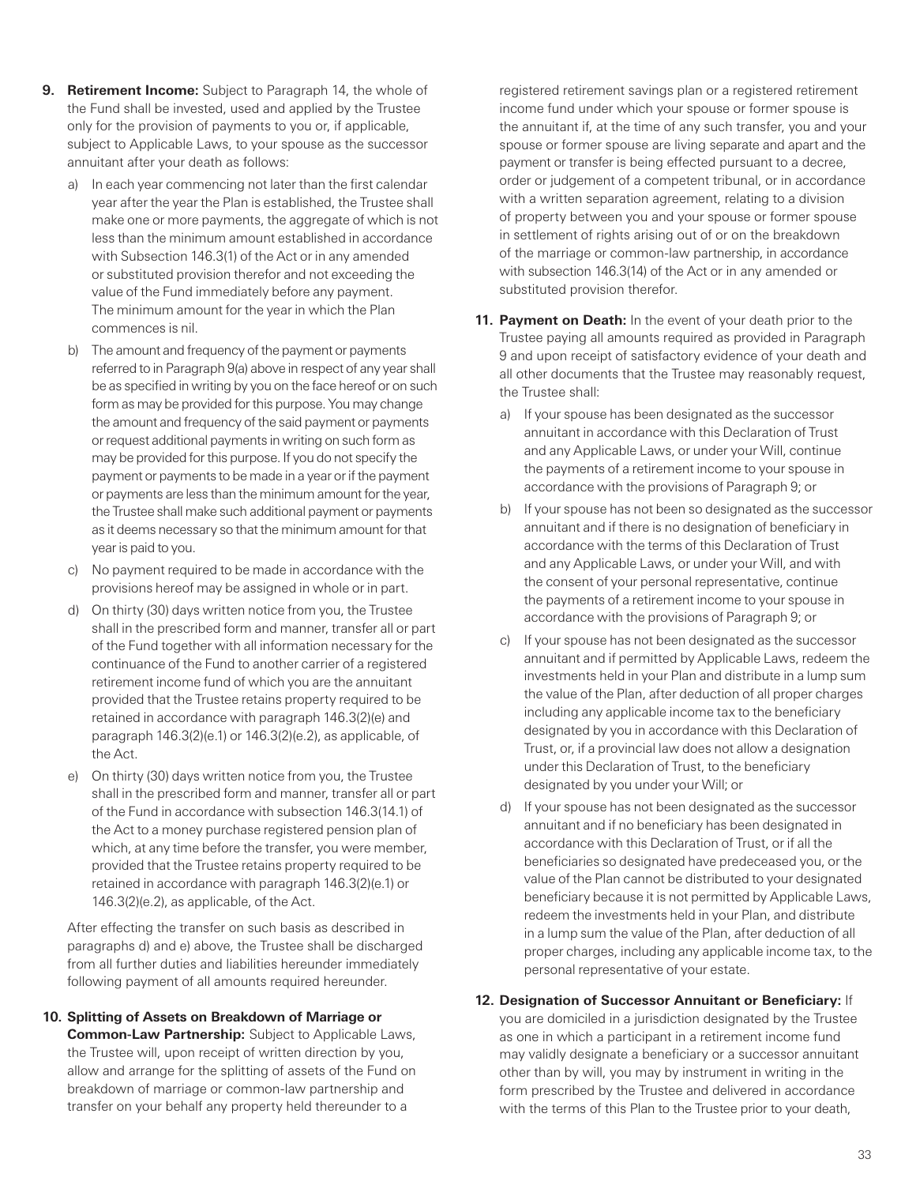9. **Retirement Income:** Subject to Paragraph 14, the whole of the Fund shall be invested, used and applied by the Trustee only for the provision of payments to you or, if applicable, subject to Applicable Laws, to your spouse as the successor annuitant after your death as follows:

   a) In each year commencing not later than the first calendar year after the year the Plan is established, the Trustee shall make one or more payments, the aggregate of which is not less than the minimum amount established in accordance with Subsection 146.3(1) of the Act or in any amended or substituted provision therefor and not exceeding the value of the Fund immediately before any payment. The minimum amount for the year in which the Plan commences is nil.

   b) The amount and frequency of the payment or payments referred to in Paragraph 9(a) above in respect of any year shall be as specified in writing by you on the face hereof or on such form as may be provided for this purpose. You may change the amount and frequency of the said payment or payments or request additional payments in writing on such form as may be provided for this purpose. If you do not specify the payment or payments to be made in a year or if the payment or payments are less than the minimum amount for the year, the Trustee shall make such additional payment or payments as it deems necessary so that the minimum amount for that year is paid to you.

   c) No payment required to be made in accordance with the provisions hereof may be assigned in whole or in part.

   d) On thirty (30) days written notice from you, the Trustee shall in the prescribed form and manner, transfer all or part of the Fund together with all information necessary for the continuance of the Fund to another carrier of a registered retirement income fund of which you are the annuitant provided that the Trustee retains property required to be retained in accordance with paragraph 146.3(2)(e) and paragraph 146.3(2)(e.1) or 146.3(2)(e.2), as applicable, of the Act.

   e) On thirty (30) days written notice from you, the Trustee shall in the prescribed form and manner, transfer all or part of the Fund in accordance with subsection 146.3(14.1) of the Act to a money purchase registered pension plan of which, at any time before the transfer, you were member, provided that the Trustee retains property required to be retained in accordance with paragraph 146.3(2)(e.1) or 146.3(2)(e.2), as applicable, of the Act.

   After effecting the transfer on such basis as described in paragraphs d) and e) above, the Trustee shall be discharged from all further duties and liabilities hereunder immediately following payment of all amounts required hereunder.

10. **Splitting of Assets on Breakdown of Marriage or Common-Law Partnership:** Subject to Applicable Laws, the Trustee will, upon receipt of written direction by you, allow and arrange for the splitting of assets of the Fund on breakdown of marriage or common-law partnership and transfer on your behalf any property held thereunder to a registered retirement savings plan or a registered retirement income fund under which your spouse or former spouse is the annuitant if, at the time of any such transfer, you and your spouse or former spouse are living separate and apart and the payment or transfer is being effected pursuant to a decree, order or judgement of a competent tribunal, or in accordance with a written separation agreement, relating to a division of property between you and your spouse or former spouse in settlement of rights arising out of or on the breakdown of the marriage or common-law partnership, in accordance with subsection 146.3(14) of the Act or in any amended or substituted provision therefor.

11. **Payment on Death:** In the event of your death prior to the Trustee paying all amounts required as provided in Paragraph 9 and upon receipt of satisfactory evidence of your death and all other documents that the Trustee may reasonably request, the Trustee shall:

    a) If your spouse has been designated as the successor annuitant in accordance with this Declaration of Trust and any Applicable Laws, or under your Will, continue the payments of a retirement income to your spouse in accordance with the provisions of Paragraph 9; or

    b) If your spouse has not been so designated as the successor annuitant and if there is no designation of beneficiary in accordance with the terms of this Declaration of Trust and any Applicable Laws, or under your Will, and with the consent of your personal representative, continue the payments of a retirement income to your spouse in accordance with the provisions of Paragraph 9; or

    c) If your spouse has not been designated as the successor annuitant and if permitted by Applicable Laws, redeem the investments held in your Plan and distribute in a lump sum the value of the Plan, after deduction of all proper charges including any applicable income tax to the beneficiary designated by you in accordance with this Declaration of Trust, or, if a provincial law does not allow a designation under this Declaration of Trust, to the beneficiary designated by you under your Will; or

    d) If your spouse has not been designated as the successor annuitant and if no beneficiary has been designated in accordance with this Declaration of Trust, or if all the beneficiaries so designated have predeceased you, or the value of the Plan cannot be distributed to your designated beneficiary because it is not permitted by Applicable Laws, redeem the investments held in your Plan, and distribute in a lump sum the value of the Plan, after deduction of all proper charges, including any applicable income tax, to the personal representative of your estate.

12. **Designation of Successor Annuitant or Beneficiary:** If you are domiciled in a jurisdiction designated by the Trustee as one in which a participant in a retirement income fund may validly designate a beneficiary or a successor annuitant other than by will, you may by instrument in writing in the form prescribed by the Trustee and delivered in accordance with the terms of this Plan to the Trustee prior to your death,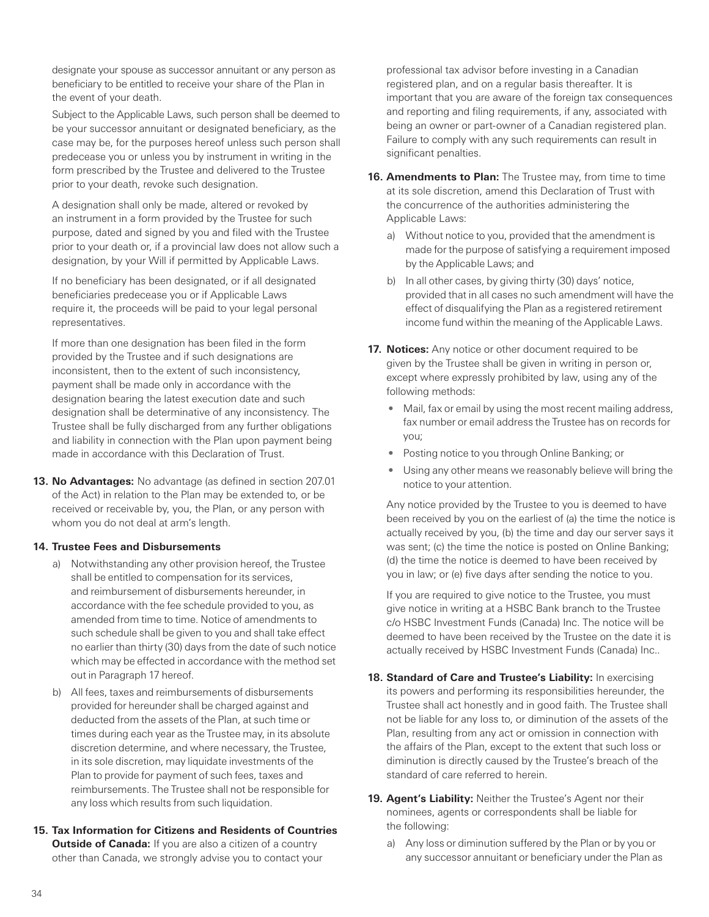designate your spouse as successor annuitant or any person as beneficiary to be entitled to receive your share of the Plan in the event of your death.

Subject to the Applicable Laws, such person shall be deemed to be your successor annuitant or designated beneficiary, as the case may be, for the purposes hereof unless such person shall predecease you or unless you by instrument in writing in the form prescribed by the Trustee and delivered to the Trustee prior to your death, revoke such designation.

A designation shall only be made, altered or revoked by an instrument in a form provided by the Trustee for such purpose, dated and signed by you and filed with the Trustee prior to your death or, if a provincial law does not allow such a designation, by your Will if permitted by Applicable Laws.

If no beneficiary has been designated, or if all designated beneficiaries predecease you or if Applicable Laws require it, the proceeds will be paid to your legal personal representatives.

If more than one designation has been filed in the form provided by the Trustee and if such designations are inconsistent, then to the extent of such inconsistency, payment shall be made only in accordance with the designation bearing the latest execution date and such designation shall be determinative of any inconsistency. The Trustee shall be fully discharged from any further obligations and liability in connection with the Plan upon payment being made in accordance with this Declaration of Trust.

**13. No Advantages:** No advantage (as defined in section 207.01 of the Act) in relation to the Plan may be extended to, or be received or receivable by, you, the Plan, or any person with whom you do not deal at arm's length.

**14. Trustee Fees and Disbursements**

a) Notwithstanding any other provision hereof, the Trustee shall be entitled to compensation for its services, and reimbursement of disbursements hereunder, in accordance with the fee schedule provided to you, as amended from time to time. Notice of amendments to such schedule shall be given to you and shall take effect no earlier than thirty (30) days from the date of such notice which may be effected in accordance with the method set out in Paragraph 17 hereof.

b) All fees, taxes and reimbursements of disbursements provided for hereunder shall be charged against and deducted from the assets of the Plan, at such time or times during each year as the Trustee may, in its absolute discretion determine, and where necessary, the Trustee, in its sole discretion, may liquidate investments of the Plan to provide for payment of such fees, taxes and reimbursements. The Trustee shall not be responsible for any loss which results from such liquidation.

**15. Tax Information for Citizens and Residents of Countries Outside of Canada:** If you are also a citizen of a country other than Canada, we strongly advise you to contact your professional tax advisor before investing in a Canadian registered plan, and on a regular basis thereafter. It is important that you are aware of the foreign tax consequences and reporting and filing requirements, if any, associated with being an owner or part-owner of a Canadian registered plan. Failure to comply with any such requirements can result in significant penalties.

**16. Amendments to Plan:** The Trustee may, from time to time at its sole discretion, amend this Declaration of Trust with the concurrence of the authorities administering the Applicable Laws:

a) Without notice to you, provided that the amendment is made for the purpose of satisfying a requirement imposed by the Applicable Laws; and

b) In all other cases, by giving thirty (30) days' notice, provided that in all cases no such amendment will have the effect of disqualifying the Plan as a registered retirement income fund within the meaning of the Applicable Laws.

**17. Notices:** Any notice or other document required to be given by the Trustee shall be given in writing in person or, except where expressly prohibited by law, using any of the following methods:

- Mail, fax or email by using the most recent mailing address, fax number or email address the Trustee has on records for you;
- Posting notice to you through Online Banking; or
- Using any other means we reasonably believe will bring the notice to your attention.

Any notice provided by the Trustee to you is deemed to have been received by you on the earliest of (a) the time the notice is actually received by you, (b) the time and day our server says it was sent; (c) the time the notice is posted on Online Banking; (d) the time the notice is deemed to have been received by you in law; or (e) five days after sending the notice to you.

If you are required to give notice to the Trustee, you must give notice in writing at a HSBC Bank branch to the Trustee c/o HSBC Investment Funds (Canada) Inc. The notice will be deemed to have been received by the Trustee on the date it is actually received by HSBC Investment Funds (Canada) Inc..

**18. Standard of Care and Trustee's Liability:** In exercising its powers and performing its responsibilities hereunder, the Trustee shall act honestly and in good faith. The Trustee shall not be liable for any loss to, or diminution of the assets of the Plan, resulting from any act or omission in connection with the affairs of the Plan, except to the extent that such loss or diminution is directly caused by the Trustee's breach of the standard of care referred to herein.

**19. Agent's Liability:** Neither the Trustee's Agent nor their nominees, agents or correspondents shall be liable for the following:

a) Any loss or diminution suffered by the Plan or by you or any successor annuitant or beneficiary under the Plan as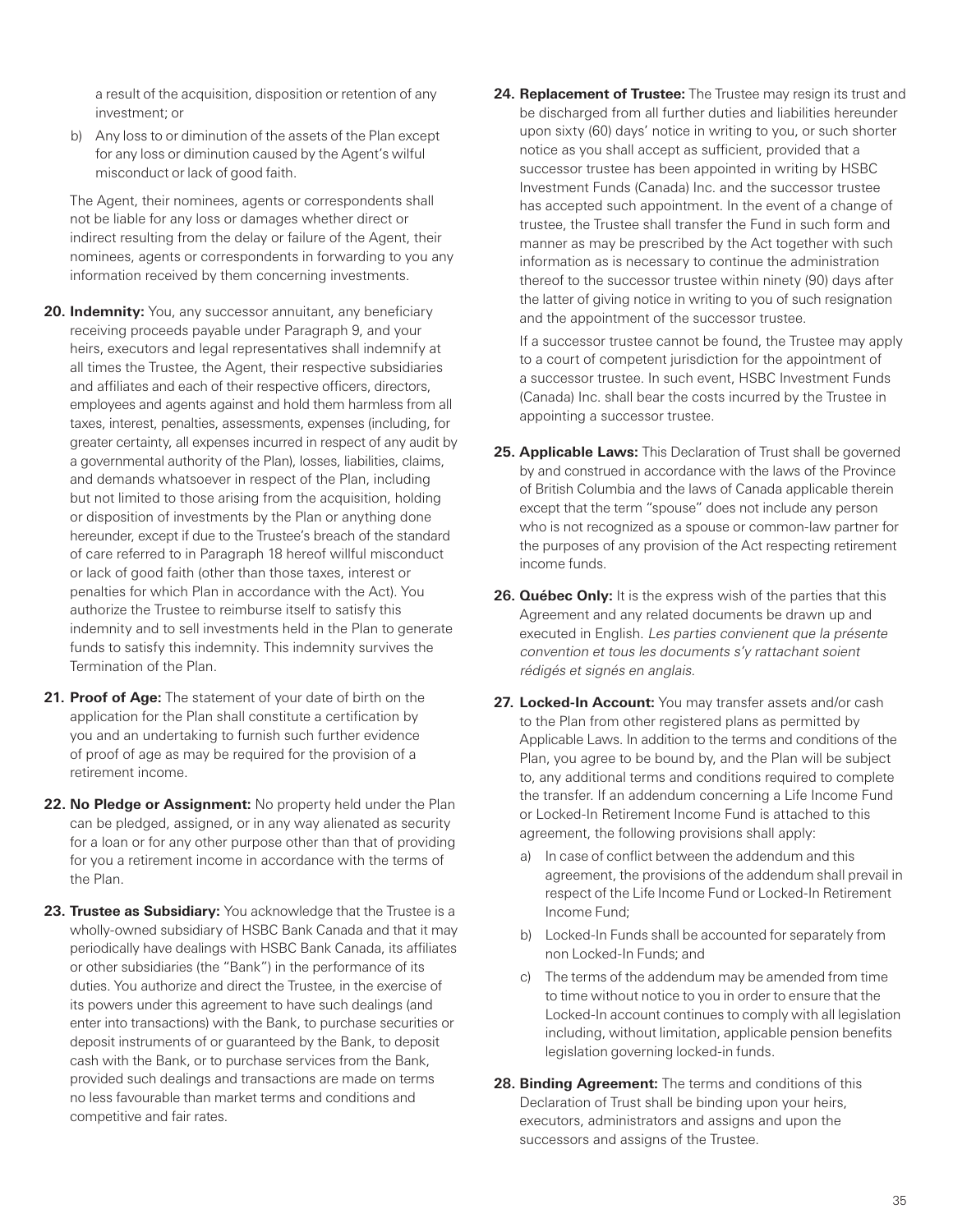a result of the acquisition, disposition or retention of any investment; or

b) Any loss to or diminution of the assets of the Plan except for any loss or diminution caused by the Agent's wilful misconduct or lack of good faith.

The Agent, their nominees, agents or correspondents shall not be liable for any loss or damages whether direct or indirect resulting from the delay or failure of the Agent, their nominees, agents or correspondents in forwarding to you any information received by them concerning investments.

**20. Indemnity:** You, any successor annuitant, any beneficiary receiving proceeds payable under Paragraph 9, and your heirs, executors and legal representatives shall indemnify at all times the Trustee, the Agent, their respective subsidiaries and affiliates and each of their respective officers, directors, employees and agents against and hold them harmless from all taxes, interest, penalties, assessments, expenses (including, for greater certainty, all expenses incurred in respect of any audit by a governmental authority of the Plan), losses, liabilities, claims, and demands whatsoever in respect of the Plan, including but not limited to those arising from the acquisition, holding or disposition of investments by the Plan or anything done hereunder, except if due to the Trustee's breach of the standard of care referred to in Paragraph 18 hereof willful misconduct or lack of good faith (other than those taxes, interest or penalties for which Plan in accordance with the Act). You authorize the Trustee to reimburse itself to satisfy this indemnity and to sell investments held in the Plan to generate funds to satisfy this indemnity. This indemnity survives the Termination of the Plan.

**21. Proof of Age:** The statement of your date of birth on the application for the Plan shall constitute a certification by you and an undertaking to furnish such further evidence of proof of age as may be required for the provision of a retirement income.

**22. No Pledge or Assignment:** No property held under the Plan can be pledged, assigned, or in any way alienated as security for a loan or for any other purpose other than that of providing for you a retirement income in accordance with the terms of the Plan.

**23. Trustee as Subsidiary:** You acknowledge that the Trustee is a wholly-owned subsidiary of HSBC Bank Canada and that it may periodically have dealings with HSBC Bank Canada, its affiliates or other subsidiaries (the "Bank") in the performance of its duties. You authorize and direct the Trustee, in the exercise of its powers under this agreement to have such dealings (and enter into transactions) with the Bank, to purchase securities or deposit instruments of or guaranteed by the Bank, to deposit cash with the Bank, or to purchase services from the Bank, provided such dealings and transactions are made on terms no less favourable than market terms and conditions and competitive and fair rates.

**24. Replacement of Trustee:** The Trustee may resign its trust and be discharged from all further duties and liabilities hereunder upon sixty (60) days' notice in writing to you, or such shorter notice as you shall accept as sufficient, provided that a successor trustee has been appointed in writing by HSBC Investment Funds (Canada) Inc. and the successor trustee has accepted such appointment. In the event of a change of trustee, the Trustee shall transfer the Fund in such form and manner as may be prescribed by the Act together with such information as is necessary to continue the administration thereof to the successor trustee within ninety (90) days after the latter of giving notice in writing to you of such resignation and the appointment of the successor trustee.

If a successor trustee cannot be found, the Trustee may apply to a court of competent jurisdiction for the appointment of a successor trustee. In such event, HSBC Investment Funds (Canada) Inc. shall bear the costs incurred by the Trustee in appointing a successor trustee.

**25. Applicable Laws:** This Declaration of Trust shall be governed by and construed in accordance with the laws of the Province of British Columbia and the laws of Canada applicable therein except that the term "spouse" does not include any person who is not recognized as a spouse or common-law partner for the purposes of any provision of the Act respecting retirement income funds.

**26. Québec Only:** It is the express wish of the parties that this Agreement and any related documents be drawn up and executed in English. *Les parties convienent que la présente convention et tous les documents s'y rattachant soient rédigés et signés en anglais.*

**27. Locked-In Account:** You may transfer assets and/or cash to the Plan from other registered plans as permitted by Applicable Laws. In addition to the terms and conditions of the Plan, you agree to be bound by, and the Plan will be subject to, any additional terms and conditions required to complete the transfer. If an addendum concerning a Life Income Fund or Locked-In Retirement Income Fund is attached to this agreement, the following provisions shall apply:

a) In case of conflict between the addendum and this agreement, the provisions of the addendum shall prevail in respect of the Life Income Fund or Locked-In Retirement Income Fund;

b) Locked-In Funds shall be accounted for separately from non Locked-In Funds; and

c) The terms of the addendum may be amended from time to time without notice to you in order to ensure that the Locked-In account continues to comply with all legislation including, without limitation, applicable pension benefits legislation governing locked-in funds.

**28. Binding Agreement:** The terms and conditions of this Declaration of Trust shall be binding upon your heirs, executors, administrators and assigns and upon the successors and assigns of the Trustee.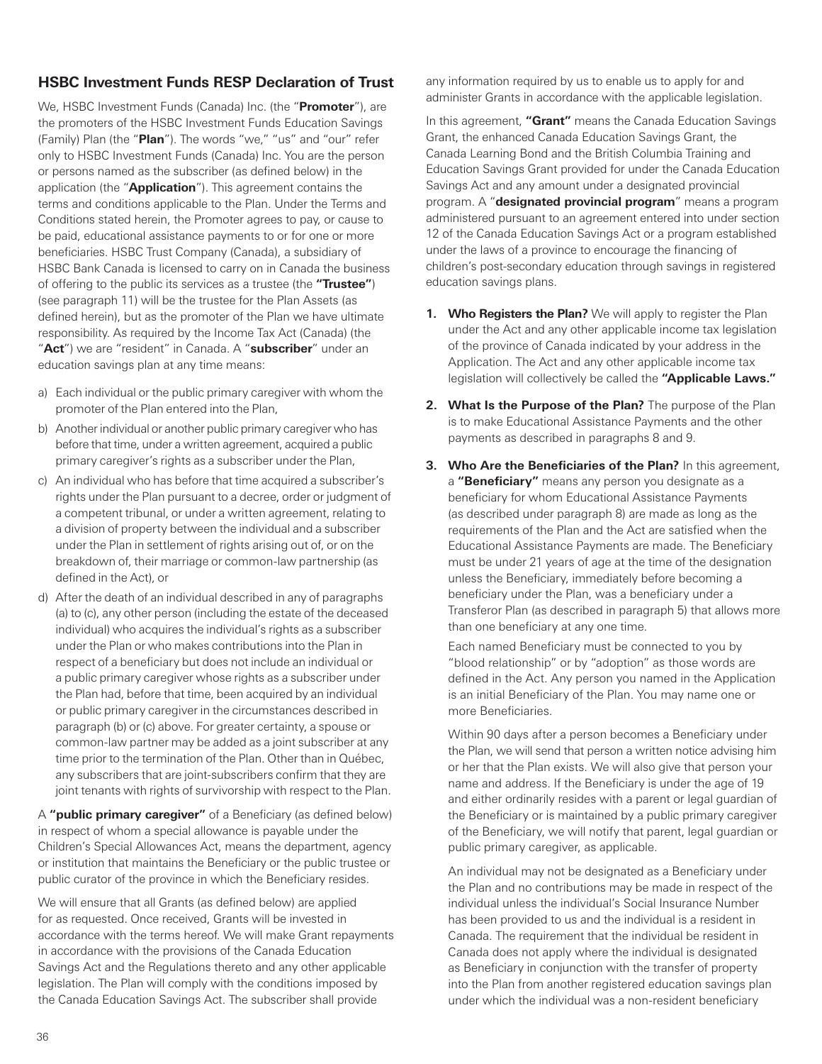## HSBC Investment Funds RESP Declaration of Trust

We, HSBC Investment Funds (Canada) Inc. (the "**Promoter**"), are the promoters of the HSBC Investment Funds Education Savings (Family) Plan (the "**Plan**"). The words "we," "us" and "our" refer only to HSBC Investment Funds (Canada) Inc. You are the person or persons named as the subscriber (as defined below) in the application (the "**Application**"). This agreement contains the terms and conditions applicable to the Plan. Under the Terms and Conditions stated herein, the Promoter agrees to pay, or cause to be paid, educational assistance payments to or for one or more beneficiaries. HSBC Trust Company (Canada), a subsidiary of HSBC Bank Canada is licensed to carry on in Canada the business of offering to the public its services as a trustee (the **"Trustee"**) (see paragraph 11) will be the trustee for the Plan Assets (as defined herein), but as the promoter of the Plan we have ultimate responsibility. As required by the Income Tax Act (Canada) (the "**Act**") we are "resident" in Canada. A "**subscriber**" under an education savings plan at any time means:

a) Each individual or the public primary caregiver with whom the promoter of the Plan entered into the Plan,
b) Another individual or another public primary caregiver who has before that time, under a written agreement, acquired a public primary caregiver's rights as a subscriber under the Plan,
c) An individual who has before that time acquired a subscriber's rights under the Plan pursuant to a decree, order or judgment of a competent tribunal, or under a written agreement, relating to a division of property between the individual and a subscriber under the Plan in settlement of rights arising out of, or on the breakdown of, their marriage or common-law partnership (as defined in the Act), or
d) After the death of an individual described in any of paragraphs (a) to (c), any other person (including the estate of the deceased individual) who acquires the individual's rights as a subscriber under the Plan or who makes contributions into the Plan in respect of a beneficiary but does not include an individual or a public primary caregiver whose rights as a subscriber under the Plan had, before that time, been acquired by an individual or public primary caregiver in the circumstances described in paragraph (b) or (c) above. For greater certainty, a spouse or common-law partner may be added as a joint subscriber at any time prior to the termination of the Plan. Other than in Québec, any subscribers that are joint-subscribers confirm that they are joint tenants with rights of survivorship with respect to the Plan.

A **"public primary caregiver"** of a Beneficiary (as defined below) in respect of whom a special allowance is payable under the Children's Special Allowances Act, means the department, agency or institution that maintains the Beneficiary or the public trustee or public curator of the province in which the Beneficiary resides.

We will ensure that all Grants (as defined below) are applied for as requested. Once received, Grants will be invested in accordance with the terms hereof. We will make Grant repayments in accordance with the provisions of the Canada Education Savings Act and the Regulations thereto and any other applicable legislation. The Plan will comply with the conditions imposed by the Canada Education Savings Act. The subscriber shall provide any information required by us to enable us to apply for and administer Grants in accordance with the applicable legislation.

In this agreement, **"Grant"** means the Canada Education Savings Grant, the enhanced Canada Education Savings Grant, the Canada Learning Bond and the British Columbia Training and Education Savings Grant provided for under the Canada Education Savings Act and any amount under a designated provincial program. A "**designated provincial program**" means a program administered pursuant to an agreement entered into under section 12 of the Canada Education Savings Act or a program established under the laws of a province to encourage the financing of children's post-secondary education through savings in registered education savings plans.

1. **Who Registers the Plan?** We will apply to register the Plan under the Act and any other applicable income tax legislation of the province of Canada indicated by your address in the Application. The Act and any other applicable income tax legislation will collectively be called the **"Applicable Laws."**

2. **What Is the Purpose of the Plan?** The purpose of the Plan is to make Educational Assistance Payments and the other payments as described in paragraphs 8 and 9.

3. **Who Are the Beneficiaries of the Plan?** In this agreement, a **"Beneficiary"** means any person you designate as a beneficiary for whom Educational Assistance Payments (as described under paragraph 8) are made as long as the requirements of the Plan and the Act are satisfied when the Educational Assistance Payments are made. The Beneficiary must be under 21 years of age at the time of the designation unless the Beneficiary, immediately before becoming a beneficiary under the Plan, was a beneficiary under a Transferor Plan (as described in paragraph 5) that allows more than one beneficiary at any one time.

   Each named Beneficiary must be connected to you by "blood relationship" or by "adoption" as those words are defined in the Act. Any person you named in the Application is an initial Beneficiary of the Plan. You may name one or more Beneficiaries.

   Within 90 days after a person becomes a Beneficiary under the Plan, we will send that person a written notice advising him or her that the Plan exists. We will also give that person your name and address. If the Beneficiary is under the age of 19 and either ordinarily resides with a parent or legal guardian of the Beneficiary or is maintained by a public primary caregiver of the Beneficiary, we will notify that parent, legal guardian or public primary caregiver, as applicable.

   An individual may not be designated as a Beneficiary under the Plan and no contributions may be made in respect of the individual unless the individual's Social Insurance Number has been provided to us and the individual is a resident in Canada. The requirement that the individual be resident in Canada does not apply where the individual is designated as Beneficiary in conjunction with the transfer of property into the Plan from another registered education savings plan under which the individual was a non-resident beneficiary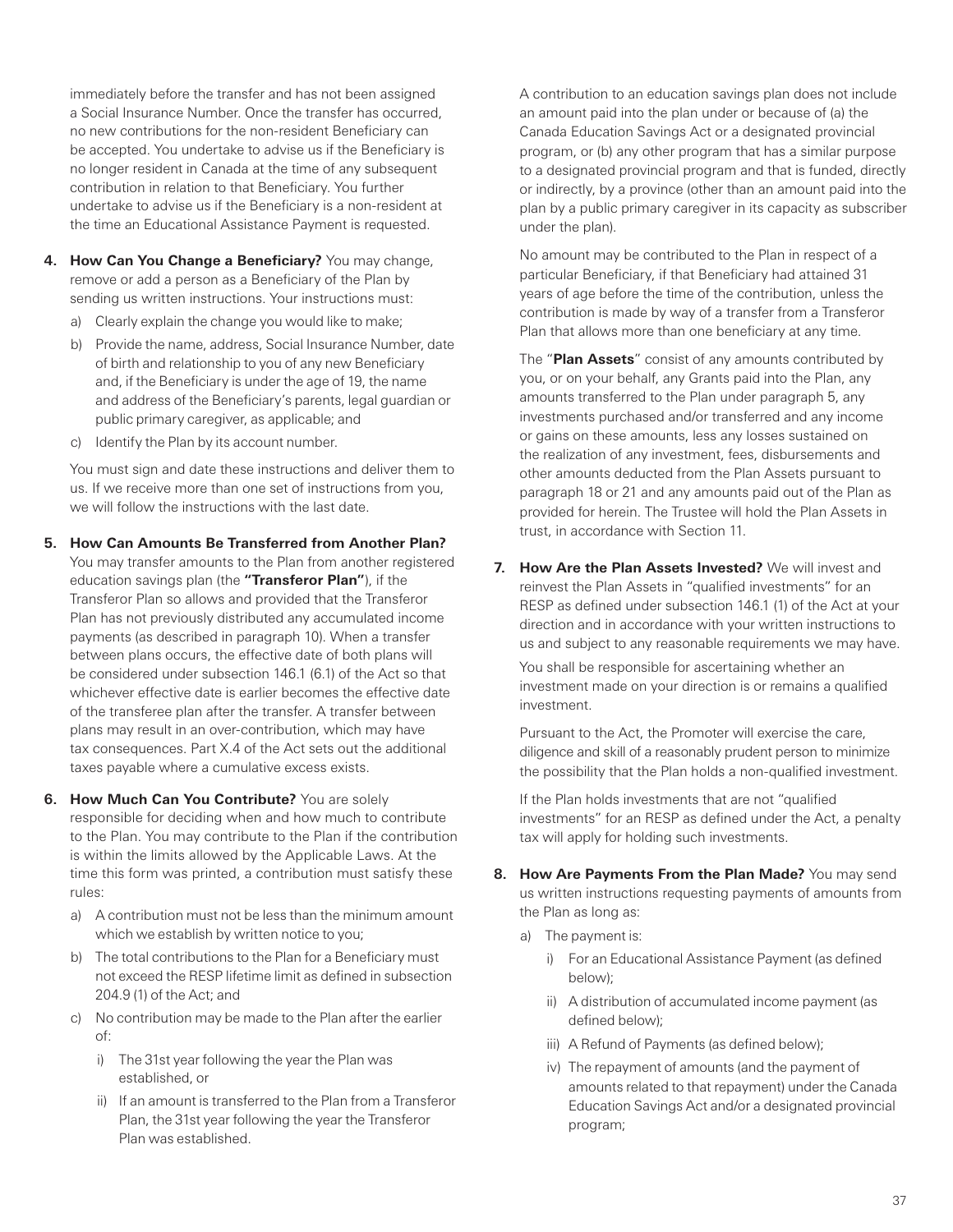immediately before the transfer and has not been assigned a Social Insurance Number. Once the transfer has occurred, no new contributions for the non-resident Beneficiary can be accepted. You undertake to advise us if the Beneficiary is no longer resident in Canada at the time of any subsequent contribution in relation to that Beneficiary. You further undertake to advise us if the Beneficiary is a non-resident at the time an Educational Assistance Payment is requested.

4. **How Can You Change a Beneficiary?** You may change, remove or add a person as a Beneficiary of the Plan by sending us written instructions. Your instructions must:
   a) Clearly explain the change you would like to make;
   b) Provide the name, address, Social Insurance Number, date of birth and relationship to you of any new Beneficiary and, if the Beneficiary is under the age of 19, the name and address of the Beneficiary's parents, legal guardian or public primary caregiver, as applicable; and
   c) Identify the Plan by its account number.

   You must sign and date these instructions and deliver them to us. If we receive more than one set of instructions from you, we will follow the instructions with the last date.

5. **How Can Amounts Be Transferred from Another Plan?** You may transfer amounts to the Plan from another registered education savings plan (the **"Transferor Plan"**), if the Transferor Plan so allows and provided that the Transferor Plan has not previously distributed any accumulated income payments (as described in paragraph 10). When a transfer between plans occurs, the effective date of both plans will be considered under subsection 146.1 (6.1) of the Act so that whichever effective date is earlier becomes the effective date of the transferee plan after the transfer. A transfer between plans may result in an over-contribution, which may have tax consequences. Part X.4 of the Act sets out the additional taxes payable where a cumulative excess exists.

6. **How Much Can You Contribute?** You are solely responsible for deciding when and how much to contribute to the Plan. You may contribute to the Plan if the contribution is within the limits allowed by the Applicable Laws. At the time this form was printed, a contribution must satisfy these rules:
   a) A contribution must not be less than the minimum amount which we establish by written notice to you;
   b) The total contributions to the Plan for a Beneficiary must not exceed the RESP lifetime limit as defined in subsection 204.9 (1) of the Act; and
   c) No contribution may be made to the Plan after the earlier of:
      i) The 31st year following the year the Plan was established, or
      ii) If an amount is transferred to the Plan from a Transferor Plan, the 31st year following the year the Transferor Plan was established.

   A contribution to an education savings plan does not include an amount paid into the plan under or because of (a) the Canada Education Savings Act or a designated provincial program, or (b) any other program that has a similar purpose to a designated provincial program and that is funded, directly or indirectly, by a province (other than an amount paid into the plan by a public primary caregiver in its capacity as subscriber under the plan).

   No amount may be contributed to the Plan in respect of a particular Beneficiary, if that Beneficiary had attained 31 years of age before the time of the contribution, unless the contribution is made by way of a transfer from a Transferor Plan that allows more than one beneficiary at any time.

   The "**Plan Assets**" consist of any amounts contributed by you, or on your behalf, any Grants paid into the Plan, any amounts transferred to the Plan under paragraph 5, any investments purchased and/or transferred and any income or gains on these amounts, less any losses sustained on the realization of any investment, fees, disbursements and other amounts deducted from the Plan Assets pursuant to paragraph 18 or 21 and any amounts paid out of the Plan as provided for herein. The Trustee will hold the Plan Assets in trust, in accordance with Section 11.

7. **How Are the Plan Assets Invested?** We will invest and reinvest the Plan Assets in "qualified investments" for an RESP as defined under subsection 146.1 (1) of the Act at your direction and in accordance with your written instructions to us and subject to any reasonable requirements we may have.

   You shall be responsible for ascertaining whether an investment made on your direction is or remains a qualified investment.

   Pursuant to the Act, the Promoter will exercise the care, diligence and skill of a reasonably prudent person to minimize the possibility that the Plan holds a non-qualified investment.

   If the Plan holds investments that are not "qualified investments" for an RESP as defined under the Act, a penalty tax will apply for holding such investments.

8. **How Are Payments From the Plan Made?** You may send us written instructions requesting payments of amounts from the Plan as long as:
   a) The payment is:
      i) For an Educational Assistance Payment (as defined below);
      ii) A distribution of accumulated income payment (as defined below);
      iii) A Refund of Payments (as defined below);
      iv) The repayment of amounts (and the payment of amounts related to that repayment) under the Canada Education Savings Act and/or a designated provincial program;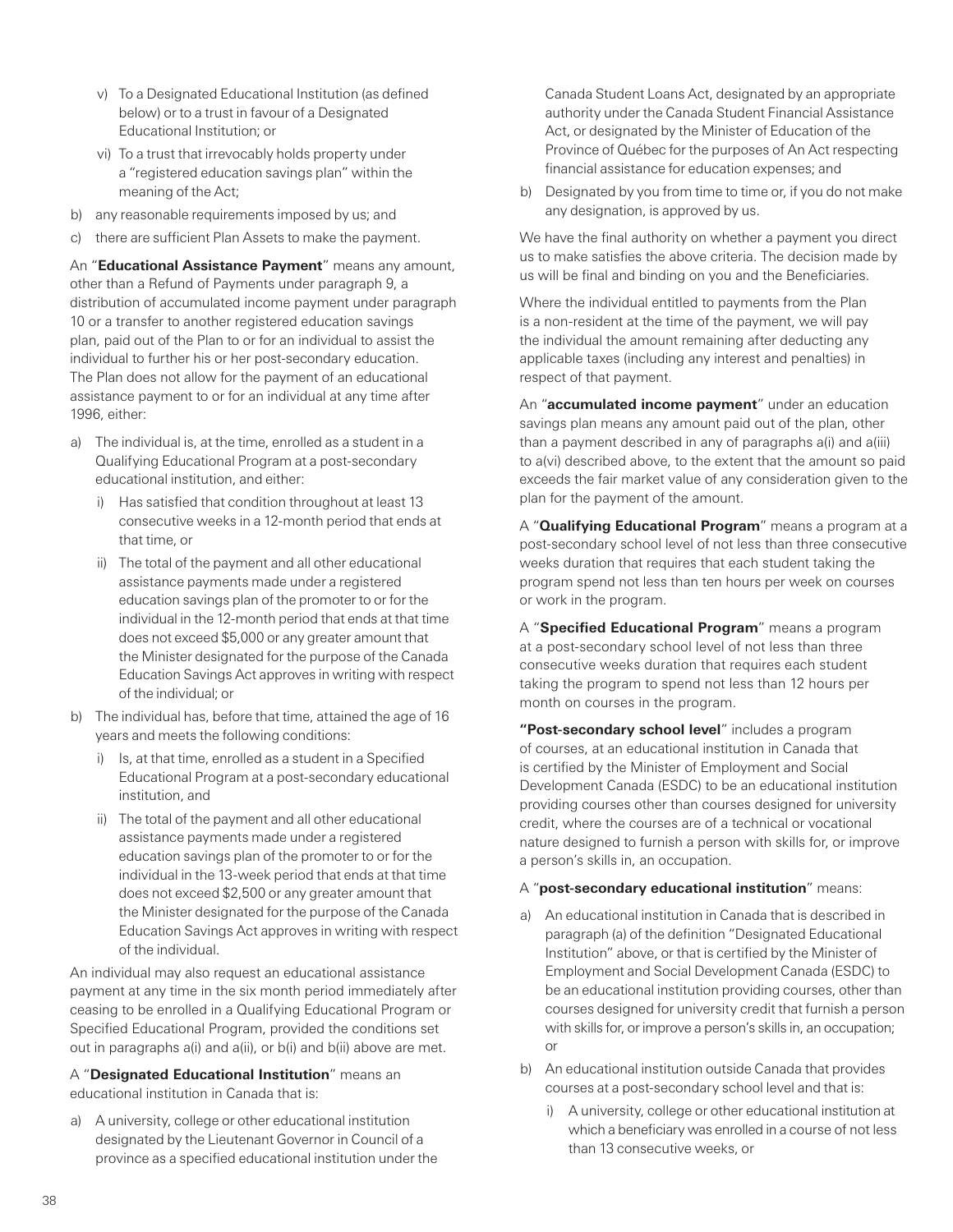- v) To a Designated Educational Institution (as defined below) or to a trust in favour of a Designated Educational Institution; or
   - vi) To a trust that irrevocably holds property under a "registered education savings plan" within the meaning of the Act;
- b) any reasonable requirements imposed by us; and
- c) there are sufficient Plan Assets to make the payment.

An "**Educational Assistance Payment**" means any amount, other than a Refund of Payments under paragraph 9, a distribution of accumulated income payment under paragraph 10 or a transfer to another registered education savings plan, paid out of the Plan to or for an individual to assist the individual to further his or her post-secondary education. The Plan does not allow for the payment of an educational assistance payment to or for an individual at any time after 1996, either:

- a) The individual is, at the time, enrolled as a student in a Qualifying Educational Program at a post-secondary educational institution, and either:
   - i) Has satisfied that condition throughout at least 13 consecutive weeks in a 12-month period that ends at that time, or
   - ii) The total of the payment and all other educational assistance payments made under a registered education savings plan of the promoter to or for the individual in the 12-month period that ends at that time does not exceed $5,000 or any greater amount that the Minister designated for the purpose of the Canada Education Savings Act approves in writing with respect of the individual; or
- b) The individual has, before that time, attained the age of 16 years and meets the following conditions:
   - i) Is, at that time, enrolled as a student in a Specified Educational Program at a post-secondary educational institution, and
   - ii) The total of the payment and all other educational assistance payments made under a registered education savings plan of the promoter to or for the individual in the 13-week period that ends at that time does not exceed $2,500 or any greater amount that the Minister designated for the purpose of the Canada Education Savings Act approves in writing with respect of the individual.

An individual may also request an educational assistance payment at any time in the six month period immediately after ceasing to be enrolled in a Qualifying Educational Program or Specified Educational Program, provided the conditions set out in paragraphs a(i) and a(ii), or b(i) and b(ii) above are met.

A "**Designated Educational Institution**" means an educational institution in Canada that is:

- a) A university, college or other educational institution designated by the Lieutenant Governor in Council of a province as a specified educational institution under the Canada Student Loans Act, designated by an appropriate authority under the Canada Student Financial Assistance Act, or designated by the Minister of Education of the Province of Québec for the purposes of An Act respecting financial assistance for education expenses; and
- b) Designated by you from time to time or, if you do not make any designation, is approved by us.

We have the final authority on whether a payment you direct us to make satisfies the above criteria. The decision made by us will be final and binding on you and the Beneficiaries.

Where the individual entitled to payments from the Plan is a non-resident at the time of the payment, we will pay the individual the amount remaining after deducting any applicable taxes (including any interest and penalties) in respect of that payment.

An "**accumulated income payment**" under an education savings plan means any amount paid out of the plan, other than a payment described in any of paragraphs a(i) and a(iii) to a(vi) described above, to the extent that the amount so paid exceeds the fair market value of any consideration given to the plan for the payment of the amount.

A "**Qualifying Educational Program**" means a program at a post-secondary school level of not less than three consecutive weeks duration that requires that each student taking the program spend not less than ten hours per week on courses or work in the program.

A "**Specified Educational Program**" means a program at a post-secondary school level of not less than three consecutive weeks duration that requires each student taking the program to spend not less than 12 hours per month on courses in the program.

**"Post-secondary school level**" includes a program of courses, at an educational institution in Canada that is certified by the Minister of Employment and Social Development Canada (ESDC) to be an educational institution providing courses other than courses designed for university credit, where the courses are of a technical or vocational nature designed to furnish a person with skills for, or improve a person's skills in, an occupation.

A "**post-secondary educational institution**" means:

- a) An educational institution in Canada that is described in paragraph (a) of the definition "Designated Educational Institution" above, or that is certified by the Minister of Employment and Social Development Canada (ESDC) to be an educational institution providing courses, other than courses designed for university credit that furnish a person with skills for, or improve a person's skills in, an occupation; or
- b) An educational institution outside Canada that provides courses at a post-secondary school level and that is:
   - i) A university, college or other educational institution at which a beneficiary was enrolled in a course of not less than 13 consecutive weeks, or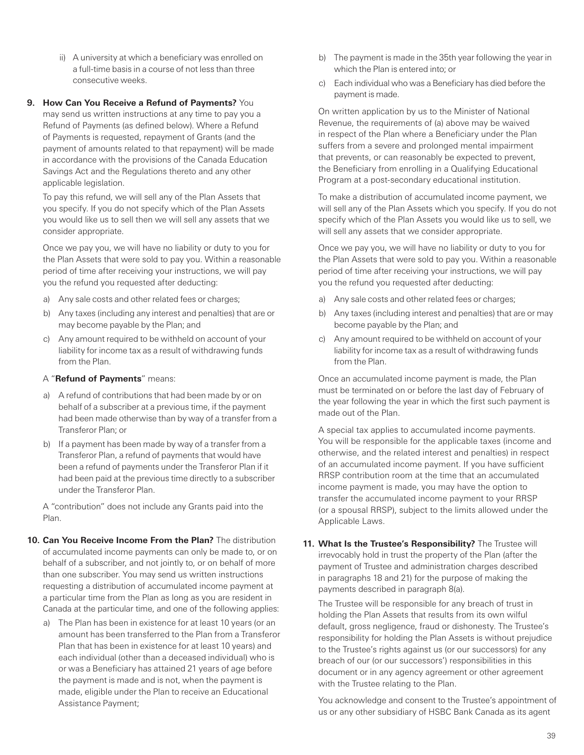ii) A university at which a beneficiary was enrolled on a full-time basis in a course of not less than three consecutive weeks.

**9. How Can You Receive a Refund of Payments?** You may send us written instructions at any time to pay you a Refund of Payments (as defined below). Where a Refund of Payments is requested, repayment of Grants (and the payment of amounts related to that repayment) will be made in accordance with the provisions of the Canada Education Savings Act and the Regulations thereto and any other applicable legislation.

To pay this refund, we will sell any of the Plan Assets that you specify. If you do not specify which of the Plan Assets you would like us to sell then we will sell any assets that we consider appropriate.

Once we pay you, we will have no liability or duty to you for the Plan Assets that were sold to pay you. Within a reasonable period of time after receiving your instructions, we will pay you the refund you requested after deducting:

a) Any sale costs and other related fees or charges;
b) Any taxes (including any interest and penalties) that are or may become payable by the Plan; and
c) Any amount required to be withheld on account of your liability for income tax as a result of withdrawing funds from the Plan.

A "**Refund of Payments**" means:

a) A refund of contributions that had been made by or on behalf of a subscriber at a previous time, if the payment had been made otherwise than by way of a transfer from a Transferor Plan; or
b) If a payment has been made by way of a transfer from a Transferor Plan, a refund of payments that would have been a refund of payments under the Transferor Plan if it had been paid at the previous time directly to a subscriber under the Transferor Plan.

A "contribution" does not include any Grants paid into the Plan.

**10. Can You Receive Income From the Plan?** The distribution of accumulated income payments can only be made to, or on behalf of a subscriber, and not jointly to, or on behalf of more than one subscriber. You may send us written instructions requesting a distribution of accumulated income payment at a particular time from the Plan as long as you are resident in Canada at the particular time, and one of the following applies:

a) The Plan has been in existence for at least 10 years (or an amount has been transferred to the Plan from a Transferor Plan that has been in existence for at least 10 years) and each individual (other than a deceased individual) who is or was a Beneficiary has attained 21 years of age before the payment is made and is not, when the payment is made, eligible under the Plan to receive an Educational Assistance Payment;
b) The payment is made in the 35th year following the year in which the Plan is entered into; or
c) Each individual who was a Beneficiary has died before the payment is made.

On written application by us to the Minister of National Revenue, the requirements of (a) above may be waived in respect of the Plan where a Beneficiary under the Plan suffers from a severe and prolonged mental impairment that prevents, or can reasonably be expected to prevent, the Beneficiary from enrolling in a Qualifying Educational Program at a post-secondary educational institution.

To make a distribution of accumulated income payment, we will sell any of the Plan Assets which you specify. If you do not specify which of the Plan Assets you would like us to sell, we will sell any assets that we consider appropriate.

Once we pay you, we will have no liability or duty to you for the Plan Assets that were sold to pay you. Within a reasonable period of time after receiving your instructions, we will pay you the refund you requested after deducting:

a) Any sale costs and other related fees or charges;
b) Any taxes (including interest and penalties) that are or may become payable by the Plan; and
c) Any amount required to be withheld on account of your liability for income tax as a result of withdrawing funds from the Plan.

Once an accumulated income payment is made, the Plan must be terminated on or before the last day of February of the year following the year in which the first such payment is made out of the Plan.

A special tax applies to accumulated income payments. You will be responsible for the applicable taxes (income and otherwise, and the related interest and penalties) in respect of an accumulated income payment. If you have sufficient RRSP contribution room at the time that an accumulated income payment is made, you may have the option to transfer the accumulated income payment to your RRSP (or a spousal RRSP), subject to the limits allowed under the Applicable Laws.

**11. What Is the Trustee's Responsibility?** The Trustee will irrevocably hold in trust the property of the Plan (after the payment of Trustee and administration charges described in paragraphs 18 and 21) for the purpose of making the payments described in paragraph 8(a).

The Trustee will be responsible for any breach of trust in holding the Plan Assets that results from its own wilful default, gross negligence, fraud or dishonesty. The Trustee's responsibility for holding the Plan Assets is without prejudice to the Trustee's rights against us (or our successors) for any breach of our (or our successors') responsibilities in this document or in any agency agreement or other agreement with the Trustee relating to the Plan.

You acknowledge and consent to the Trustee's appointment of us or any other subsidiary of HSBC Bank Canada as its agent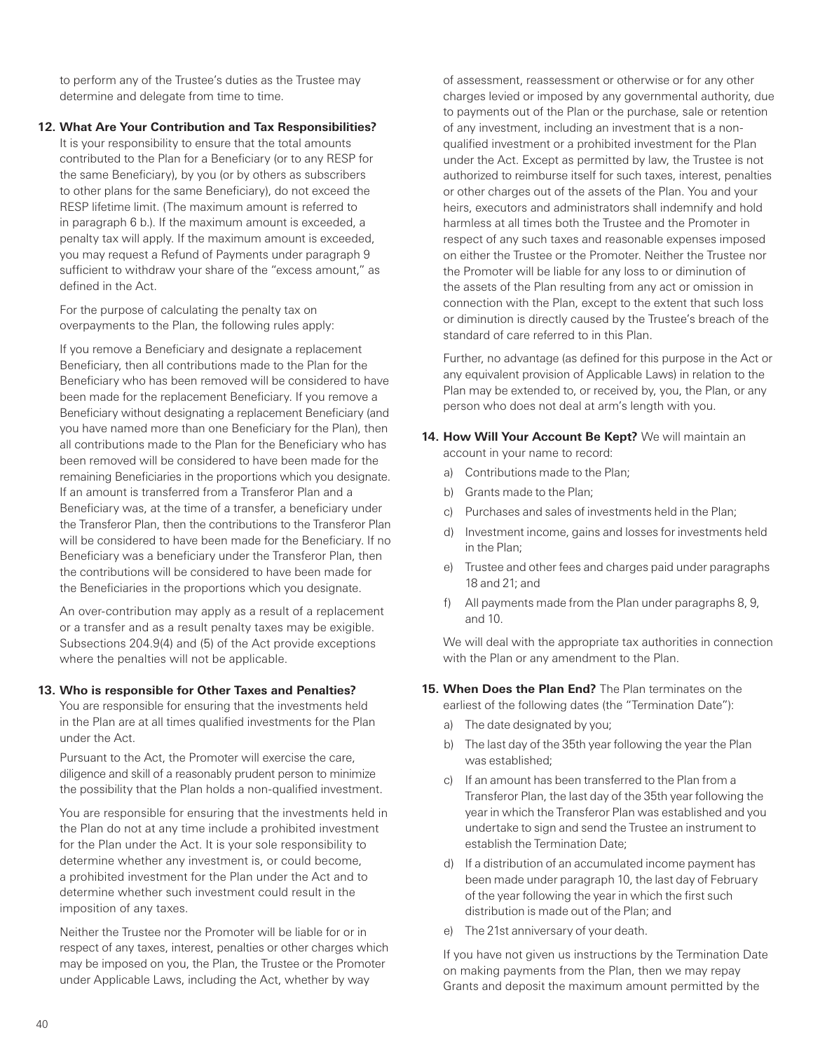to perform any of the Trustee's duties as the Trustee may determine and delegate from time to time.

**12. What Are Your Contribution and Tax Responsibilities?** It is your responsibility to ensure that the total amounts contributed to the Plan for a Beneficiary (or to any RESP for the same Beneficiary), by you (or by others as subscribers to other plans for the same Beneficiary), do not exceed the RESP lifetime limit. (The maximum amount is referred to in paragraph 6 b.). If the maximum amount is exceeded, a penalty tax will apply. If the maximum amount is exceeded, you may request a Refund of Payments under paragraph 9 sufficient to withdraw your share of the "excess amount," as defined in the Act.

For the purpose of calculating the penalty tax on overpayments to the Plan, the following rules apply:

If you remove a Beneficiary and designate a replacement Beneficiary, then all contributions made to the Plan for the Beneficiary who has been removed will be considered to have been made for the replacement Beneficiary. If you remove a Beneficiary without designating a replacement Beneficiary (and you have named more than one Beneficiary for the Plan), then all contributions made to the Plan for the Beneficiary who has been removed will be considered to have been made for the remaining Beneficiaries in the proportions which you designate. If an amount is transferred from a Transferor Plan and a Beneficiary was, at the time of a transfer, a beneficiary under the Transferor Plan, then the contributions to the Transferor Plan will be considered to have been made for the Beneficiary. If no Beneficiary was a beneficiary under the Transferor Plan, then the contributions will be considered to have been made for the Beneficiaries in the proportions which you designate.

An over-contribution may apply as a result of a replacement or a transfer and as a result penalty taxes may be exigible. Subsections 204.9(4) and (5) of the Act provide exceptions where the penalties will not be applicable.

**13. Who is responsible for Other Taxes and Penalties?** You are responsible for ensuring that the investments held in the Plan are at all times qualified investments for the Plan under the Act.

Pursuant to the Act, the Promoter will exercise the care, diligence and skill of a reasonably prudent person to minimize the possibility that the Plan holds a non-qualified investment.

You are responsible for ensuring that the investments held in the Plan do not at any time include a prohibited investment for the Plan under the Act. It is your sole responsibility to determine whether any investment is, or could become, a prohibited investment for the Plan under the Act and to determine whether such investment could result in the imposition of any taxes.

Neither the Trustee nor the Promoter will be liable for or in respect of any taxes, interest, penalties or other charges which may be imposed on you, the Plan, the Trustee or the Promoter under Applicable Laws, including the Act, whether by way of assessment, reassessment or otherwise or for any other charges levied or imposed by any governmental authority, due to payments out of the Plan or the purchase, sale or retention of any investment, including an investment that is a non-qualified investment or a prohibited investment for the Plan under the Act. Except as permitted by law, the Trustee is not authorized to reimburse itself for such taxes, interest, penalties or other charges out of the assets of the Plan. You and your heirs, executors and administrators shall indemnify and hold harmless at all times both the Trustee and the Promoter in respect of any such taxes and reasonable expenses imposed on either the Trustee or the Promoter. Neither the Trustee nor the Promoter will be liable for any loss to or diminution of the assets of the Plan resulting from any act or omission in connection with the Plan, except to the extent that such loss or diminution is directly caused by the Trustee's breach of the standard of care referred to in this Plan.

Further, no advantage (as defined for this purpose in the Act or any equivalent provision of Applicable Laws) in relation to the Plan may be extended to, or received by, you, the Plan, or any person who does not deal at arm's length with you.

**14. How Will Your Account Be Kept?** We will maintain an account in your name to record:

a) Contributions made to the Plan;
b) Grants made to the Plan;
c) Purchases and sales of investments held in the Plan;
d) Investment income, gains and losses for investments held in the Plan;
e) Trustee and other fees and charges paid under paragraphs 18 and 21; and
f) All payments made from the Plan under paragraphs 8, 9, and 10.

We will deal with the appropriate tax authorities in connection with the Plan or any amendment to the Plan.

**15. When Does the Plan End?** The Plan terminates on the earliest of the following dates (the "Termination Date"):

a) The date designated by you;
b) The last day of the 35th year following the year the Plan was established;
c) If an amount has been transferred to the Plan from a Transferor Plan, the last day of the 35th year following the year in which the Transferor Plan was established and you undertake to sign and send the Trustee an instrument to establish the Termination Date;
d) If a distribution of an accumulated income payment has been made under paragraph 10, the last day of February of the year following the year in which the first such distribution is made out of the Plan; and
e) The 21st anniversary of your death.

If you have not given us instructions by the Termination Date on making payments from the Plan, then we may repay Grants and deposit the maximum amount permitted by the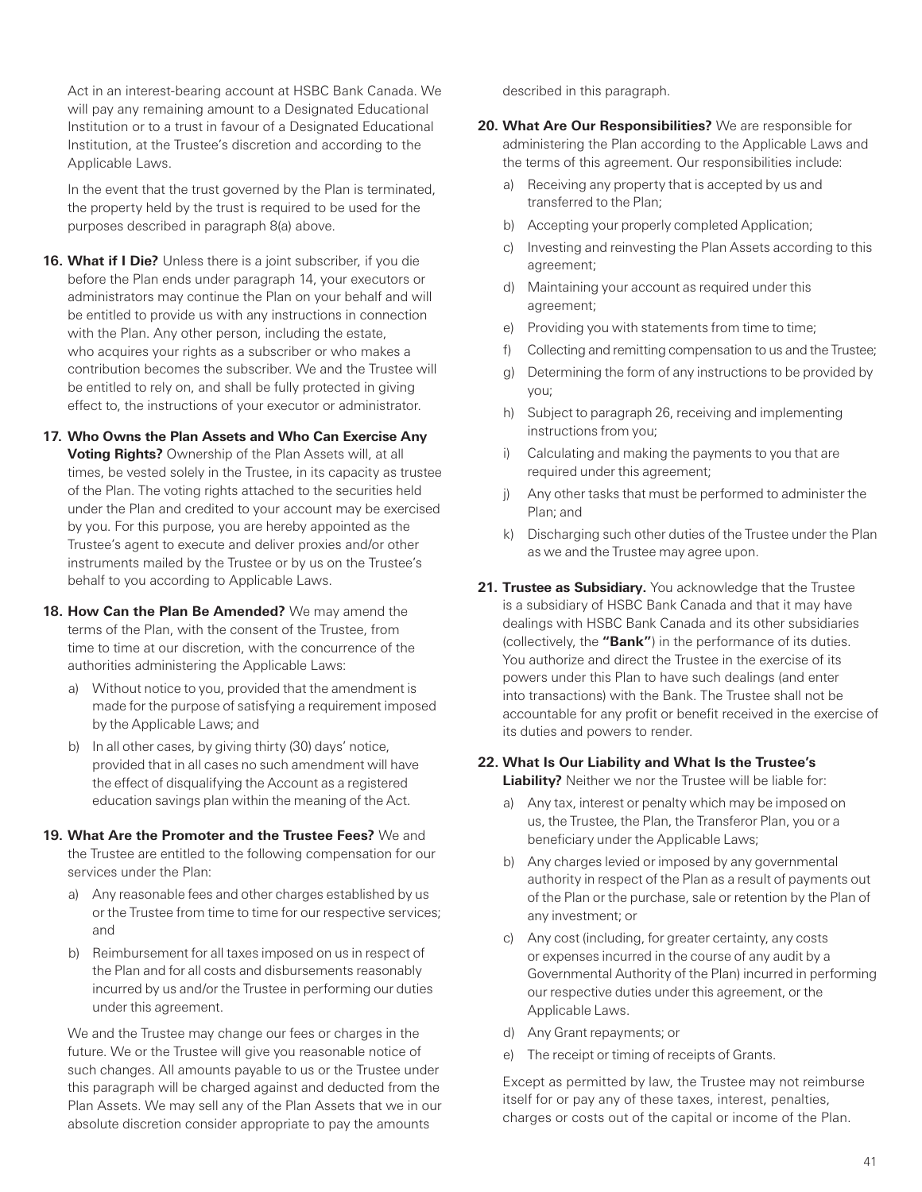Act in an interest-bearing account at HSBC Bank Canada. We will pay any remaining amount to a Designated Educational Institution or to a trust in favour of a Designated Educational Institution, at the Trustee's discretion and according to the Applicable Laws.

In the event that the trust governed by the Plan is terminated, the property held by the trust is required to be used for the purposes described in paragraph 8(a) above.

**16. What if I Die?** Unless there is a joint subscriber, if you die before the Plan ends under paragraph 14, your executors or administrators may continue the Plan on your behalf and will be entitled to provide us with any instructions in connection with the Plan. Any other person, including the estate, who acquires your rights as a subscriber or who makes a contribution becomes the subscriber. We and the Trustee will be entitled to rely on, and shall be fully protected in giving effect to, the instructions of your executor or administrator.

**17. Who Owns the Plan Assets and Who Can Exercise Any Voting Rights?** Ownership of the Plan Assets will, at all times, be vested solely in the Trustee, in its capacity as trustee of the Plan. The voting rights attached to the securities held under the Plan and credited to your account may be exercised by you. For this purpose, you are hereby appointed as the Trustee's agent to execute and deliver proxies and/or other instruments mailed by the Trustee or by us on the Trustee's behalf to you according to Applicable Laws.

**18. How Can the Plan Be Amended?** We may amend the terms of the Plan, with the consent of the Trustee, from time to time at our discretion, with the concurrence of the authorities administering the Applicable Laws:

a) Without notice to you, provided that the amendment is made for the purpose of satisfying a requirement imposed by the Applicable Laws; and

b) In all other cases, by giving thirty (30) days' notice, provided that in all cases no such amendment will have the effect of disqualifying the Account as a registered education savings plan within the meaning of the Act.

**19. What Are the Promoter and the Trustee Fees?** We and the Trustee are entitled to the following compensation for our services under the Plan:

a) Any reasonable fees and other charges established by us or the Trustee from time to time for our respective services; and

b) Reimbursement for all taxes imposed on us in respect of the Plan and for all costs and disbursements reasonably incurred by us and/or the Trustee in performing our duties under this agreement.

We and the Trustee may change our fees or charges in the future. We or the Trustee will give you reasonable notice of such changes. All amounts payable to us or the Trustee under this paragraph will be charged against and deducted from the Plan Assets. We may sell any of the Plan Assets that we in our absolute discretion consider appropriate to pay the amounts described in this paragraph.

**20. What Are Our Responsibilities?** We are responsible for administering the Plan according to the Applicable Laws and the terms of this agreement. Our responsibilities include:

a) Receiving any property that is accepted by us and transferred to the Plan;

b) Accepting your properly completed Application;

c) Investing and reinvesting the Plan Assets according to this agreement;

d) Maintaining your account as required under this agreement;

e) Providing you with statements from time to time;

f) Collecting and remitting compensation to us and the Trustee;

g) Determining the form of any instructions to be provided by you;

h) Subject to paragraph 26, receiving and implementing instructions from you;

i) Calculating and making the payments to you that are required under this agreement;

j) Any other tasks that must be performed to administer the Plan; and

k) Discharging such other duties of the Trustee under the Plan as we and the Trustee may agree upon.

**21. Trustee as Subsidiary.** You acknowledge that the Trustee is a subsidiary of HSBC Bank Canada and that it may have dealings with HSBC Bank Canada and its other subsidiaries (collectively, the **"Bank"**) in the performance of its duties. You authorize and direct the Trustee in the exercise of its powers under this Plan to have such dealings (and enter into transactions) with the Bank. The Trustee shall not be accountable for any profit or benefit received in the exercise of its duties and powers to render.

**22. What Is Our Liability and What Is the Trustee's Liability?** Neither we nor the Trustee will be liable for:

a) Any tax, interest or penalty which may be imposed on us, the Trustee, the Plan, the Transferor Plan, you or a beneficiary under the Applicable Laws;

b) Any charges levied or imposed by any governmental authority in respect of the Plan as a result of payments out of the Plan or the purchase, sale or retention by the Plan of any investment; or

c) Any cost (including, for greater certainty, any costs or expenses incurred in the course of any audit by a Governmental Authority of the Plan) incurred in performing our respective duties under this agreement, or the Applicable Laws.

d) Any Grant repayments; or

e) The receipt or timing of receipts of Grants.

Except as permitted by law, the Trustee may not reimburse itself for or pay any of these taxes, interest, penalties, charges or costs out of the capital or income of the Plan.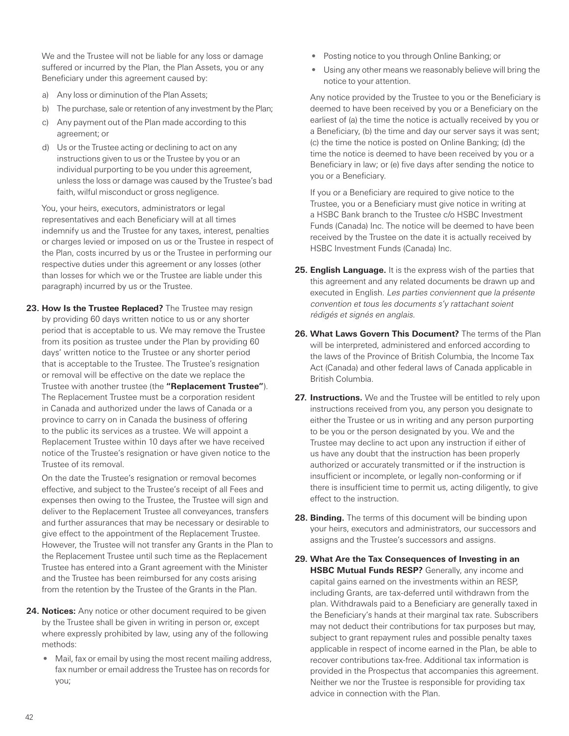We and the Trustee will not be liable for any loss or damage suffered or incurred by the Plan, the Plan Assets, you or any Beneficiary under this agreement caused by:

a) Any loss or diminution of the Plan Assets;

b) The purchase, sale or retention of any investment by the Plan;

c) Any payment out of the Plan made according to this agreement; or

d) Us or the Trustee acting or declining to act on any instructions given to us or the Trustee by you or an individual purporting to be you under this agreement, unless the loss or damage was caused by the Trustee's bad faith, wilful misconduct or gross negligence.

You, your heirs, executors, administrators or legal representatives and each Beneficiary will at all times indemnify us and the Trustee for any taxes, interest, penalties or charges levied or imposed on us or the Trustee in respect of the Plan, costs incurred by us or the Trustee in performing our respective duties under this agreement or any losses (other than losses for which we or the Trustee are liable under this paragraph) incurred by us or the Trustee.

**23. How Is the Trustee Replaced?** The Trustee may resign by providing 60 days written notice to us or any shorter period that is acceptable to us. We may remove the Trustee from its position as trustee under the Plan by providing 60 days' written notice to the Trustee or any shorter period that is acceptable to the Trustee. The Trustee's resignation or removal will be effective on the date we replace the Trustee with another trustee (the **"Replacement Trustee"**). The Replacement Trustee must be a corporation resident in Canada and authorized under the laws of Canada or a province to carry on in Canada the business of offering to the public its services as a trustee. We will appoint a Replacement Trustee within 10 days after we have received notice of the Trustee's resignation or have given notice to the Trustee of its removal.

On the date the Trustee's resignation or removal becomes effective, and subject to the Trustee's receipt of all Fees and expenses then owing to the Trustee, the Trustee will sign and deliver to the Replacement Trustee all conveyances, transfers and further assurances that may be necessary or desirable to give effect to the appointment of the Replacement Trustee. However, the Trustee will not transfer any Grants in the Plan to the Replacement Trustee until such time as the Replacement Trustee has entered into a Grant agreement with the Minister and the Trustee has been reimbursed for any costs arising from the retention by the Trustee of the Grants in the Plan.

**24. Notices:** Any notice or other document required to be given by the Trustee shall be given in writing in person or, except where expressly prohibited by law, using any of the following methods:

- Mail, fax or email by using the most recent mailing address, fax number or email address the Trustee has on records for you;
- Posting notice to you through Online Banking; or
- Using any other means we reasonably believe will bring the notice to your attention.

Any notice provided by the Trustee to you or the Beneficiary is deemed to have been received by you or a Beneficiary on the earliest of (a) the time the notice is actually received by you or a Beneficiary, (b) the time and day our server says it was sent; (c) the time the notice is posted on Online Banking; (d) the time the notice is deemed to have been received by you or a Beneficiary in law; or (e) five days after sending the notice to you or a Beneficiary.

If you or a Beneficiary are required to give notice to the Trustee, you or a Beneficiary must give notice in writing at a HSBC Bank branch to the Trustee c/o HSBC Investment Funds (Canada) Inc. The notice will be deemed to have been received by the Trustee on the date it is actually received by HSBC Investment Funds (Canada) Inc.

**25. English Language.** It is the express wish of the parties that this agreement and any related documents be drawn up and executed in English. *Les parties conviennent que la présente convention et tous les documents s'y rattachant soient rédigés et signés en anglais.*

**26. What Laws Govern This Document?** The terms of the Plan will be interpreted, administered and enforced according to the laws of the Province of British Columbia, the Income Tax Act (Canada) and other federal laws of Canada applicable in British Columbia.

**27. Instructions.** We and the Trustee will be entitled to rely upon instructions received from you, any person you designate to either the Trustee or us in writing and any person purporting to be you or the person designated by you. We and the Trustee may decline to act upon any instruction if either of us have any doubt that the instruction has been properly authorized or accurately transmitted or if the instruction is insufficient or incomplete, or legally non-conforming or if there is insufficient time to permit us, acting diligently, to give effect to the instruction.

**28. Binding.** The terms of this document will be binding upon your heirs, executors and administrators, our successors and assigns and the Trustee's successors and assigns.

**29. What Are the Tax Consequences of Investing in an HSBC Mutual Funds RESP?** Generally, any income and capital gains earned on the investments within an RESP, including Grants, are tax-deferred until withdrawn from the plan. Withdrawals paid to a Beneficiary are generally taxed in the Beneficiary's hands at their marginal tax rate. Subscribers may not deduct their contributions for tax purposes but may, subject to grant repayment rules and possible penalty taxes applicable in respect of income earned in the Plan, be able to recover contributions tax-free. Additional tax information is provided in the Prospectus that accompanies this agreement. Neither we nor the Trustee is responsible for providing tax advice in connection with the Plan.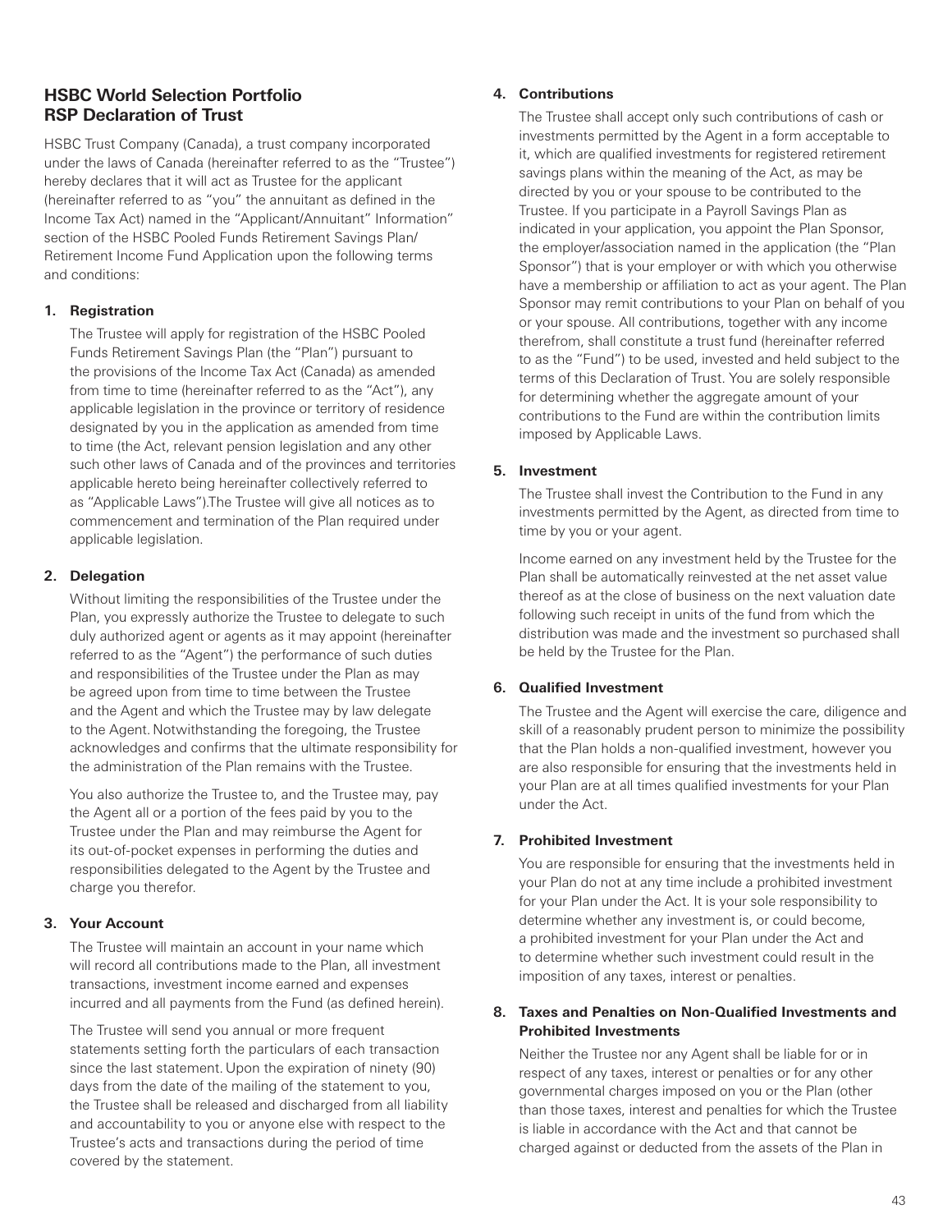## HSBC World Selection Portfolio RSP Declaration of Trust

HSBC Trust Company (Canada), a trust company incorporated under the laws of Canada (hereinafter referred to as the "Trustee") hereby declares that it will act as Trustee for the applicant (hereinafter referred to as "you" the annuitant as defined in the Income Tax Act) named in the "Applicant/Annuitant" Information" section of the HSBC Pooled Funds Retirement Savings Plan/ Retirement Income Fund Application upon the following terms and conditions:

**1. Registration**

The Trustee will apply for registration of the HSBC Pooled Funds Retirement Savings Plan (the "Plan") pursuant to the provisions of the Income Tax Act (Canada) as amended from time to time (hereinafter referred to as the "Act"), any applicable legislation in the province or territory of residence designated by you in the application as amended from time to time (the Act, relevant pension legislation and any other such other laws of Canada and of the provinces and territories applicable hereto being hereinafter collectively referred to as "Applicable Laws").The Trustee will give all notices as to commencement and termination of the Plan required under applicable legislation.

**2. Delegation**

Without limiting the responsibilities of the Trustee under the Plan, you expressly authorize the Trustee to delegate to such duly authorized agent or agents as it may appoint (hereinafter referred to as the "Agent") the performance of such duties and responsibilities of the Trustee under the Plan as may be agreed upon from time to time between the Trustee and the Agent and which the Trustee may by law delegate to the Agent. Notwithstanding the foregoing, the Trustee acknowledges and confirms that the ultimate responsibility for the administration of the Plan remains with the Trustee.

You also authorize the Trustee to, and the Trustee may, pay the Agent all or a portion of the fees paid by you to the Trustee under the Plan and may reimburse the Agent for its out-of-pocket expenses in performing the duties and responsibilities delegated to the Agent by the Trustee and charge you therefor.

**3. Your Account**

The Trustee will maintain an account in your name which will record all contributions made to the Plan, all investment transactions, investment income earned and expenses incurred and all payments from the Fund (as defined herein).

The Trustee will send you annual or more frequent statements setting forth the particulars of each transaction since the last statement. Upon the expiration of ninety (90) days from the date of the mailing of the statement to you, the Trustee shall be released and discharged from all liability and accountability to you or anyone else with respect to the Trustee's acts and transactions during the period of time covered by the statement.

**4. Contributions**

The Trustee shall accept only such contributions of cash or investments permitted by the Agent in a form acceptable to it, which are qualified investments for registered retirement savings plans within the meaning of the Act, as may be directed by you or your spouse to be contributed to the Trustee. If you participate in a Payroll Savings Plan as indicated in your application, you appoint the Plan Sponsor, the employer/association named in the application (the "Plan Sponsor") that is your employer or with which you otherwise have a membership or affiliation to act as your agent. The Plan Sponsor may remit contributions to your Plan on behalf of you or your spouse. All contributions, together with any income therefrom, shall constitute a trust fund (hereinafter referred to as the "Fund") to be used, invested and held subject to the terms of this Declaration of Trust. You are solely responsible for determining whether the aggregate amount of your contributions to the Fund are within the contribution limits imposed by Applicable Laws.

**5. Investment**

The Trustee shall invest the Contribution to the Fund in any investments permitted by the Agent, as directed from time to time by you or your agent.

Income earned on any investment held by the Trustee for the Plan shall be automatically reinvested at the net asset value thereof as at the close of business on the next valuation date following such receipt in units of the fund from which the distribution was made and the investment so purchased shall be held by the Trustee for the Plan.

**6. Qualified Investment**

The Trustee and the Agent will exercise the care, diligence and skill of a reasonably prudent person to minimize the possibility that the Plan holds a non-qualified investment, however you are also responsible for ensuring that the investments held in your Plan are at all times qualified investments for your Plan under the Act.

**7. Prohibited Investment**

You are responsible for ensuring that the investments held in your Plan do not at any time include a prohibited investment for your Plan under the Act. It is your sole responsibility to determine whether any investment is, or could become, a prohibited investment for your Plan under the Act and to determine whether such investment could result in the imposition of any taxes, interest or penalties.

**8. Taxes and Penalties on Non-Qualified Investments and Prohibited Investments**

Neither the Trustee nor any Agent shall be liable for or in respect of any taxes, interest or penalties or for any other governmental charges imposed on you or the Plan (other than those taxes, interest and penalties for which the Trustee is liable in accordance with the Act and that cannot be charged against or deducted from the assets of the Plan in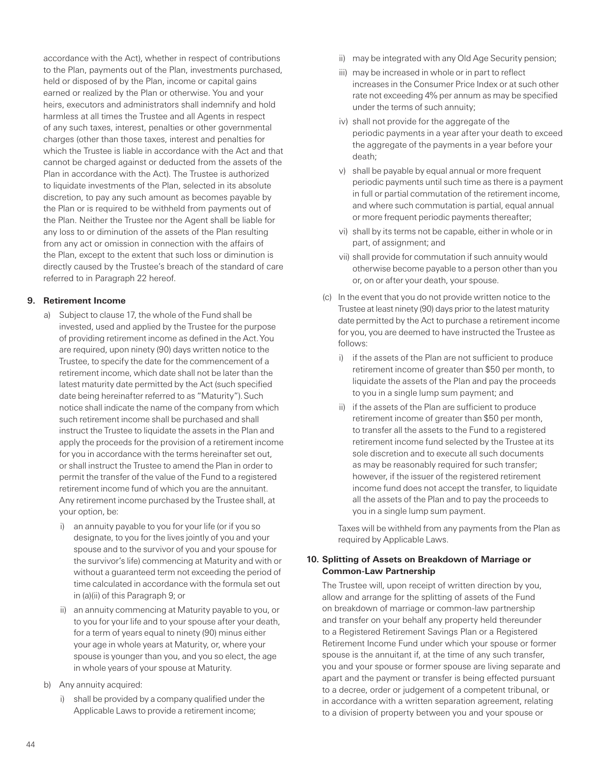accordance with the Act), whether in respect of contributions to the Plan, payments out of the Plan, investments purchased, held or disposed of by the Plan, income or capital gains earned or realized by the Plan or otherwise. You and your heirs, executors and administrators shall indemnify and hold harmless at all times the Trustee and all Agents in respect of any such taxes, interest, penalties or other governmental charges (other than those taxes, interest and penalties for which the Trustee is liable in accordance with the Act and that cannot be charged against or deducted from the assets of the Plan in accordance with the Act). The Trustee is authorized to liquidate investments of the Plan, selected in its absolute discretion, to pay any such amount as becomes payable by the Plan or is required to be withheld from payments out of the Plan. Neither the Trustee nor the Agent shall be liable for any loss to or diminution of the assets of the Plan resulting from any act or omission in connection with the affairs of the Plan, except to the extent that such loss or diminution is directly caused by the Trustee's breach of the standard of care referred to in Paragraph 22 hereof.

**9. Retirement Income**

a) Subject to clause 17, the whole of the Fund shall be invested, used and applied by the Trustee for the purpose of providing retirement income as defined in the Act. You are required, upon ninety (90) days written notice to the Trustee, to specify the date for the commencement of a retirement income, which date shall not be later than the latest maturity date permitted by the Act (such specified date being hereinafter referred to as "Maturity"). Such notice shall indicate the name of the company from which such retirement income shall be purchased and shall instruct the Trustee to liquidate the assets in the Plan and apply the proceeds for the provision of a retirement income for you in accordance with the terms hereinafter set out, or shall instruct the Trustee to amend the Plan in order to permit the transfer of the value of the Fund to a registered retirement income fund of which you are the annuitant. Any retirement income purchased by the Trustee shall, at your option, be:

  i) an annuity payable to you for your life (or if you so designate, to you for the lives jointly of you and your spouse and to the survivor of you and your spouse for the survivor's life) commencing at Maturity and with or without a guaranteed term not exceeding the period of time calculated in accordance with the formula set out in (a)(ii) of this Paragraph 9; or

  ii) an annuity commencing at Maturity payable to you, or to you for your life and to your spouse after your death, for a term of years equal to ninety (90) minus either your age in whole years at Maturity, or, where your spouse is younger than you, and you so elect, the age in whole years of your spouse at Maturity.

b) Any annuity acquired:

  i) shall be provided by a company qualified under the Applicable Laws to provide a retirement income;

  ii) may be integrated with any Old Age Security pension;

  iii) may be increased in whole or in part to reflect increases in the Consumer Price Index or at such other rate not exceeding 4% per annum as may be specified under the terms of such annuity;

  iv) shall not provide for the aggregate of the periodic payments in a year after your death to exceed the aggregate of the payments in a year before your death;

  v) shall be payable by equal annual or more frequent periodic payments until such time as there is a payment in full or partial commutation of the retirement income, and where such commutation is partial, equal annual or more frequent periodic payments thereafter;

  vi) shall by its terms not be capable, either in whole or in part, of assignment; and

  vii) shall provide for commutation if such annuity would otherwise become payable to a person other than you or, on or after your death, your spouse.

(c) In the event that you do not provide written notice to the Trustee at least ninety (90) days prior to the latest maturity date permitted by the Act to purchase a retirement income for you, you are deemed to have instructed the Trustee as follows:

  i) if the assets of the Plan are not sufficient to produce retirement income of greater than $50 per month, to liquidate the assets of the Plan and pay the proceeds to you in a single lump sum payment; and

  ii) if the assets of the Plan are sufficient to produce retirement income of greater than $50 per month, to transfer all the assets to the Fund to a registered retirement income fund selected by the Trustee at its sole discretion and to execute all such documents as may be reasonably required for such transfer; however, if the issuer of the registered retirement income fund does not accept the transfer, to liquidate all the assets of the Plan and to pay the proceeds to you in a single lump sum payment.

Taxes will be withheld from any payments from the Plan as required by Applicable Laws.

**10. Splitting of Assets on Breakdown of Marriage or Common-Law Partnership**

The Trustee will, upon receipt of written direction by you, allow and arrange for the splitting of assets of the Fund on breakdown of marriage or common-law partnership and transfer on your behalf any property held thereunder to a Registered Retirement Savings Plan or a Registered Retirement Income Fund under which your spouse or former spouse is the annuitant if, at the time of any such transfer, you and your spouse or former spouse are living separate and apart and the payment or transfer is being effected pursuant to a decree, order or judgement of a competent tribunal, or in accordance with a written separation agreement, relating to a division of property between you and your spouse or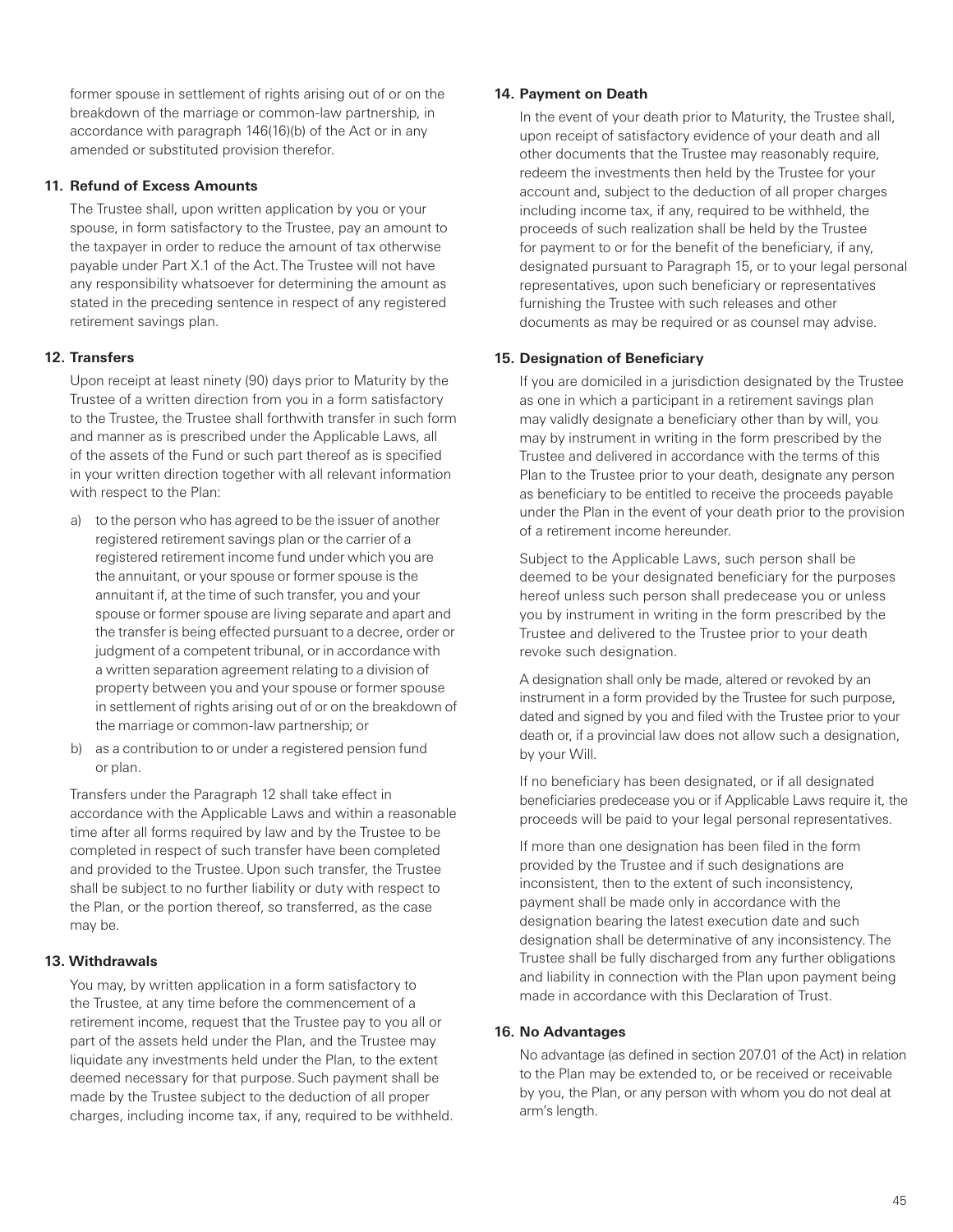former spouse in settlement of rights arising out of or on the breakdown of the marriage or common-law partnership, in accordance with paragraph 146(16)(b) of the Act or in any amended or substituted provision therefor.

**11. Refund of Excess Amounts**

The Trustee shall, upon written application by you or your spouse, in form satisfactory to the Trustee, pay an amount to the taxpayer in order to reduce the amount of tax otherwise payable under Part X.1 of the Act. The Trustee will not have any responsibility whatsoever for determining the amount as stated in the preceding sentence in respect of any registered retirement savings plan.

**12. Transfers**

Upon receipt at least ninety (90) days prior to Maturity by the Trustee of a written direction from you in a form satisfactory to the Trustee, the Trustee shall forthwith transfer in such form and manner as is prescribed under the Applicable Laws, all of the assets of the Fund or such part thereof as is specified in your written direction together with all relevant information with respect to the Plan:

a) to the person who has agreed to be the issuer of another registered retirement savings plan or the carrier of a registered retirement income fund under which you are the annuitant, or your spouse or former spouse is the annuitant if, at the time of such transfer, you and your spouse or former spouse are living separate and apart and the transfer is being effected pursuant to a decree, order or judgment of a competent tribunal, or in accordance with a written separation agreement relating to a division of property between you and your spouse or former spouse in settlement of rights arising out of or on the breakdown of the marriage or common-law partnership; or

b) as a contribution to or under a registered pension fund or plan.

Transfers under the Paragraph 12 shall take effect in accordance with the Applicable Laws and within a reasonable time after all forms required by law and by the Trustee to be completed in respect of such transfer have been completed and provided to the Trustee. Upon such transfer, the Trustee shall be subject to no further liability or duty with respect to the Plan, or the portion thereof, so transferred, as the case may be.

**13. Withdrawals**

You may, by written application in a form satisfactory to the Trustee, at any time before the commencement of a retirement income, request that the Trustee pay to you all or part of the assets held under the Plan, and the Trustee may liquidate any investments held under the Plan, to the extent deemed necessary for that purpose. Such payment shall be made by the Trustee subject to the deduction of all proper charges, including income tax, if any, required to be withheld.

**14. Payment on Death**

In the event of your death prior to Maturity, the Trustee shall, upon receipt of satisfactory evidence of your death and all other documents that the Trustee may reasonably require, redeem the investments then held by the Trustee for your account and, subject to the deduction of all proper charges including income tax, if any, required to be withheld, the proceeds of such realization shall be held by the Trustee for payment to or for the benefit of the beneficiary, if any, designated pursuant to Paragraph 15, or to your legal personal representatives, upon such beneficiary or representatives furnishing the Trustee with such releases and other documents as may be required or as counsel may advise.

**15. Designation of Beneficiary**

If you are domiciled in a jurisdiction designated by the Trustee as one in which a participant in a retirement savings plan may validly designate a beneficiary other than by will, you may by instrument in writing in the form prescribed by the Trustee and delivered in accordance with the terms of this Plan to the Trustee prior to your death, designate any person as beneficiary to be entitled to receive the proceeds payable under the Plan in the event of your death prior to the provision of a retirement income hereunder.

Subject to the Applicable Laws, such person shall be deemed to be your designated beneficiary for the purposes hereof unless such person shall predecease you or unless you by instrument in writing in the form prescribed by the Trustee and delivered to the Trustee prior to your death revoke such designation.

A designation shall only be made, altered or revoked by an instrument in a form provided by the Trustee for such purpose, dated and signed by you and filed with the Trustee prior to your death or, if a provincial law does not allow such a designation, by your Will.

If no beneficiary has been designated, or if all designated beneficiaries predecease you or if Applicable Laws require it, the proceeds will be paid to your legal personal representatives.

If more than one designation has been filed in the form provided by the Trustee and if such designations are inconsistent, then to the extent of such inconsistency, payment shall be made only in accordance with the designation bearing the latest execution date and such designation shall be determinative of any inconsistency. The Trustee shall be fully discharged from any further obligations and liability in connection with the Plan upon payment being made in accordance with this Declaration of Trust.

**16. No Advantages**

No advantage (as defined in section 207.01 of the Act) in relation to the Plan may be extended to, or be received or receivable by you, the Plan, or any person with whom you do not deal at arm's length.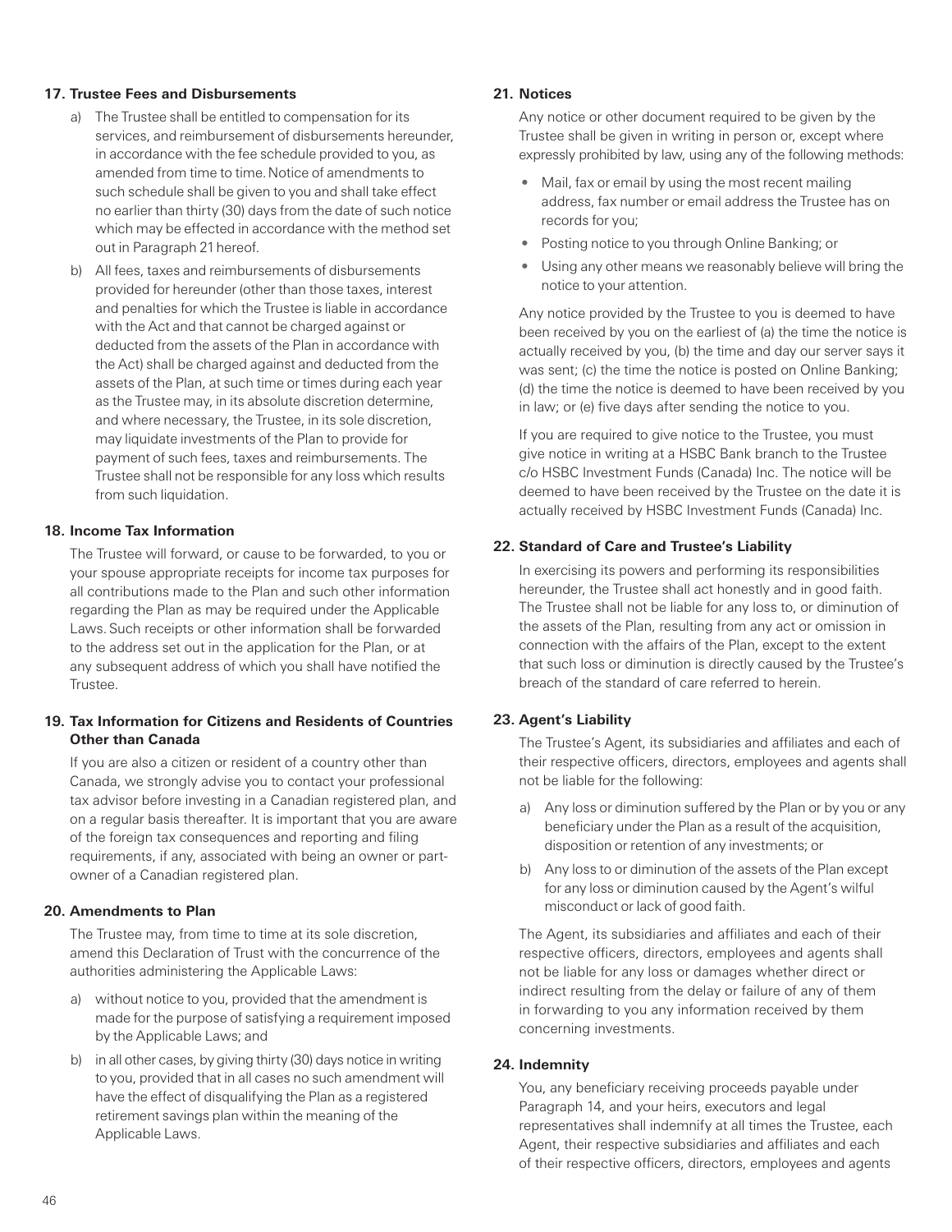### 17. Trustee Fees and Disbursements

a) The Trustee shall be entitled to compensation for its services, and reimbursement of disbursements hereunder, in accordance with the fee schedule provided to you, as amended from time to time. Notice of amendments to such schedule shall be given to you and shall take effect no earlier than thirty (30) days from the date of such notice which may be effected in accordance with the method set out in Paragraph 21 hereof.

b) All fees, taxes and reimbursements of disbursements provided for hereunder (other than those taxes, interest and penalties for which the Trustee is liable in accordance with the Act and that cannot be charged against or deducted from the assets of the Plan in accordance with the Act) shall be charged against and deducted from the assets of the Plan, at such time or times during each year as the Trustee may, in its absolute discretion determine, and where necessary, the Trustee, in its sole discretion, may liquidate investments of the Plan to provide for payment of such fees, taxes and reimbursements. The Trustee shall not be responsible for any loss which results from such liquidation.

### 18. Income Tax Information

The Trustee will forward, or cause to be forwarded, to you or your spouse appropriate receipts for income tax purposes for all contributions made to the Plan and such other information regarding the Plan as may be required under the Applicable Laws. Such receipts or other information shall be forwarded to the address set out in the application for the Plan, or at any subsequent address of which you shall have notified the Trustee.

### 19. Tax Information for Citizens and Residents of Countries Other than Canada

If you are also a citizen or resident of a country other than Canada, we strongly advise you to contact your professional tax advisor before investing in a Canadian registered plan, and on a regular basis thereafter. It is important that you are aware of the foreign tax consequences and reporting and filing requirements, if any, associated with being an owner or part-owner of a Canadian registered plan.

### 20. Amendments to Plan

The Trustee may, from time to time at its sole discretion, amend this Declaration of Trust with the concurrence of the authorities administering the Applicable Laws:

a) without notice to you, provided that the amendment is made for the purpose of satisfying a requirement imposed by the Applicable Laws; and

b) in all other cases, by giving thirty (30) days notice in writing to you, provided that in all cases no such amendment will have the effect of disqualifying the Plan as a registered retirement savings plan within the meaning of the Applicable Laws.

### 21. Notices

Any notice or other document required to be given by the Trustee shall be given in writing in person or, except where expressly prohibited by law, using any of the following methods:

- Mail, fax or email by using the most recent mailing address, fax number or email address the Trustee has on records for you;
- Posting notice to you through Online Banking; or
- Using any other means we reasonably believe will bring the notice to your attention.

Any notice provided by the Trustee to you is deemed to have been received by you on the earliest of (a) the time the notice is actually received by you, (b) the time and day our server says it was sent; (c) the time the notice is posted on Online Banking; (d) the time the notice is deemed to have been received by you in law; or (e) five days after sending the notice to you.

If you are required to give notice to the Trustee, you must give notice in writing at a HSBC Bank branch to the Trustee c/o HSBC Investment Funds (Canada) Inc. The notice will be deemed to have been received by the Trustee on the date it is actually received by HSBC Investment Funds (Canada) Inc.

### 22. Standard of Care and Trustee's Liability

In exercising its powers and performing its responsibilities hereunder, the Trustee shall act honestly and in good faith. The Trustee shall not be liable for any loss to, or diminution of the assets of the Plan, resulting from any act or omission in connection with the affairs of the Plan, except to the extent that such loss or diminution is directly caused by the Trustee's breach of the standard of care referred to herein.

### 23. Agent's Liability

The Trustee's Agent, its subsidiaries and affiliates and each of their respective officers, directors, employees and agents shall not be liable for the following:

a) Any loss or diminution suffered by the Plan or by you or any beneficiary under the Plan as a result of the acquisition, disposition or retention of any investments; or

b) Any loss to or diminution of the assets of the Plan except for any loss or diminution caused by the Agent's wilful misconduct or lack of good faith.

The Agent, its subsidiaries and affiliates and each of their respective officers, directors, employees and agents shall not be liable for any loss or damages whether direct or indirect resulting from the delay or failure of any of them in forwarding to you any information received by them concerning investments.

### 24. Indemnity

You, any beneficiary receiving proceeds payable under Paragraph 14, and your heirs, executors and legal representatives shall indemnify at all times the Trustee, each Agent, their respective subsidiaries and affiliates and each of their respective officers, directors, employees and agents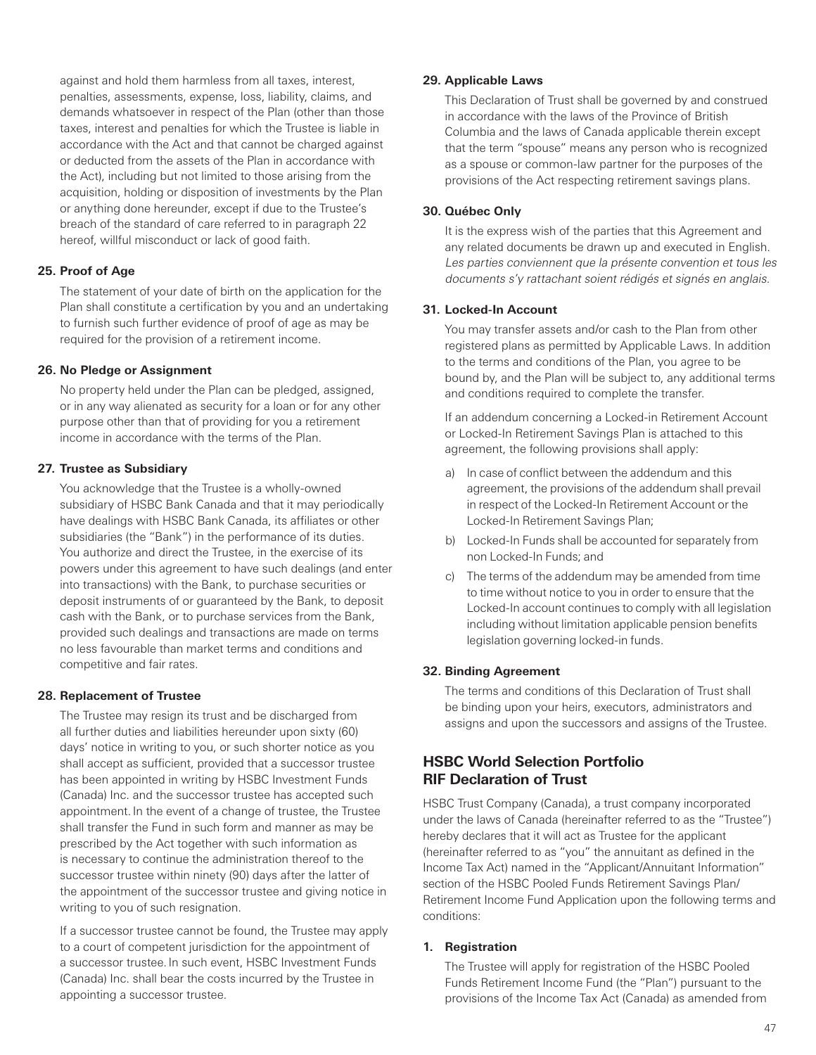against and hold them harmless from all taxes, interest, penalties, assessments, expense, loss, liability, claims, and demands whatsoever in respect of the Plan (other than those taxes, interest and penalties for which the Trustee is liable in accordance with the Act and that cannot be charged against or deducted from the assets of the Plan in accordance with the Act), including but not limited to those arising from the acquisition, holding or disposition of investments by the Plan or anything done hereunder, except if due to the Trustee's breach of the standard of care referred to in paragraph 22 hereof, willful misconduct or lack of good faith.

**25. Proof of Age**

The statement of your date of birth on the application for the Plan shall constitute a certification by you and an undertaking to furnish such further evidence of proof of age as may be required for the provision of a retirement income.

**26. No Pledge or Assignment**

No property held under the Plan can be pledged, assigned, or in any way alienated as security for a loan or for any other purpose other than that of providing for you a retirement income in accordance with the terms of the Plan.

**27. Trustee as Subsidiary**

You acknowledge that the Trustee is a wholly-owned subsidiary of HSBC Bank Canada and that it may periodically have dealings with HSBC Bank Canada, its affiliates or other subsidiaries (the "Bank") in the performance of its duties. You authorize and direct the Trustee, in the exercise of its powers under this agreement to have such dealings (and enter into transactions) with the Bank, to purchase securities or deposit instruments of or guaranteed by the Bank, to deposit cash with the Bank, or to purchase services from the Bank, provided such dealings and transactions are made on terms no less favourable than market terms and conditions and competitive and fair rates.

**28. Replacement of Trustee**

The Trustee may resign its trust and be discharged from all further duties and liabilities hereunder upon sixty (60) days' notice in writing to you, or such shorter notice as you shall accept as sufficient, provided that a successor trustee has been appointed in writing by HSBC Investment Funds (Canada) Inc. and the successor trustee has accepted such appointment. In the event of a change of trustee, the Trustee shall transfer the Fund in such form and manner as may be prescribed by the Act together with such information as is necessary to continue the administration thereof to the successor trustee within ninety (90) days after the latter of the appointment of the successor trustee and giving notice in writing to you of such resignation.

If a successor trustee cannot be found, the Trustee may apply to a court of competent jurisdiction for the appointment of a successor trustee. In such event, HSBC Investment Funds (Canada) Inc. shall bear the costs incurred by the Trustee in appointing a successor trustee.

**29. Applicable Laws**

This Declaration of Trust shall be governed by and construed in accordance with the laws of the Province of British Columbia and the laws of Canada applicable therein except that the term "spouse" means any person who is recognized as a spouse or common-law partner for the purposes of the provisions of the Act respecting retirement savings plans.

**30. Québec Only**

It is the express wish of the parties that this Agreement and any related documents be drawn up and executed in English. *Les parties conviennent que la présente convention et tous les documents s'y rattachant soient rédigés et signés en anglais.*

**31. Locked-In Account**

You may transfer assets and/or cash to the Plan from other registered plans as permitted by Applicable Laws. In addition to the terms and conditions of the Plan, you agree to be bound by, and the Plan will be subject to, any additional terms and conditions required to complete the transfer.

If an addendum concerning a Locked-in Retirement Account or Locked-In Retirement Savings Plan is attached to this agreement, the following provisions shall apply:

a) In case of conflict between the addendum and this agreement, the provisions of the addendum shall prevail in respect of the Locked-In Retirement Account or the Locked-In Retirement Savings Plan;

b) Locked-In Funds shall be accounted for separately from non Locked-In Funds; and

c) The terms of the addendum may be amended from time to time without notice to you in order to ensure that the Locked-In account continues to comply with all legislation including without limitation applicable pension benefits legislation governing locked-in funds.

**32. Binding Agreement**

The terms and conditions of this Declaration of Trust shall be binding upon your heirs, executors, administrators and assigns and upon the successors and assigns of the Trustee.

## HSBC World Selection Portfolio RIF Declaration of Trust

HSBC Trust Company (Canada), a trust company incorporated under the laws of Canada (hereinafter referred to as the "Trustee") hereby declares that it will act as Trustee for the applicant (hereinafter referred to as "you" the annuitant as defined in the Income Tax Act) named in the "Applicant/Annuitant Information" section of the HSBC Pooled Funds Retirement Savings Plan/ Retirement Income Fund Application upon the following terms and conditions:

**1. Registration**

The Trustee will apply for registration of the HSBC Pooled Funds Retirement Income Fund (the "Plan") pursuant to the provisions of the Income Tax Act (Canada) as amended from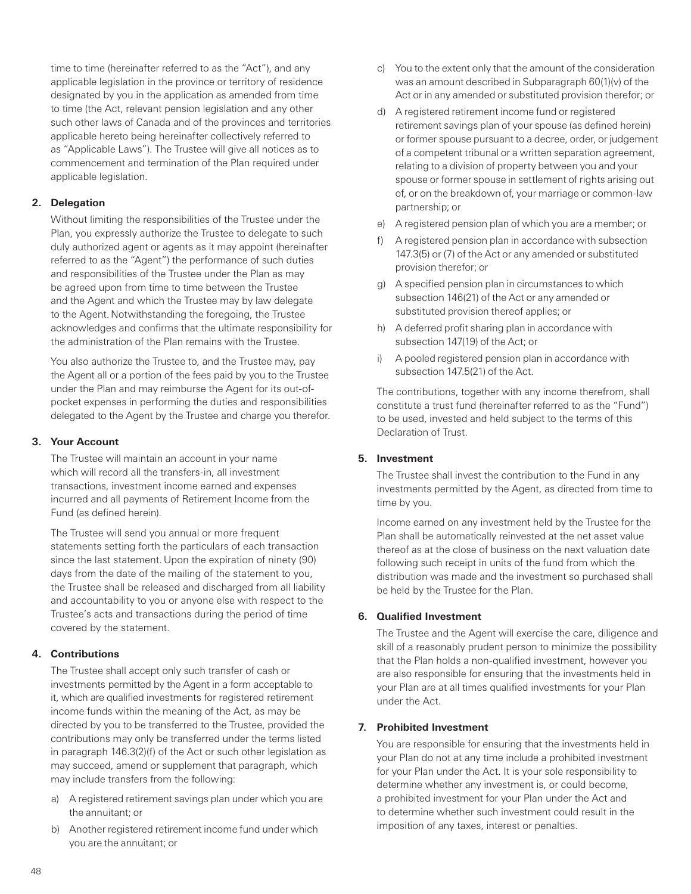time to time (hereinafter referred to as the "Act"), and any applicable legislation in the province or territory of residence designated by you in the application as amended from time to time (the Act, relevant pension legislation and any other such other laws of Canada and of the provinces and territories applicable hereto being hereinafter collectively referred to as "Applicable Laws"). The Trustee will give all notices as to commencement and termination of the Plan required under applicable legislation.

**2. Delegation**

Without limiting the responsibilities of the Trustee under the Plan, you expressly authorize the Trustee to delegate to such duly authorized agent or agents as it may appoint (hereinafter referred to as the "Agent") the performance of such duties and responsibilities of the Trustee under the Plan as may be agreed upon from time to time between the Trustee and the Agent and which the Trustee may by law delegate to the Agent. Notwithstanding the foregoing, the Trustee acknowledges and confirms that the ultimate responsibility for the administration of the Plan remains with the Trustee.

You also authorize the Trustee to, and the Trustee may, pay the Agent all or a portion of the fees paid by you to the Trustee under the Plan and may reimburse the Agent for its out-of-pocket expenses in performing the duties and responsibilities delegated to the Agent by the Trustee and charge you therefor.

**3. Your Account**

The Trustee will maintain an account in your name which will record all the transfers-in, all investment transactions, investment income earned and expenses incurred and all payments of Retirement Income from the Fund (as defined herein).

The Trustee will send you annual or more frequent statements setting forth the particulars of each transaction since the last statement. Upon the expiration of ninety (90) days from the date of the mailing of the statement to you, the Trustee shall be released and discharged from all liability and accountability to you or anyone else with respect to the Trustee's acts and transactions during the period of time covered by the statement.

**4. Contributions**

The Trustee shall accept only such transfer of cash or investments permitted by the Agent in a form acceptable to it, which are qualified investments for registered retirement income funds within the meaning of the Act, as may be directed by you to be transferred to the Trustee, provided the contributions may only be transferred under the terms listed in paragraph 146.3(2)(f) of the Act or such other legislation as may succeed, amend or supplement that paragraph, which may include transfers from the following:

a) A registered retirement savings plan under which you are the annuitant; or

b) Another registered retirement income fund under which you are the annuitant; or

c) You to the extent only that the amount of the consideration was an amount described in Subparagraph 60(1)(v) of the Act or in any amended or substituted provision therefor; or

d) A registered retirement income fund or registered retirement savings plan of your spouse (as defined herein) or former spouse pursuant to a decree, order, or judgement of a competent tribunal or a written separation agreement, relating to a division of property between you and your spouse or former spouse in settlement of rights arising out of, or on the breakdown of, your marriage or common-law partnership; or

e) A registered pension plan of which you are a member; or

f) A registered pension plan in accordance with subsection 147.3(5) or (7) of the Act or any amended or substituted provision therefor; or

g) A specified pension plan in circumstances to which subsection 146(21) of the Act or any amended or substituted provision thereof applies; or

h) A deferred profit sharing plan in accordance with subsection 147(19) of the Act; or

i) A pooled registered pension plan in accordance with subsection 147.5(21) of the Act.

The contributions, together with any income therefrom, shall constitute a trust fund (hereinafter referred to as the "Fund") to be used, invested and held subject to the terms of this Declaration of Trust.

**5. Investment**

The Trustee shall invest the contribution to the Fund in any investments permitted by the Agent, as directed from time to time by you.

Income earned on any investment held by the Trustee for the Plan shall be automatically reinvested at the net asset value thereof as at the close of business on the next valuation date following such receipt in units of the fund from which the distribution was made and the investment so purchased shall be held by the Trustee for the Plan.

**6. Qualified Investment**

The Trustee and the Agent will exercise the care, diligence and skill of a reasonably prudent person to minimize the possibility that the Plan holds a non-qualified investment, however you are also responsible for ensuring that the investments held in your Plan are at all times qualified investments for your Plan under the Act.

**7. Prohibited Investment**

You are responsible for ensuring that the investments held in your Plan do not at any time include a prohibited investment for your Plan under the Act. It is your sole responsibility to determine whether any investment is, or could become, a prohibited investment for your Plan under the Act and to determine whether such investment could result in the imposition of any taxes, interest or penalties.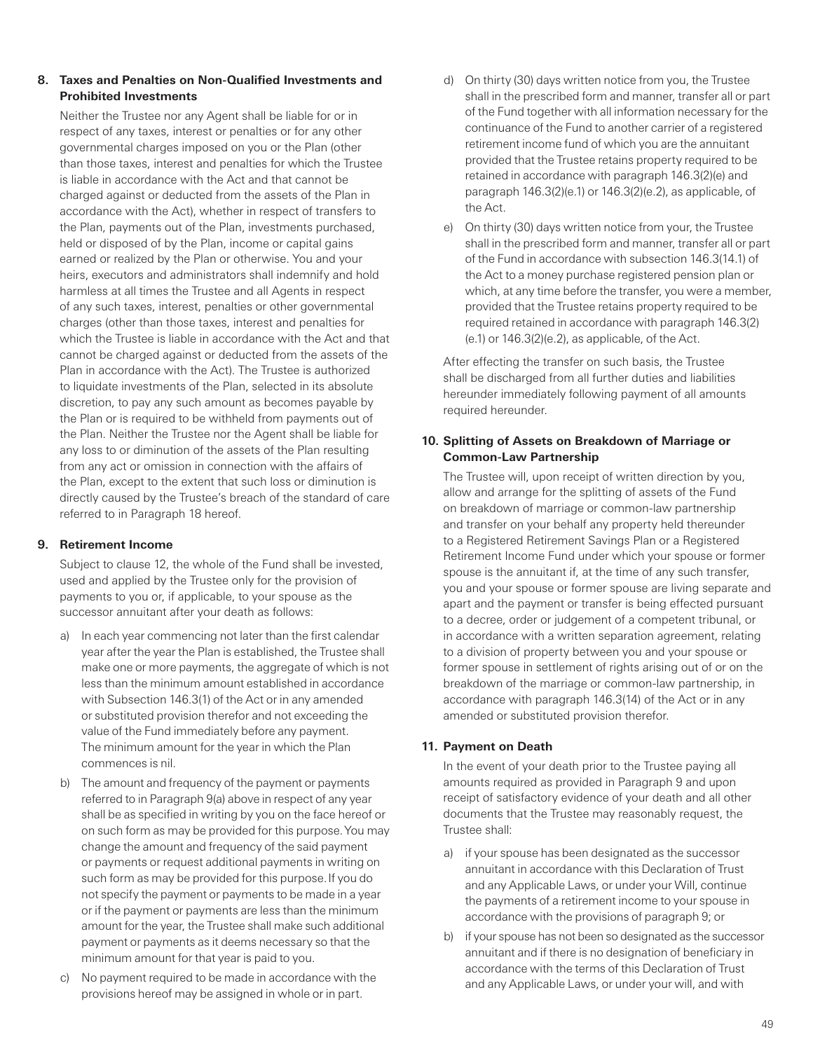**8. Taxes and Penalties on Non-Qualified Investments and Prohibited Investments**

Neither the Trustee nor any Agent shall be liable for or in respect of any taxes, interest or penalties or for any other governmental charges imposed on you or the Plan (other than those taxes, interest and penalties for which the Trustee is liable in accordance with the Act and that cannot be charged against or deducted from the assets of the Plan in accordance with the Act), whether in respect of transfers to the Plan, payments out of the Plan, investments purchased, held or disposed of by the Plan, income or capital gains earned or realized by the Plan or otherwise. You and your heirs, executors and administrators shall indemnify and hold harmless at all times the Trustee and all Agents in respect of any such taxes, interest, penalties or other governmental charges (other than those taxes, interest and penalties for which the Trustee is liable in accordance with the Act and that cannot be charged against or deducted from the assets of the Plan in accordance with the Act). The Trustee is authorized to liquidate investments of the Plan, selected in its absolute discretion, to pay any such amount as becomes payable by the Plan or is required to be withheld from payments out of the Plan. Neither the Trustee nor the Agent shall be liable for any loss to or diminution of the assets of the Plan resulting from any act or omission in connection with the affairs of the Plan, except to the extent that such loss or diminution is directly caused by the Trustee's breach of the standard of care referred to in Paragraph 18 hereof.

**9. Retirement Income**

Subject to clause 12, the whole of the Fund shall be invested, used and applied by the Trustee only for the provision of payments to you or, if applicable, to your spouse as the successor annuitant after your death as follows:

a) In each year commencing not later than the first calendar year after the year the Plan is established, the Trustee shall make one or more payments, the aggregate of which is not less than the minimum amount established in accordance with Subsection 146.3(1) of the Act or in any amended or substituted provision therefor and not exceeding the value of the Fund immediately before any payment. The minimum amount for the year in which the Plan commences is nil.

b) The amount and frequency of the payment or payments referred to in Paragraph 9(a) above in respect of any year shall be as specified in writing by you on the face hereof or on such form as may be provided for this purpose. You may change the amount and frequency of the said payment or payments or request additional payments in writing on such form as may be provided for this purpose. If you do not specify the payment or payments to be made in a year or if the payment or payments are less than the minimum amount for the year, the Trustee shall make such additional payment or payments as it deems necessary so that the minimum amount for that year is paid to you.

c) No payment required to be made in accordance with the provisions hereof may be assigned in whole or in part.

d) On thirty (30) days written notice from you, the Trustee shall in the prescribed form and manner, transfer all or part of the Fund together with all information necessary for the continuance of the Fund to another carrier of a registered retirement income fund of which you are the annuitant provided that the Trustee retains property required to be retained in accordance with paragraph 146.3(2)(e) and paragraph 146.3(2)(e.1) or 146.3(2)(e.2), as applicable, of the Act.

e) On thirty (30) days written notice from your, the Trustee shall in the prescribed form and manner, transfer all or part of the Fund in accordance with subsection 146.3(14.1) of the Act to a money purchase registered pension plan or which, at any time before the transfer, you were a member, provided that the Trustee retains property required to be required retained in accordance with paragraph 146.3(2)(e.1) or 146.3(2)(e.2), as applicable, of the Act.

After effecting the transfer on such basis, the Trustee shall be discharged from all further duties and liabilities hereunder immediately following payment of all amounts required hereunder.

**10. Splitting of Assets on Breakdown of Marriage or Common-Law Partnership**

The Trustee will, upon receipt of written direction by you, allow and arrange for the splitting of assets of the Fund on breakdown of marriage or common-law partnership and transfer on your behalf any property held thereunder to a Registered Retirement Savings Plan or a Registered Retirement Income Fund under which your spouse or former spouse is the annuitant if, at the time of any such transfer, you and your spouse or former spouse are living separate and apart and the payment or transfer is being effected pursuant to a decree, order or judgement of a competent tribunal, or in accordance with a written separation agreement, relating to a division of property between you and your spouse or former spouse in settlement of rights arising out of or on the breakdown of the marriage or common-law partnership, in accordance with paragraph 146.3(14) of the Act or in any amended or substituted provision therefor.

**11. Payment on Death**

In the event of your death prior to the Trustee paying all amounts required as provided in Paragraph 9 and upon receipt of satisfactory evidence of your death and all other documents that the Trustee may reasonably request, the Trustee shall:

a) if your spouse has been designated as the successor annuitant in accordance with this Declaration of Trust and any Applicable Laws, or under your Will, continue the payments of a retirement income to your spouse in accordance with the provisions of paragraph 9; or

b) if your spouse has not been so designated as the successor annuitant and if there is no designation of beneficiary in accordance with the terms of this Declaration of Trust and any Applicable Laws, or under your will, and with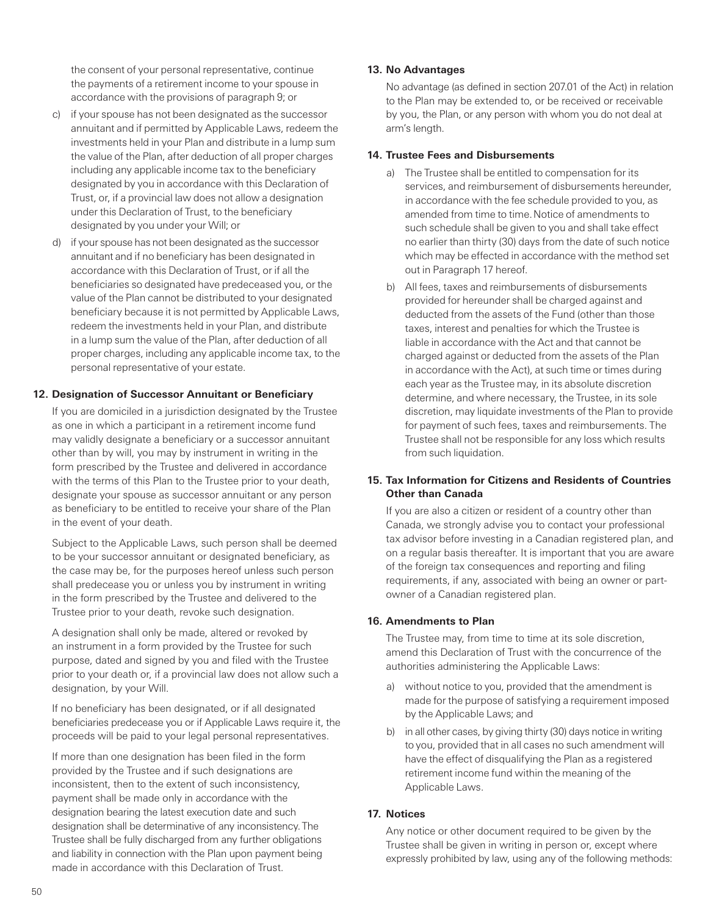the consent of your personal representative, continue the payments of a retirement income to your spouse in accordance with the provisions of paragraph 9; or

c) if your spouse has not been designated as the successor annuitant and if permitted by Applicable Laws, redeem the investments held in your Plan and distribute in a lump sum the value of the Plan, after deduction of all proper charges including any applicable income tax to the beneficiary designated by you in accordance with this Declaration of Trust, or, if a provincial law does not allow a designation under this Declaration of Trust, to the beneficiary designated by you under your Will; or

d) if your spouse has not been designated as the successor annuitant and if no beneficiary has been designated in accordance with this Declaration of Trust, or if all the beneficiaries so designated have predeceased you, or the value of the Plan cannot be distributed to your designated beneficiary because it is not permitted by Applicable Laws, redeem the investments held in your Plan, and distribute in a lump sum the value of the Plan, after deduction of all proper charges, including any applicable income tax, to the personal representative of your estate.

### 12. Designation of Successor Annuitant or Beneficiary

If you are domiciled in a jurisdiction designated by the Trustee as one in which a participant in a retirement income fund may validly designate a beneficiary or a successor annuitant other than by will, you may by instrument in writing in the form prescribed by the Trustee and delivered in accordance with the terms of this Plan to the Trustee prior to your death, designate your spouse as successor annuitant or any person as beneficiary to be entitled to receive your share of the Plan in the event of your death.

Subject to the Applicable Laws, such person shall be deemed to be your successor annuitant or designated beneficiary, as the case may be, for the purposes hereof unless such person shall predecease you or unless you by instrument in writing in the form prescribed by the Trustee and delivered to the Trustee prior to your death, revoke such designation.

A designation shall only be made, altered or revoked by an instrument in a form provided by the Trustee for such purpose, dated and signed by you and filed with the Trustee prior to your death or, if a provincial law does not allow such a designation, by your Will.

If no beneficiary has been designated, or if all designated beneficiaries predecease you or if Applicable Laws require it, the proceeds will be paid to your legal personal representatives.

If more than one designation has been filed in the form provided by the Trustee and if such designations are inconsistent, then to the extent of such inconsistency, payment shall be made only in accordance with the designation bearing the latest execution date and such designation shall be determinative of any inconsistency. The Trustee shall be fully discharged from any further obligations and liability in connection with the Plan upon payment being made in accordance with this Declaration of Trust.

### 13. No Advantages

No advantage (as defined in section 207.01 of the Act) in relation to the Plan may be extended to, or be received or receivable by you, the Plan, or any person with whom you do not deal at arm's length.

### 14. Trustee Fees and Disbursements

a) The Trustee shall be entitled to compensation for its services, and reimbursement of disbursements hereunder, in accordance with the fee schedule provided to you, as amended from time to time. Notice of amendments to such schedule shall be given to you and shall take effect no earlier than thirty (30) days from the date of such notice which may be effected in accordance with the method set out in Paragraph 17 hereof.

b) All fees, taxes and reimbursements of disbursements provided for hereunder shall be charged against and deducted from the assets of the Fund (other than those taxes, interest and penalties for which the Trustee is liable in accordance with the Act and that cannot be charged against or deducted from the assets of the Plan in accordance with the Act), at such time or times during each year as the Trustee may, in its absolute discretion determine, and where necessary, the Trustee, in its sole discretion, may liquidate investments of the Plan to provide for payment of such fees, taxes and reimbursements. The Trustee shall not be responsible for any loss which results from such liquidation.

### 15. Tax Information for Citizens and Residents of Countries Other than Canada

If you are also a citizen or resident of a country other than Canada, we strongly advise you to contact your professional tax advisor before investing in a Canadian registered plan, and on a regular basis thereafter. It is important that you are aware of the foreign tax consequences and reporting and filing requirements, if any, associated with being an owner or part-owner of a Canadian registered plan.

### 16. Amendments to Plan

The Trustee may, from time to time at its sole discretion, amend this Declaration of Trust with the concurrence of the authorities administering the Applicable Laws:

a) without notice to you, provided that the amendment is made for the purpose of satisfying a requirement imposed by the Applicable Laws; and

b) in all other cases, by giving thirty (30) days notice in writing to you, provided that in all cases no such amendment will have the effect of disqualifying the Plan as a registered retirement income fund within the meaning of the Applicable Laws.

### 17. Notices

Any notice or other document required to be given by the Trustee shall be given in writing in person or, except where expressly prohibited by law, using any of the following methods: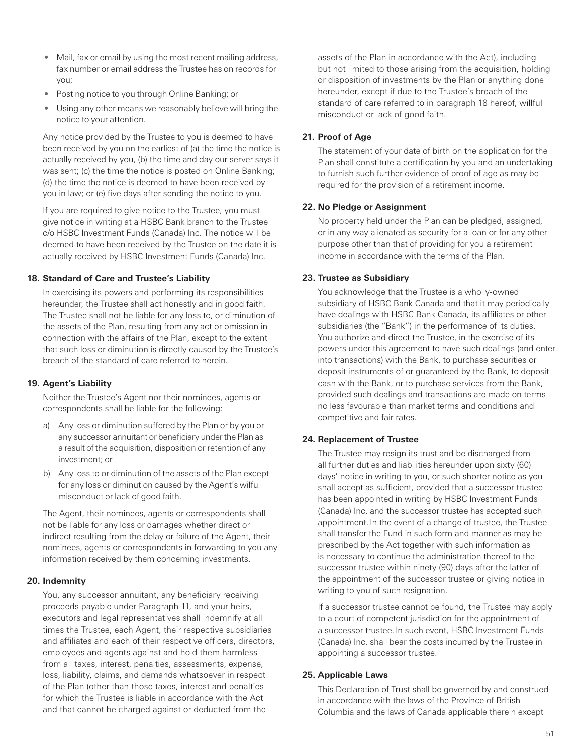- Mail, fax or email by using the most recent mailing address, fax number or email address the Trustee has on records for you;
- Posting notice to you through Online Banking; or
- Using any other means we reasonably believe will bring the notice to your attention.

Any notice provided by the Trustee to you is deemed to have been received by you on the earliest of (a) the time the notice is actually received by you, (b) the time and day our server says it was sent; (c) the time the notice is posted on Online Banking; (d) the time the notice is deemed to have been received by you in law; or (e) five days after sending the notice to you.

If you are required to give notice to the Trustee, you must give notice in writing at a HSBC Bank branch to the Trustee c/o HSBC Investment Funds (Canada) Inc. The notice will be deemed to have been received by the Trustee on the date it is actually received by HSBC Investment Funds (Canada) Inc.

**18. Standard of Care and Trustee's Liability**

In exercising its powers and performing its responsibilities hereunder, the Trustee shall act honestly and in good faith. The Trustee shall not be liable for any loss to, or diminution of the assets of the Plan, resulting from any act or omission in connection with the affairs of the Plan, except to the extent that such loss or diminution is directly caused by the Trustee's breach of the standard of care referred to herein.

**19. Agent's Liability**

Neither the Trustee's Agent nor their nominees, agents or correspondents shall be liable for the following:

a) Any loss or diminution suffered by the Plan or by you or any successor annuitant or beneficiary under the Plan as a result of the acquisition, disposition or retention of any investment; or

b) Any loss to or diminution of the assets of the Plan except for any loss or diminution caused by the Agent's wilful misconduct or lack of good faith.

The Agent, their nominees, agents or correspondents shall not be liable for any loss or damages whether direct or indirect resulting from the delay or failure of the Agent, their nominees, agents or correspondents in forwarding to you any information received by them concerning investments.

**20. Indemnity**

You, any successor annuitant, any beneficiary receiving proceeds payable under Paragraph 11, and your heirs, executors and legal representatives shall indemnify at all times the Trustee, each Agent, their respective subsidiaries and affiliates and each of their respective officers, directors, employees and agents against and hold them harmless from all taxes, interest, penalties, assessments, expense, loss, liability, claims, and demands whatsoever in respect of the Plan (other than those taxes, interest and penalties for which the Trustee is liable in accordance with the Act and that cannot be charged against or deducted from the assets of the Plan in accordance with the Act), including but not limited to those arising from the acquisition, holding or disposition of investments by the Plan or anything done hereunder, except if due to the Trustee's breach of the standard of care referred to in paragraph 18 hereof, willful misconduct or lack of good faith.

**21. Proof of Age**

The statement of your date of birth on the application for the Plan shall constitute a certification by you and an undertaking to furnish such further evidence of proof of age as may be required for the provision of a retirement income.

**22. No Pledge or Assignment**

No property held under the Plan can be pledged, assigned, or in any way alienated as security for a loan or for any other purpose other than that of providing for you a retirement income in accordance with the terms of the Plan.

**23. Trustee as Subsidiary**

You acknowledge that the Trustee is a wholly-owned subsidiary of HSBC Bank Canada and that it may periodically have dealings with HSBC Bank Canada, its affiliates or other subsidiaries (the "Bank") in the performance of its duties. You authorize and direct the Trustee, in the exercise of its powers under this agreement to have such dealings (and enter into transactions) with the Bank, to purchase securities or deposit instruments of or guaranteed by the Bank, to deposit cash with the Bank, or to purchase services from the Bank, provided such dealings and transactions are made on terms no less favourable than market terms and conditions and competitive and fair rates.

**24. Replacement of Trustee**

The Trustee may resign its trust and be discharged from all further duties and liabilities hereunder upon sixty (60) days' notice in writing to you, or such shorter notice as you shall accept as sufficient, provided that a successor trustee has been appointed in writing by HSBC Investment Funds (Canada) Inc. and the successor trustee has accepted such appointment. In the event of a change of trustee, the Trustee shall transfer the Fund in such form and manner as may be prescribed by the Act together with such information as is necessary to continue the administration thereof to the successor trustee within ninety (90) days after the latter of the appointment of the successor trustee or giving notice in writing to you of such resignation.

If a successor trustee cannot be found, the Trustee may apply to a court of competent jurisdiction for the appointment of a successor trustee. In such event, HSBC Investment Funds (Canada) Inc. shall bear the costs incurred by the Trustee in appointing a successor trustee.

**25. Applicable Laws**

This Declaration of Trust shall be governed by and construed in accordance with the laws of the Province of British Columbia and the laws of Canada applicable therein except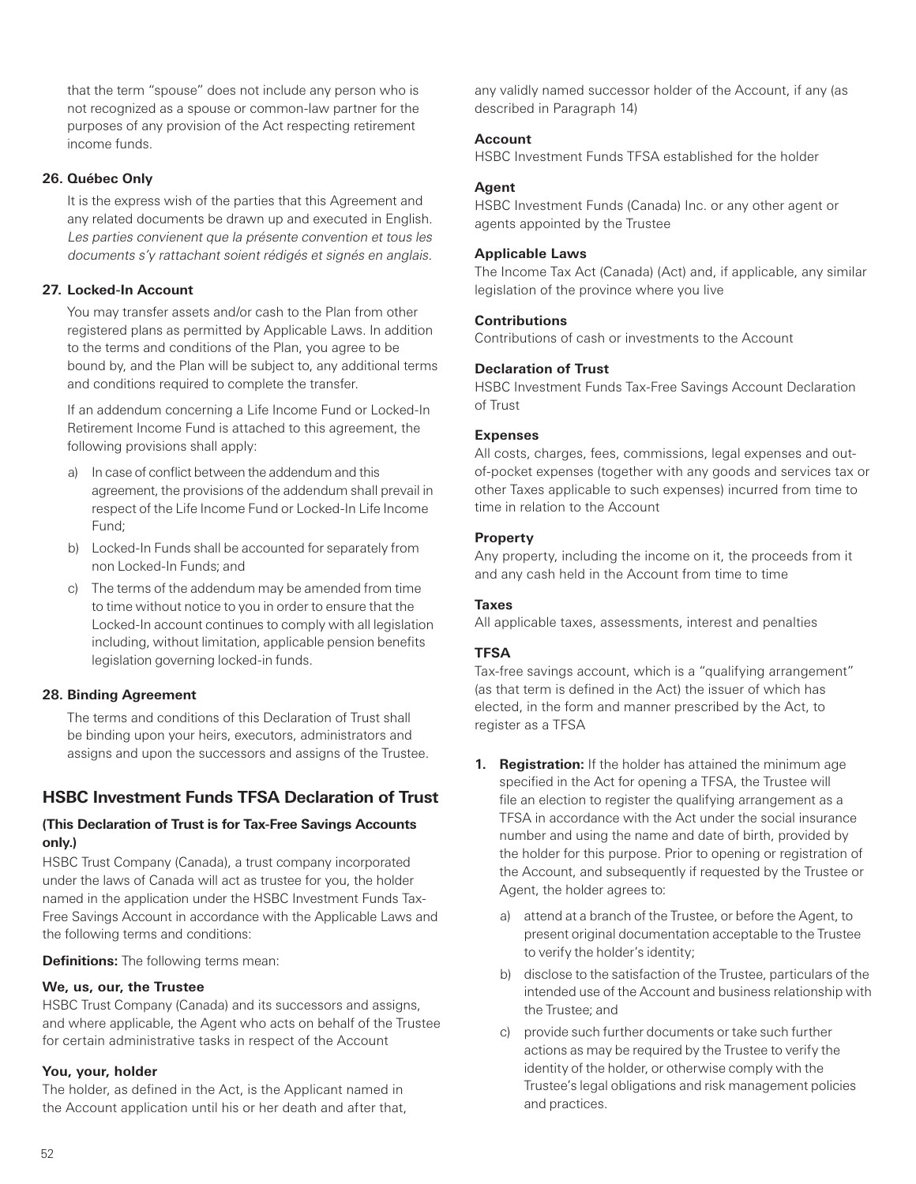that the term "spouse" does not include any person who is not recognized as a spouse or common-law partner for the purposes of any provision of the Act respecting retirement income funds.

**26. Québec Only**

It is the express wish of the parties that this Agreement and any related documents be drawn up and executed in English. *Les parties convienent que la présente convention et tous les documents s'y rattachant soient rédigés et signés en anglais.*

**27. Locked-In Account**

You may transfer assets and/or cash to the Plan from other registered plans as permitted by Applicable Laws. In addition to the terms and conditions of the Plan, you agree to be bound by, and the Plan will be subject to, any additional terms and conditions required to complete the transfer.

If an addendum concerning a Life Income Fund or Locked-In Retirement Income Fund is attached to this agreement, the following provisions shall apply:

a) In case of conflict between the addendum and this agreement, the provisions of the addendum shall prevail in respect of the Life Income Fund or Locked-In Life Income Fund;

b) Locked-In Funds shall be accounted for separately from non Locked-In Funds; and

c) The terms of the addendum may be amended from time to time without notice to you in order to ensure that the Locked-In account continues to comply with all legislation including, without limitation, applicable pension benefits legislation governing locked-in funds.

**28. Binding Agreement**

The terms and conditions of this Declaration of Trust shall be binding upon your heirs, executors, administrators and assigns and upon the successors and assigns of the Trustee.

## HSBC Investment Funds TFSA Declaration of Trust

**(This Declaration of Trust is for Tax-Free Savings Accounts only.)**

HSBC Trust Company (Canada), a trust company incorporated under the laws of Canada will act as trustee for you, the holder named in the application under the HSBC Investment Funds Tax-Free Savings Account in accordance with the Applicable Laws and the following terms and conditions:

**Definitions:** The following terms mean:

**We, us, our, the Trustee**
HSBC Trust Company (Canada) and its successors and assigns, and where applicable, the Agent who acts on behalf of the Trustee for certain administrative tasks in respect of the Account

**You, your, holder**
The holder, as defined in the Act, is the Applicant named in the Account application until his or her death and after that, any validly named successor holder of the Account, if any (as described in Paragraph 14)

**Account**
HSBC Investment Funds TFSA established for the holder

**Agent**
HSBC Investment Funds (Canada) Inc. or any other agent or agents appointed by the Trustee

**Applicable Laws**
The Income Tax Act (Canada) (Act) and, if applicable, any similar legislation of the province where you live

**Contributions**
Contributions of cash or investments to the Account

**Declaration of Trust**
HSBC Investment Funds Tax-Free Savings Account Declaration of Trust

**Expenses**
All costs, charges, fees, commissions, legal expenses and out-of-pocket expenses (together with any goods and services tax or other Taxes applicable to such expenses) incurred from time to time in relation to the Account

**Property**
Any property, including the income on it, the proceeds from it and any cash held in the Account from time to time

**Taxes**
All applicable taxes, assessments, interest and penalties

**TFSA**
Tax-free savings account, which is a "qualifying arrangement" (as that term is defined in the Act) the issuer of which has elected, in the form and manner prescribed by the Act, to register as a TFSA

1. **Registration:** If the holder has attained the minimum age specified in the Act for opening a TFSA, the Trustee will file an election to register the qualifying arrangement as a TFSA in accordance with the Act under the social insurance number and using the name and date of birth, provided by the holder for this purpose. Prior to opening or registration of the Account, and subsequently if requested by the Trustee or Agent, the holder agrees to:

   a) attend at a branch of the Trustee, or before the Agent, to present original documentation acceptable to the Trustee to verify the holder's identity;

   b) disclose to the satisfaction of the Trustee, particulars of the intended use of the Account and business relationship with the Trustee; and

   c) provide such further documents or take such further actions as may be required by the Trustee to verify the identity of the holder, or otherwise comply with the Trustee's legal obligations and risk management policies and practices.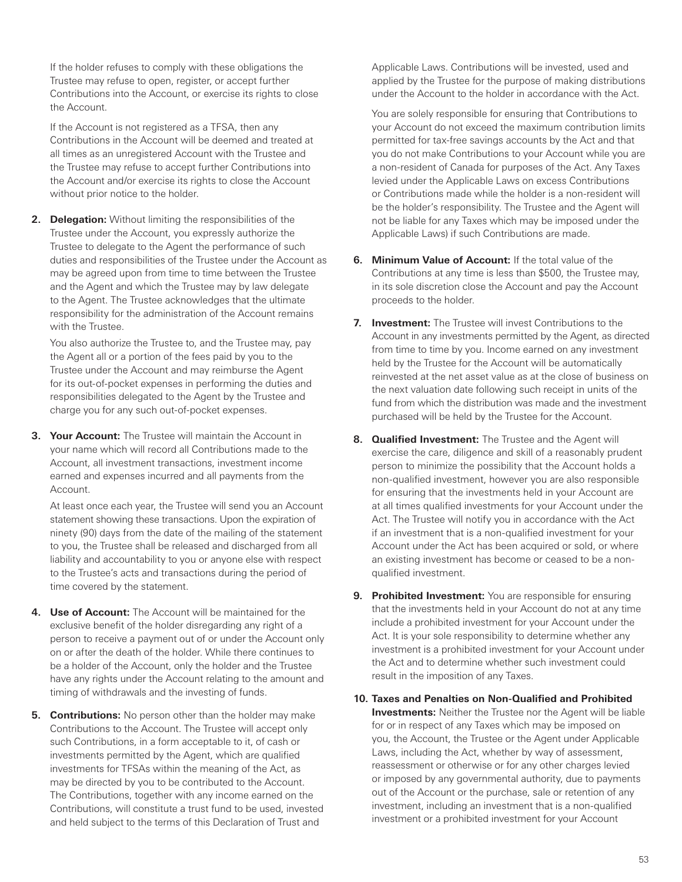If the holder refuses to comply with these obligations the Trustee may refuse to open, register, or accept further Contributions into the Account, or exercise its rights to close the Account.

If the Account is not registered as a TFSA, then any Contributions in the Account will be deemed and treated at all times as an unregistered Account with the Trustee and the Trustee may refuse to accept further Contributions into the Account and/or exercise its rights to close the Account without prior notice to the holder.

2. **Delegation:** Without limiting the responsibilities of the Trustee under the Account, you expressly authorize the Trustee to delegate to the Agent the performance of such duties and responsibilities of the Trustee under the Account as may be agreed upon from time to time between the Trustee and the Agent and which the Trustee may by law delegate to the Agent. The Trustee acknowledges that the ultimate responsibility for the administration of the Account remains with the Trustee.

   You also authorize the Trustee to, and the Trustee may, pay the Agent all or a portion of the fees paid by you to the Trustee under the Account and may reimburse the Agent for its out-of-pocket expenses in performing the duties and responsibilities delegated to the Agent by the Trustee and charge you for any such out-of-pocket expenses.

3. **Your Account:** The Trustee will maintain the Account in your name which will record all Contributions made to the Account, all investment transactions, investment income earned and expenses incurred and all payments from the Account.

   At least once each year, the Trustee will send you an Account statement showing these transactions. Upon the expiration of ninety (90) days from the date of the mailing of the statement to you, the Trustee shall be released and discharged from all liability and accountability to you or anyone else with respect to the Trustee's acts and transactions during the period of time covered by the statement.

4. **Use of Account:** The Account will be maintained for the exclusive benefit of the holder disregarding any right of a person to receive a payment out of or under the Account only on or after the death of the holder. While there continues to be a holder of the Account, only the holder and the Trustee have any rights under the Account relating to the amount and timing of withdrawals and the investing of funds.

5. **Contributions:** No person other than the holder may make Contributions to the Account. The Trustee will accept only such Contributions, in a form acceptable to it, of cash or investments permitted by the Agent, which are qualified investments for TFSAs within the meaning of the Act, as may be directed by you to be contributed to the Account. The Contributions, together with any income earned on the Contributions, will constitute a trust fund to be used, invested and held subject to the terms of this Declaration of Trust and Applicable Laws. Contributions will be invested, used and applied by the Trustee for the purpose of making distributions under the Account to the holder in accordance with the Act.

   You are solely responsible for ensuring that Contributions to your Account do not exceed the maximum contribution limits permitted for tax-free savings accounts by the Act and that you do not make Contributions to your Account while you are a non-resident of Canada for purposes of the Act. Any Taxes levied under the Applicable Laws on excess Contributions or Contributions made while the holder is a non-resident will be the holder's responsibility. The Trustee and the Agent will not be liable for any Taxes which may be imposed under the Applicable Laws) if such Contributions are made.

6. **Minimum Value of Account:** If the total value of the Contributions at any time is less than $500, the Trustee may, in its sole discretion close the Account and pay the Account proceeds to the holder.

7. **Investment:** The Trustee will invest Contributions to the Account in any investments permitted by the Agent, as directed from time to time by you. Income earned on any investment held by the Trustee for the Account will be automatically reinvested at the net asset value as at the close of business on the next valuation date following such receipt in units of the fund from which the distribution was made and the investment purchased will be held by the Trustee for the Account.

8. **Qualified Investment:** The Trustee and the Agent will exercise the care, diligence and skill of a reasonably prudent person to minimize the possibility that the Account holds a non-qualified investment, however you are also responsible for ensuring that the investments held in your Account are at all times qualified investments for your Account under the Act. The Trustee will notify you in accordance with the Act if an investment that is a non-qualified investment for your Account under the Act has been acquired or sold, or where an existing investment has become or ceased to be a non-qualified investment.

9. **Prohibited Investment:** You are responsible for ensuring that the investments held in your Account do not at any time include a prohibited investment for your Account under the Act. It is your sole responsibility to determine whether any investment is a prohibited investment for your Account under the Act and to determine whether such investment could result in the imposition of any Taxes.

10. **Taxes and Penalties on Non-Qualified and Prohibited Investments:** Neither the Trustee nor the Agent will be liable for or in respect of any Taxes which may be imposed on you, the Account, the Trustee or the Agent under Applicable Laws, including the Act, whether by way of assessment, reassessment or otherwise or for any other charges levied or imposed by any governmental authority, due to payments out of the Account or the purchase, sale or retention of any investment, including an investment that is a non-qualified investment or a prohibited investment for your Account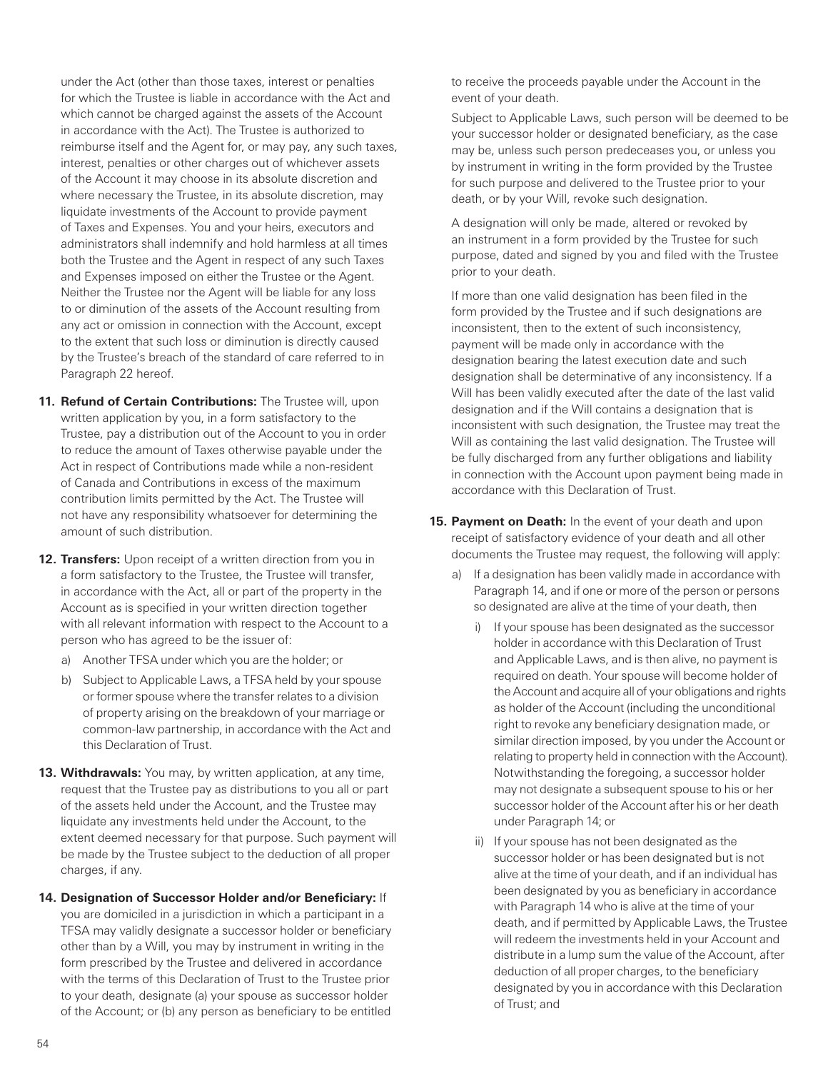under the Act (other than those taxes, interest or penalties for which the Trustee is liable in accordance with the Act and which cannot be charged against the assets of the Account in accordance with the Act). The Trustee is authorized to reimburse itself and the Agent for, or may pay, any such taxes, interest, penalties or other charges out of whichever assets of the Account it may choose in its absolute discretion and where necessary the Trustee, in its absolute discretion, may liquidate investments of the Account to provide payment of Taxes and Expenses. You and your heirs, executors and administrators shall indemnify and hold harmless at all times both the Trustee and the Agent in respect of any such Taxes and Expenses imposed on either the Trustee or the Agent. Neither the Trustee nor the Agent will be liable for any loss to or diminution of the assets of the Account resulting from any act or omission in connection with the Account, except to the extent that such loss or diminution is directly caused by the Trustee's breach of the standard of care referred to in Paragraph 22 hereof.

**11. Refund of Certain Contributions:** The Trustee will, upon written application by you, in a form satisfactory to the Trustee, pay a distribution out of the Account to you in order to reduce the amount of Taxes otherwise payable under the Act in respect of Contributions made while a non-resident of Canada and Contributions in excess of the maximum contribution limits permitted by the Act. The Trustee will not have any responsibility whatsoever for determining the amount of such distribution.

**12. Transfers:** Upon receipt of a written direction from you in a form satisfactory to the Trustee, the Trustee will transfer, in accordance with the Act, all or part of the property in the Account as is specified in your written direction together with all relevant information with respect to the Account to a person who has agreed to be the issuer of:

a) Another TFSA under which you are the holder; or

b) Subject to Applicable Laws, a TFSA held by your spouse or former spouse where the transfer relates to a division of property arising on the breakdown of your marriage or common-law partnership, in accordance with the Act and this Declaration of Trust.

**13. Withdrawals:** You may, by written application, at any time, request that the Trustee pay as distributions to you all or part of the assets held under the Account, and the Trustee may liquidate any investments held under the Account, to the extent deemed necessary for that purpose. Such payment will be made by the Trustee subject to the deduction of all proper charges, if any.

**14. Designation of Successor Holder and/or Beneficiary:** If you are domiciled in a jurisdiction in which a participant in a TFSA may validly designate a successor holder or beneficiary other than by a Will, you may by instrument in writing in the form prescribed by the Trustee and delivered in accordance with the terms of this Declaration of Trust to the Trustee prior to your death, designate (a) your spouse as successor holder of the Account; or (b) any person as beneficiary to be entitled to receive the proceeds payable under the Account in the event of your death.

Subject to Applicable Laws, such person will be deemed to be your successor holder or designated beneficiary, as the case may be, unless such person predeceases you, or unless you by instrument in writing in the form provided by the Trustee for such purpose and delivered to the Trustee prior to your death, or by your Will, revoke such designation.

A designation will only be made, altered or revoked by an instrument in a form provided by the Trustee for such purpose, dated and signed by you and filed with the Trustee prior to your death.

If more than one valid designation has been filed in the form provided by the Trustee and if such designations are inconsistent, then to the extent of such inconsistency, payment will be made only in accordance with the designation bearing the latest execution date and such designation shall be determinative of any inconsistency. If a Will has been validly executed after the date of the last valid designation and if the Will contains a designation that is inconsistent with such designation, the Trustee may treat the Will as containing the last valid designation. The Trustee will be fully discharged from any further obligations and liability in connection with the Account upon payment being made in accordance with this Declaration of Trust.

**15. Payment on Death:** In the event of your death and upon receipt of satisfactory evidence of your death and all other documents the Trustee may request, the following will apply:

a) If a designation has been validly made in accordance with Paragraph 14, and if one or more of the person or persons so designated are alive at the time of your death, then

i) If your spouse has been designated as the successor holder in accordance with this Declaration of Trust and Applicable Laws, and is then alive, no payment is required on death. Your spouse will become holder of the Account and acquire all of your obligations and rights as holder of the Account (including the unconditional right to revoke any beneficiary designation made, or similar direction imposed, by you under the Account or relating to property held in connection with the Account). Notwithstanding the foregoing, a successor holder may not designate a subsequent spouse to his or her successor holder of the Account after his or her death under Paragraph 14; or

ii) If your spouse has not been designated as the successor holder or has been designated but is not alive at the time of your death, and if an individual has been designated by you as beneficiary in accordance with Paragraph 14 who is alive at the time of your death, and if permitted by Applicable Laws, the Trustee will redeem the investments held in your Account and distribute in a lump sum the value of the Account, after deduction of all proper charges, to the beneficiary designated by you in accordance with this Declaration of Trust; and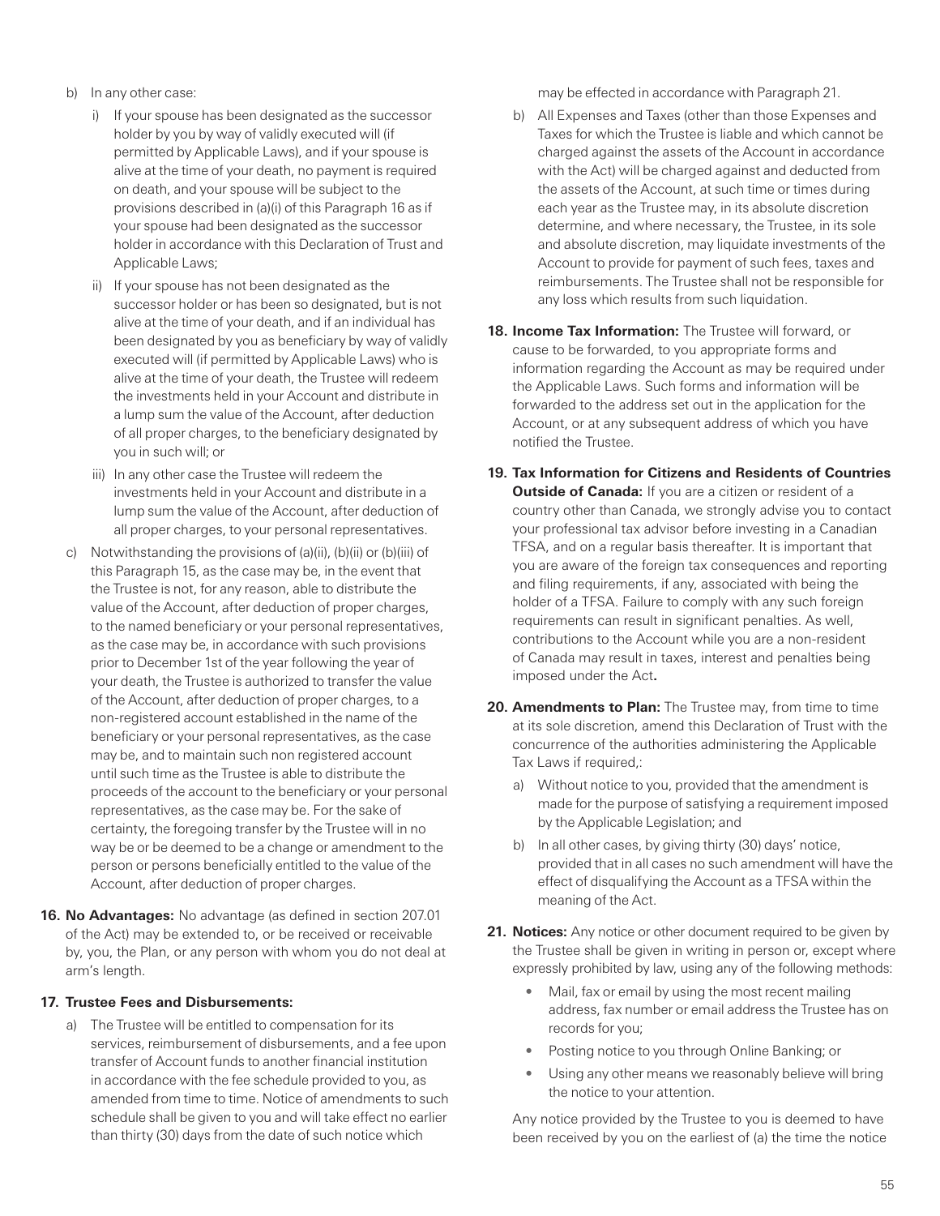b) In any other case:

   i) If your spouse has been designated as the successor holder by you by way of validly executed will (if permitted by Applicable Laws), and if your spouse is alive at the time of your death, no payment is required on death, and your spouse will be subject to the provisions described in (a)(i) of this Paragraph 16 as if your spouse had been designated as the successor holder in accordance with this Declaration of Trust and Applicable Laws;

   ii) If your spouse has not been designated as the successor holder or has been so designated, but is not alive at the time of your death, and if an individual has been designated by you as beneficiary by way of validly executed will (if permitted by Applicable Laws) who is alive at the time of your death, the Trustee will redeem the investments held in your Account and distribute in a lump sum the value of the Account, after deduction of all proper charges, to the beneficiary designated by you in such will; or

   iii) In any other case the Trustee will redeem the investments held in your Account and distribute in a lump sum the value of the Account, after deduction of all proper charges, to your personal representatives.

c) Notwithstanding the provisions of (a)(ii), (b)(ii) or (b)(iii) of this Paragraph 15, as the case may be, in the event that the Trustee is not, for any reason, able to distribute the value of the Account, after deduction of proper charges, to the named beneficiary or your personal representatives, as the case may be, in accordance with such provisions prior to December 1st of the year following the year of your death, the Trustee is authorized to transfer the value of the Account, after deduction of proper charges, to a non-registered account established in the name of the beneficiary or your personal representatives, as the case may be, and to maintain such non registered account until such time as the Trustee is able to distribute the proceeds of the account to the beneficiary or your personal representatives, as the case may be. For the sake of certainty, the foregoing transfer by the Trustee will in no way be or be deemed to be a change or amendment to the person or persons beneficially entitled to the value of the Account, after deduction of proper charges.

**16. No Advantages:** No advantage (as defined in section 207.01 of the Act) may be extended to, or be received or receivable by, you, the Plan, or any person with whom you do not deal at arm's length.

**17. Trustee Fees and Disbursements:**

a) The Trustee will be entitled to compensation for its services, reimbursement of disbursements, and a fee upon transfer of Account funds to another financial institution in accordance with the fee schedule provided to you, as amended from time to time. Notice of amendments to such schedule shall be given to you and will take effect no earlier than thirty (30) days from the date of such notice which may be effected in accordance with Paragraph 21.

b) All Expenses and Taxes (other than those Expenses and Taxes for which the Trustee is liable and which cannot be charged against the assets of the Account in accordance with the Act) will be charged against and deducted from the assets of the Account, at such time or times during each year as the Trustee may, in its absolute discretion determine, and where necessary, the Trustee, in its sole and absolute discretion, may liquidate investments of the Account to provide for payment of such fees, taxes and reimbursements. The Trustee shall not be responsible for any loss which results from such liquidation.

**18. Income Tax Information:** The Trustee will forward, or cause to be forwarded, to you appropriate forms and information regarding the Account as may be required under the Applicable Laws. Such forms and information will be forwarded to the address set out in the application for the Account, or at any subsequent address of which you have notified the Trustee.

**19. Tax Information for Citizens and Residents of Countries Outside of Canada:** If you are a citizen or resident of a country other than Canada, we strongly advise you to contact your professional tax advisor before investing in a Canadian TFSA, and on a regular basis thereafter. It is important that you are aware of the foreign tax consequences and reporting and filing requirements, if any, associated with being the holder of a TFSA. Failure to comply with any such foreign requirements can result in significant penalties. As well, contributions to the Account while you are a non-resident of Canada may result in taxes, interest and penalties being imposed under the Act**.**

**20. Amendments to Plan:** The Trustee may, from time to time at its sole discretion, amend this Declaration of Trust with the concurrence of the authorities administering the Applicable Tax Laws if required,:

a) Without notice to you, provided that the amendment is made for the purpose of satisfying a requirement imposed by the Applicable Legislation; and

b) In all other cases, by giving thirty (30) days' notice, provided that in all cases no such amendment will have the effect of disqualifying the Account as a TFSA within the meaning of the Act.

**21. Notices:** Any notice or other document required to be given by the Trustee shall be given in writing in person or, except where expressly prohibited by law, using any of the following methods:

- Mail, fax or email by using the most recent mailing address, fax number or email address the Trustee has on records for you;
- Posting notice to you through Online Banking; or
- Using any other means we reasonably believe will bring the notice to your attention.

Any notice provided by the Trustee to you is deemed to have been received by you on the earliest of (a) the time the notice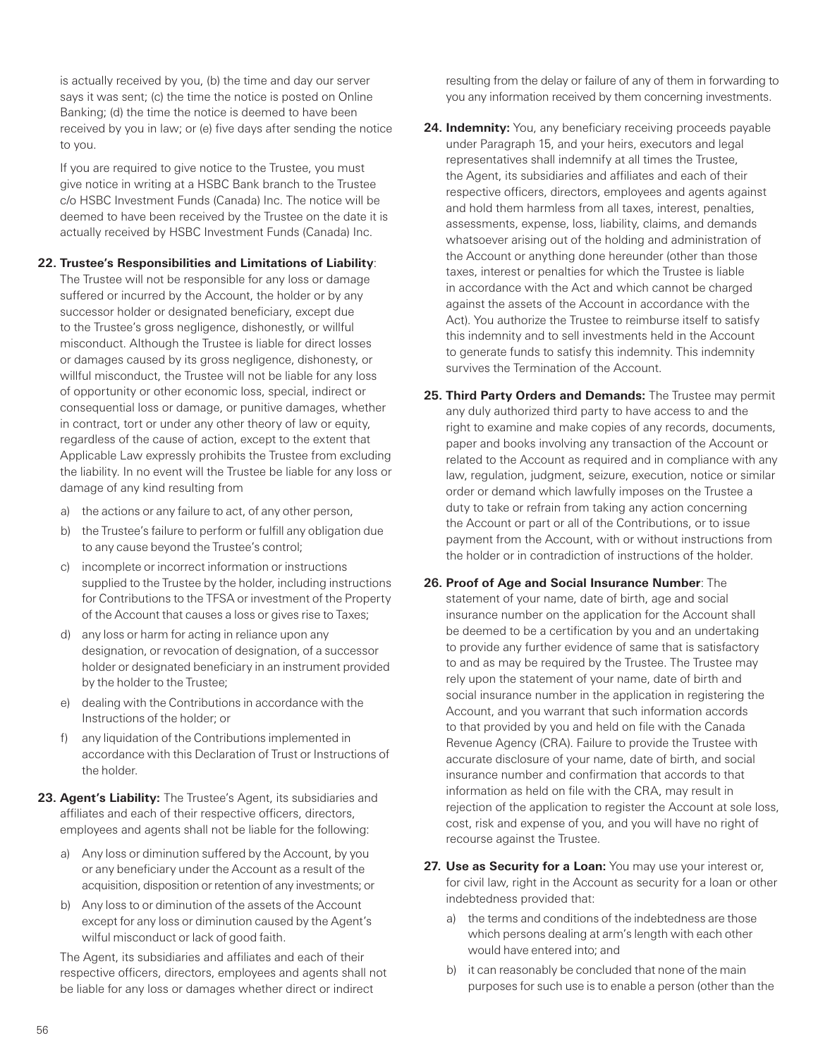is actually received by you, (b) the time and day our server says it was sent; (c) the time the notice is posted on Online Banking; (d) the time the notice is deemed to have been received by you in law; or (e) five days after sending the notice to you.

If you are required to give notice to the Trustee, you must give notice in writing at a HSBC Bank branch to the Trustee c/o HSBC Investment Funds (Canada) Inc. The notice will be deemed to have been received by the Trustee on the date it is actually received by HSBC Investment Funds (Canada) Inc.

**22. Trustee's Responsibilities and Limitations of Liability**: The Trustee will not be responsible for any loss or damage suffered or incurred by the Account, the holder or by any successor holder or designated beneficiary, except due to the Trustee's gross negligence, dishonestly, or willful misconduct. Although the Trustee is liable for direct losses or damages caused by its gross negligence, dishonesty, or willful misconduct, the Trustee will not be liable for any loss of opportunity or other economic loss, special, indirect or consequential loss or damage, or punitive damages, whether in contract, tort or under any other theory of law or equity, regardless of the cause of action, except to the extent that Applicable Law expressly prohibits the Trustee from excluding the liability. In no event will the Trustee be liable for any loss or damage of any kind resulting from

a) the actions or any failure to act, of any other person,
b) the Trustee's failure to perform or fulfill any obligation due to any cause beyond the Trustee's control;
c) incomplete or incorrect information or instructions supplied to the Trustee by the holder, including instructions for Contributions to the TFSA or investment of the Property of the Account that causes a loss or gives rise to Taxes;
d) any loss or harm for acting in reliance upon any designation, or revocation of designation, of a successor holder or designated beneficiary in an instrument provided by the holder to the Trustee;
e) dealing with the Contributions in accordance with the Instructions of the holder; or
f) any liquidation of the Contributions implemented in accordance with this Declaration of Trust or Instructions of the holder.

**23. Agent's Liability:** The Trustee's Agent, its subsidiaries and affiliates and each of their respective officers, directors, employees and agents shall not be liable for the following:

a) Any loss or diminution suffered by the Account, by you or any beneficiary under the Account as a result of the acquisition, disposition or retention of any investments; or
b) Any loss to or diminution of the assets of the Account except for any loss or diminution caused by the Agent's wilful misconduct or lack of good faith.

The Agent, its subsidiaries and affiliates and each of their respective officers, directors, employees and agents shall not be liable for any loss or damages whether direct or indirect resulting from the delay or failure of any of them in forwarding to you any information received by them concerning investments.

**24. Indemnity:** You, any beneficiary receiving proceeds payable under Paragraph 15, and your heirs, executors and legal representatives shall indemnify at all times the Trustee, the Agent, its subsidiaries and affiliates and each of their respective officers, directors, employees and agents against and hold them harmless from all taxes, interest, penalties, assessments, expense, loss, liability, claims, and demands whatsoever arising out of the holding and administration of the Account or anything done hereunder (other than those taxes, interest or penalties for which the Trustee is liable in accordance with the Act and which cannot be charged against the assets of the Account in accordance with the Act). You authorize the Trustee to reimburse itself to satisfy this indemnity and to sell investments held in the Account to generate funds to satisfy this indemnity. This indemnity survives the Termination of the Account.

**25. Third Party Orders and Demands:** The Trustee may permit any duly authorized third party to have access to and the right to examine and make copies of any records, documents, paper and books involving any transaction of the Account or related to the Account as required and in compliance with any law, regulation, judgment, seizure, execution, notice or similar order or demand which lawfully imposes on the Trustee a duty to take or refrain from taking any action concerning the Account or part or all of the Contributions, or to issue payment from the Account, with or without instructions from the holder or in contradiction of instructions of the holder.

**26. Proof of Age and Social Insurance Number**: The statement of your name, date of birth, age and social insurance number on the application for the Account shall be deemed to be a certification by you and an undertaking to provide any further evidence of same that is satisfactory to and as may be required by the Trustee. The Trustee may rely upon the statement of your name, date of birth and social insurance number in the application in registering the Account, and you warrant that such information accords to that provided by you and held on file with the Canada Revenue Agency (CRA). Failure to provide the Trustee with accurate disclosure of your name, date of birth, and social insurance number and confirmation that accords to that information as held on file with the CRA, may result in rejection of the application to register the Account at sole loss, cost, risk and expense of you, and you will have no right of recourse against the Trustee.

**27. Use as Security for a Loan:** You may use your interest or, for civil law, right in the Account as security for a loan or other indebtedness provided that:

a) the terms and conditions of the indebtedness are those which persons dealing at arm's length with each other would have entered into; and
b) it can reasonably be concluded that none of the main purposes for such use is to enable a person (other than the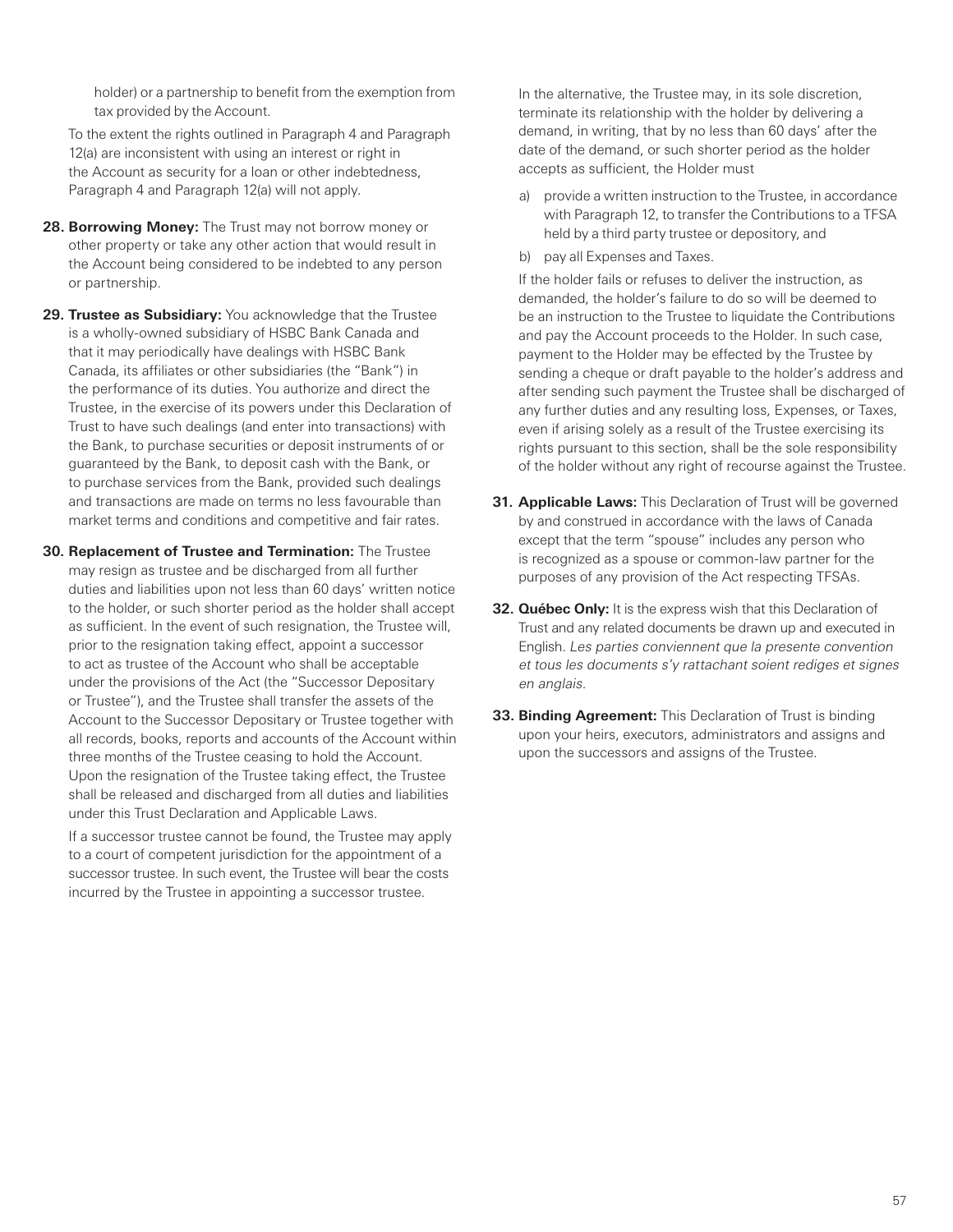holder) or a partnership to benefit from the exemption from tax provided by the Account.

To the extent the rights outlined in Paragraph 4 and Paragraph 12(a) are inconsistent with using an interest or right in the Account as security for a loan or other indebtedness, Paragraph 4 and Paragraph 12(a) will not apply.

**28. Borrowing Money:** The Trust may not borrow money or other property or take any other action that would result in the Account being considered to be indebted to any person or partnership.

**29. Trustee as Subsidiary:** You acknowledge that the Trustee is a wholly-owned subsidiary of HSBC Bank Canada and that it may periodically have dealings with HSBC Bank Canada, its affiliates or other subsidiaries (the "Bank") in the performance of its duties. You authorize and direct the Trustee, in the exercise of its powers under this Declaration of Trust to have such dealings (and enter into transactions) with the Bank, to purchase securities or deposit instruments of or guaranteed by the Bank, to deposit cash with the Bank, or to purchase services from the Bank, provided such dealings and transactions are made on terms no less favourable than market terms and conditions and competitive and fair rates.

**30. Replacement of Trustee and Termination:** The Trustee may resign as trustee and be discharged from all further duties and liabilities upon not less than 60 days' written notice to the holder, or such shorter period as the holder shall accept as sufficient. In the event of such resignation, the Trustee will, prior to the resignation taking effect, appoint a successor to act as trustee of the Account who shall be acceptable under the provisions of the Act (the "Successor Depositary or Trustee"), and the Trustee shall transfer the assets of the Account to the Successor Depositary or Trustee together with all records, books, reports and accounts of the Account within three months of the Trustee ceasing to hold the Account. Upon the resignation of the Trustee taking effect, the Trustee shall be released and discharged from all duties and liabilities under this Trust Declaration and Applicable Laws.

If a successor trustee cannot be found, the Trustee may apply to a court of competent jurisdiction for the appointment of a successor trustee. In such event, the Trustee will bear the costs incurred by the Trustee in appointing a successor trustee.

In the alternative, the Trustee may, in its sole discretion, terminate its relationship with the holder by delivering a demand, in writing, that by no less than 60 days' after the date of the demand, or such shorter period as the holder accepts as sufficient, the Holder must

a) provide a written instruction to the Trustee, in accordance with Paragraph 12, to transfer the Contributions to a TFSA held by a third party trustee or depository, and
b) pay all Expenses and Taxes.

If the holder fails or refuses to deliver the instruction, as demanded, the holder's failure to do so will be deemed to be an instruction to the Trustee to liquidate the Contributions and pay the Account proceeds to the Holder. In such case, payment to the Holder may be effected by the Trustee by sending a cheque or draft payable to the holder's address and after sending such payment the Trustee shall be discharged of any further duties and any resulting loss, Expenses, or Taxes, even if arising solely as a result of the Trustee exercising its rights pursuant to this section, shall be the sole responsibility of the holder without any right of recourse against the Trustee.

**31. Applicable Laws:** This Declaration of Trust will be governed by and construed in accordance with the laws of Canada except that the term "spouse" includes any person who is recognized as a spouse or common-law partner for the purposes of any provision of the Act respecting TFSAs.

**32. Québec Only:** It is the express wish that this Declaration of Trust and any related documents be drawn up and executed in English. *Les parties conviennent que la presente convention et tous les documents s'y rattachant soient rediges et signes en anglais.*

**33. Binding Agreement:** This Declaration of Trust is binding upon your heirs, executors, administrators and assigns and upon the successors and assigns of the Trustee.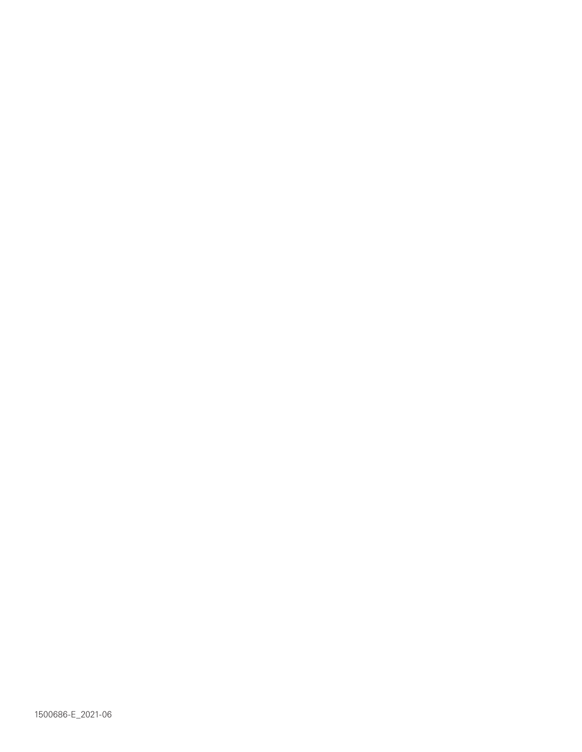1500686-E_2021-06